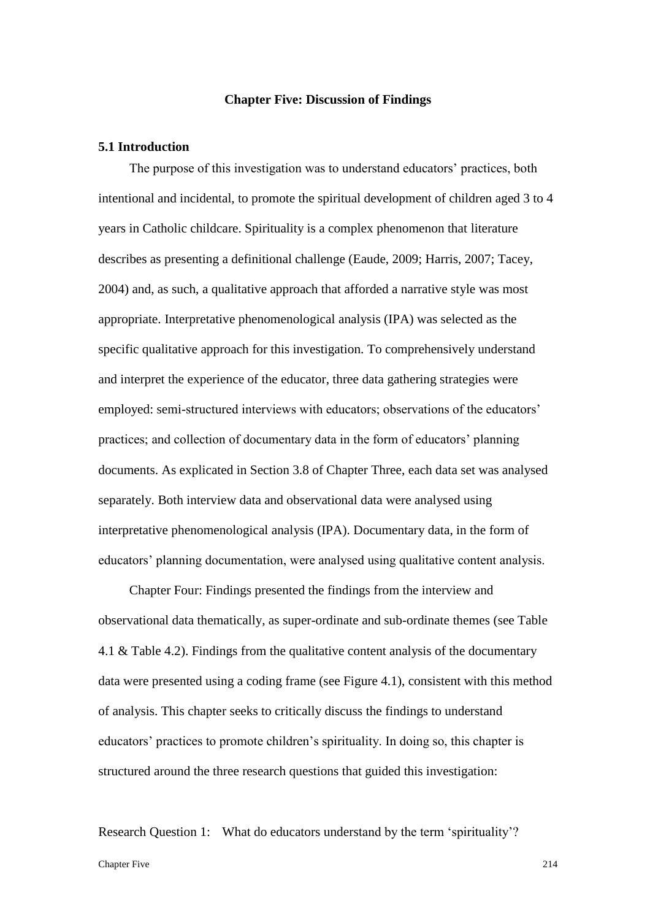# Chapter Five: Discussion of Findings

## 5.1 Introduction

The purpose of this investigation was to understand educators' practices, both intentional and incidental, to promote the spiritual development of children aged 3 to 4 years in Catholic childcare. Spirituality is a complex phenomenon that literature describes as presenting a definitional challenge (Eaude, 2009; Harris, 2007; Tacey, 2004) and, as such, a qualitative approach that afforded a narrative style was most appropriate. Interpretative phenomenological analysis (IPA) was selected as the specific qualitative approach for this investigation. To comprehensively understand and interpret the experience of the educator, three data gathering strategies were employed: semi-structured interviews with educators; observations of the educators' practices; and collection of documentary data in the form of educators' planning documents. As explicated in Section 3.8 of Chapter Three, each data set was analysed separately. Both interview data and observational data were analysed using interpretative phenomenological analysis (IPA). Documentary data, in the form of educators' planning documentation, were analysed using qualitative content analysis.

Chapter Four: Findings presented the findings from the interview and observational data thematically, as super-ordinate and sub-ordinate themes (see Table 4.1 & Table 4.2). Findings from the qualitative content analysis of the documentary data were presented using a coding frame (see Figure 4.1), consistent with this method of analysis. This chapter seeks to critically discuss the findings to understand educators' practices to promote children's spirituality. In doing so, this chapter is structured around the three research questions that guided this investigation:

Research Question 1: What do educators understand by the term 'spirituality'?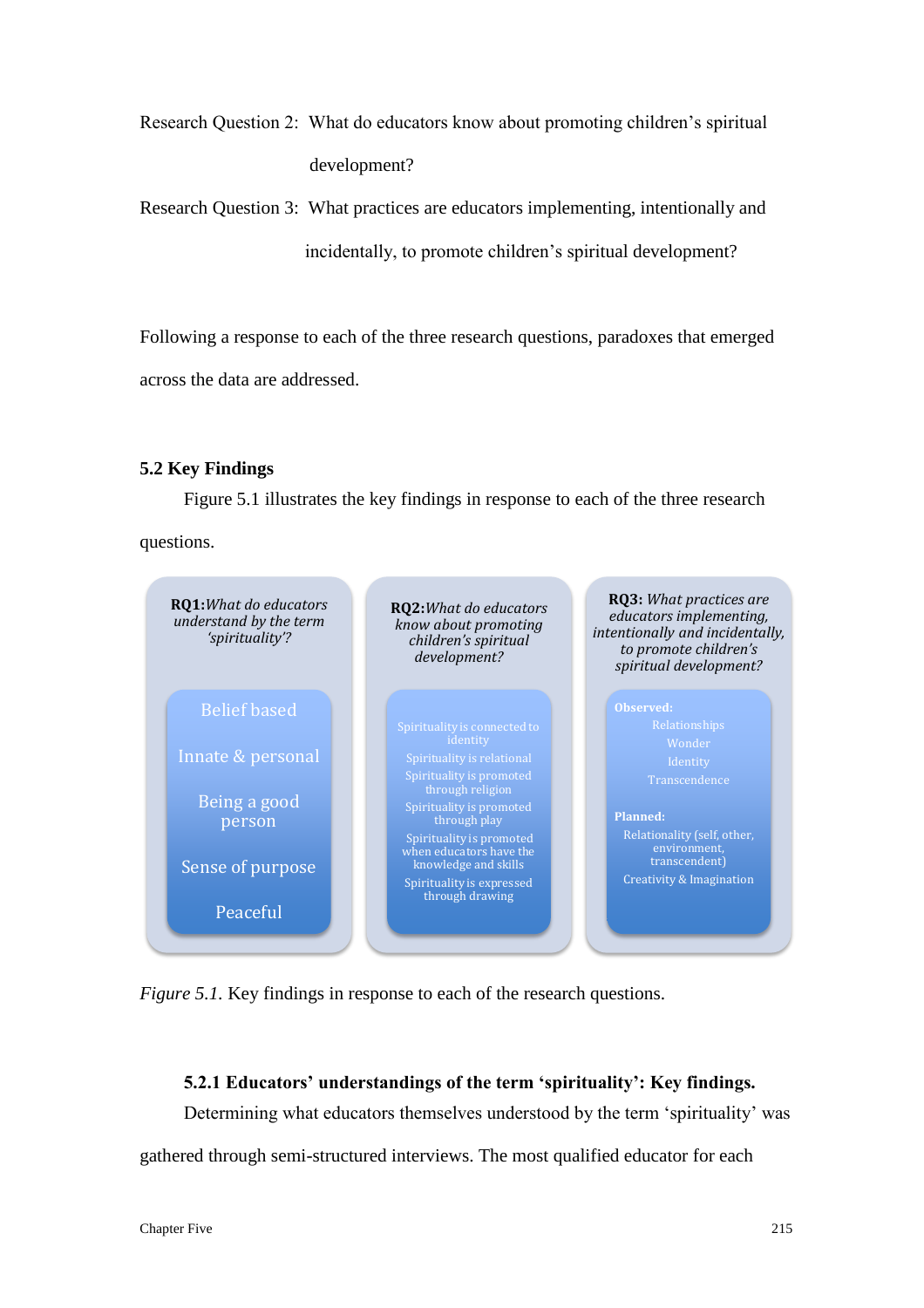Research Question 2: What do educators know about promoting children's spiritual development?

Research Question 3: What practices are educators implementing, intentionally and incidentally, to promote children's spiritual development?

Following a response to each of the three research questions, paradoxes that emerged across the data are addressed.

## 5.2 Key Findings

Figure 5.1 illustrates the key findings in response to each of the three research questions.

| **RQ1:** *What do educators understand by the term 'spirituality'?* | **RQ2:** *What do educators know about promoting children's spiritual development?* | **RQ3:** *What practices are educators implementing, intentionally and incidentally, to promote children's spiritual development?* |
|---|---|---|
| Belief based<br>Innate & personal<br>Being a good person<br>Sense of purpose<br>Peaceful | Spirituality is connected to identity<br>Spirituality is relational<br>Spirituality is promoted through religion<br>Spirituality is promoted through play<br>Spirituality is promoted when educators have the knowledge and skills<br>Spirituality is expressed through drawing | **Observed:**<br>Relationships<br>Wonder<br>Identity<br>Transcendence<br>**Planned:**<br>Relationality (self, other, environment, transcendent)<br>Creativity & Imagination |

*Figure 5.1.* Key findings in response to each of the research questions.

### 5.2.1 Educators' understandings of the term 'spirituality': Key findings.

Determining what educators themselves understood by the term 'spirituality' was gathered through semi-structured interviews. The most qualified educator for each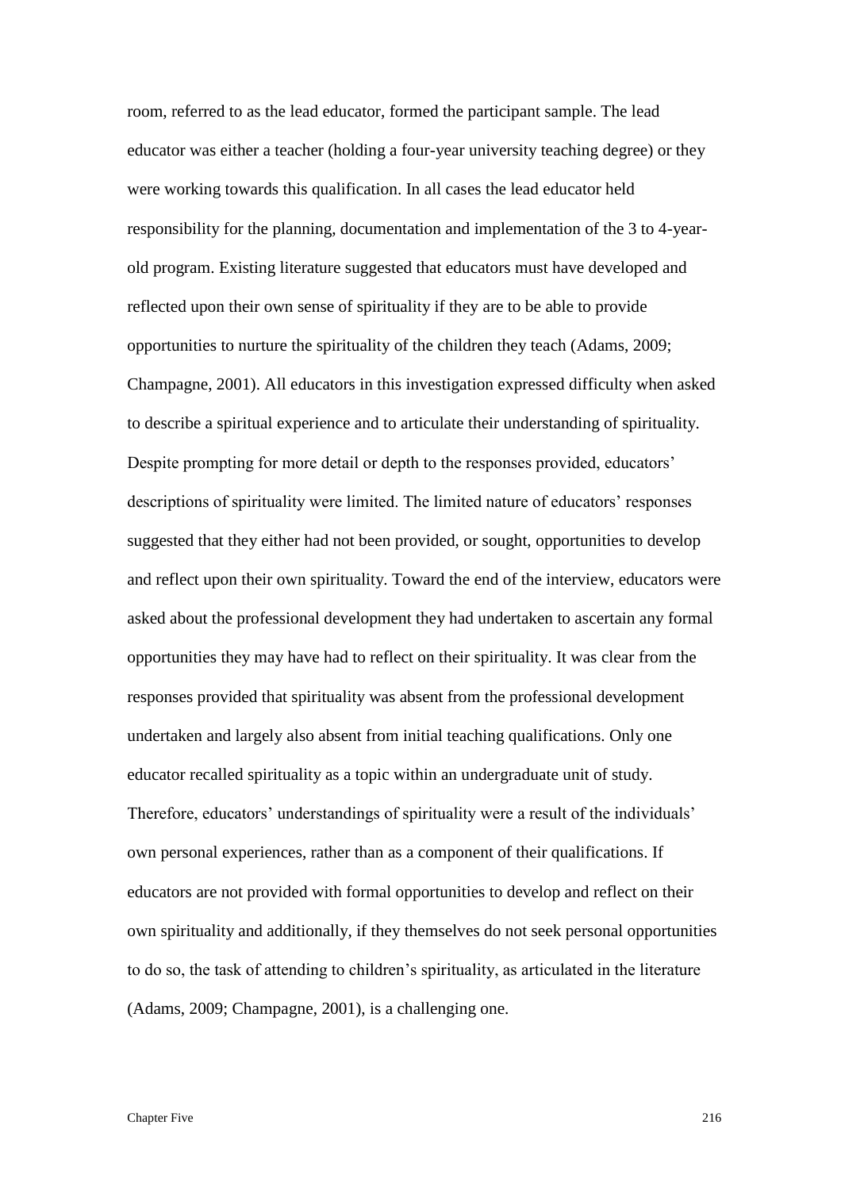room, referred to as the lead educator, formed the participant sample. The lead educator was either a teacher (holding a four-year university teaching degree) or they were working towards this qualification. In all cases the lead educator held responsibility for the planning, documentation and implementation of the 3 to 4-year-old program. Existing literature suggested that educators must have developed and reflected upon their own sense of spirituality if they are to be able to provide opportunities to nurture the spirituality of the children they teach (Adams, 2009; Champagne, 2001). All educators in this investigation expressed difficulty when asked to describe a spiritual experience and to articulate their understanding of spirituality. Despite prompting for more detail or depth to the responses provided, educators' descriptions of spirituality were limited. The limited nature of educators' responses suggested that they either had not been provided, or sought, opportunities to develop and reflect upon their own spirituality. Toward the end of the interview, educators were asked about the professional development they had undertaken to ascertain any formal opportunities they may have had to reflect on their spirituality. It was clear from the responses provided that spirituality was absent from the professional development undertaken and largely also absent from initial teaching qualifications. Only one educator recalled spirituality as a topic within an undergraduate unit of study. Therefore, educators' understandings of spirituality were a result of the individuals' own personal experiences, rather than as a component of their qualifications. If educators are not provided with formal opportunities to develop and reflect on their own spirituality and additionally, if they themselves do not seek personal opportunities to do so, the task of attending to children's spirituality, as articulated in the literature (Adams, 2009; Champagne, 2001), is a challenging one.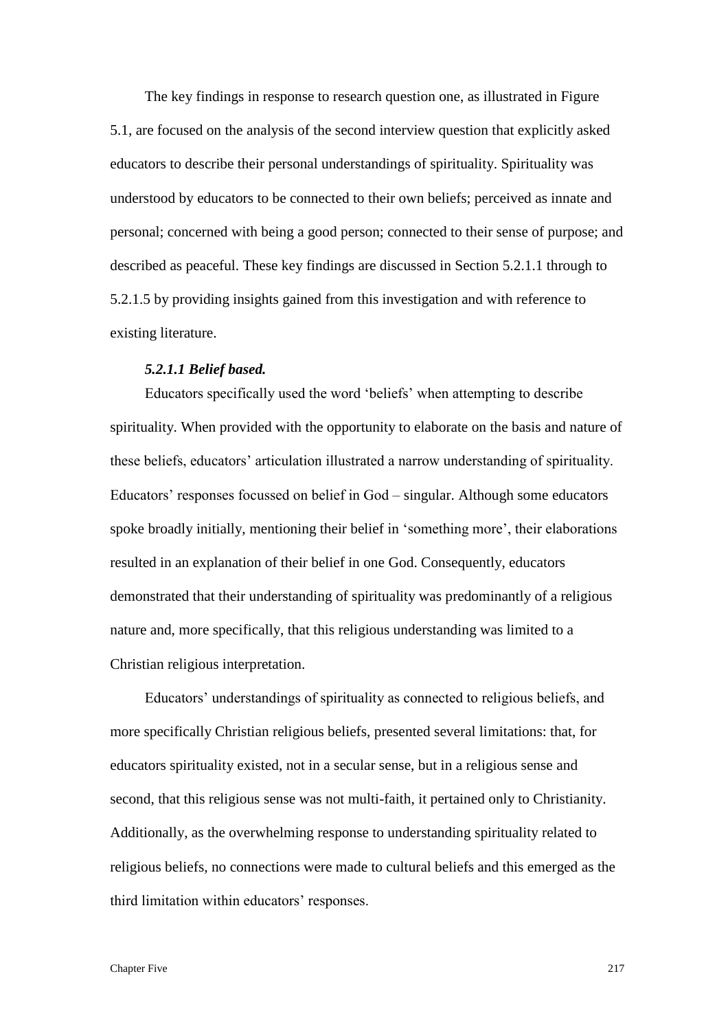The key findings in response to research question one, as illustrated in Figure 5.1, are focused on the analysis of the second interview question that explicitly asked educators to describe their personal understandings of spirituality. Spirituality was understood by educators to be connected to their own beliefs; perceived as innate and personal; concerned with being a good person; connected to their sense of purpose; and described as peaceful. These key findings are discussed in Section 5.2.1.1 through to 5.2.1.5 by providing insights gained from this investigation and with reference to existing literature.

#### *5.2.1.1 Belief based.*

Educators specifically used the word 'beliefs' when attempting to describe spirituality. When provided with the opportunity to elaborate on the basis and nature of these beliefs, educators' articulation illustrated a narrow understanding of spirituality. Educators' responses focussed on belief in God – singular. Although some educators spoke broadly initially, mentioning their belief in 'something more', their elaborations resulted in an explanation of their belief in one God. Consequently, educators demonstrated that their understanding of spirituality was predominantly of a religious nature and, more specifically, that this religious understanding was limited to a Christian religious interpretation.

Educators' understandings of spirituality as connected to religious beliefs, and more specifically Christian religious beliefs, presented several limitations: that, for educators spirituality existed, not in a secular sense, but in a religious sense and second, that this religious sense was not multi-faith, it pertained only to Christianity. Additionally, as the overwhelming response to understanding spirituality related to religious beliefs, no connections were made to cultural beliefs and this emerged as the third limitation within educators' responses.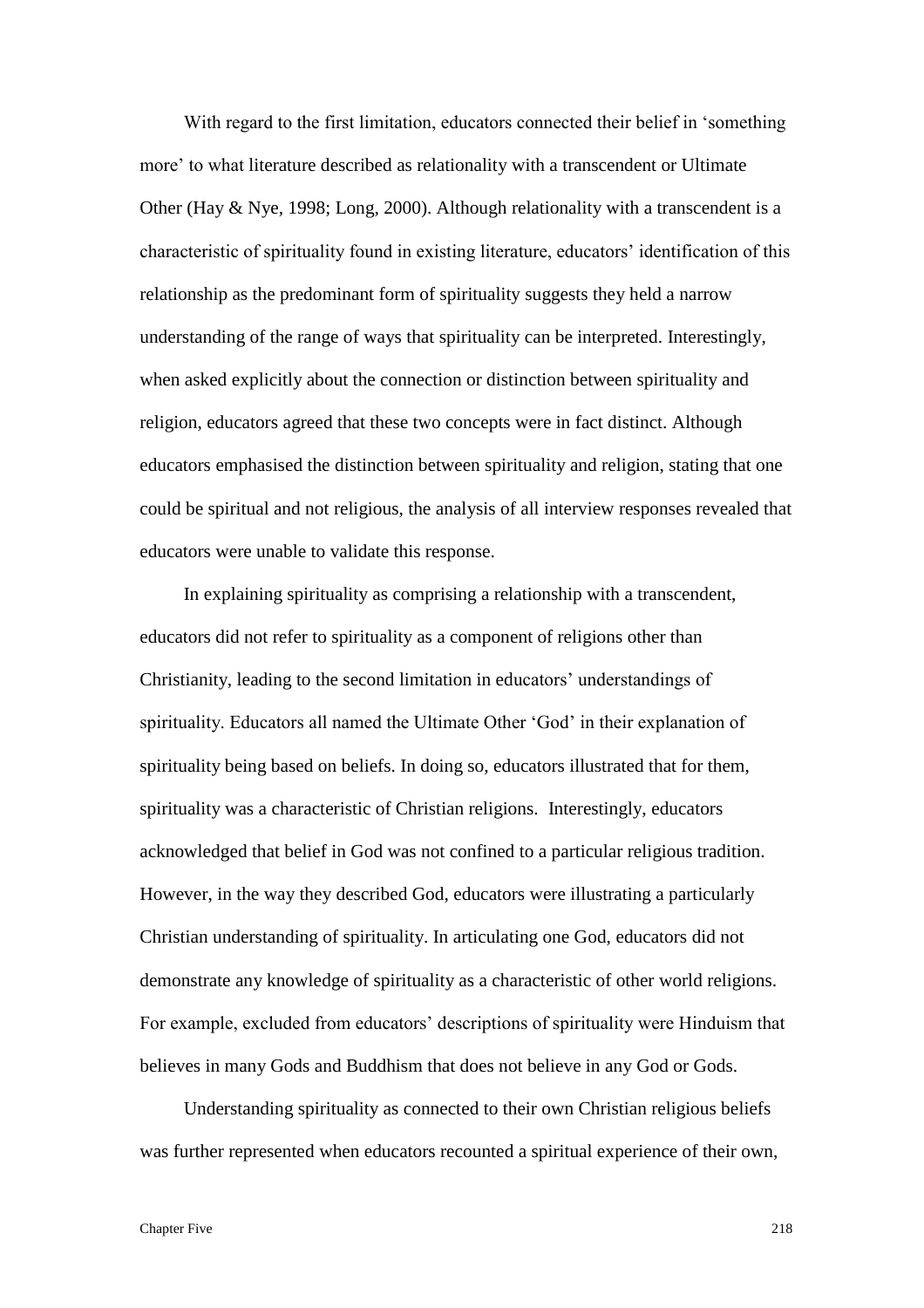With regard to the first limitation, educators connected their belief in 'something more' to what literature described as relationality with a transcendent or Ultimate Other (Hay & Nye, 1998; Long, 2000). Although relationality with a transcendent is a characteristic of spirituality found in existing literature, educators' identification of this relationship as the predominant form of spirituality suggests they held a narrow understanding of the range of ways that spirituality can be interpreted. Interestingly, when asked explicitly about the connection or distinction between spirituality and religion, educators agreed that these two concepts were in fact distinct. Although educators emphasised the distinction between spirituality and religion, stating that one could be spiritual and not religious, the analysis of all interview responses revealed that educators were unable to validate this response.

In explaining spirituality as comprising a relationship with a transcendent, educators did not refer to spirituality as a component of religions other than Christianity, leading to the second limitation in educators' understandings of spirituality. Educators all named the Ultimate Other 'God' in their explanation of spirituality being based on beliefs. In doing so, educators illustrated that for them, spirituality was a characteristic of Christian religions. Interestingly, educators acknowledged that belief in God was not confined to a particular religious tradition. However, in the way they described God, educators were illustrating a particularly Christian understanding of spirituality. In articulating one God, educators did not demonstrate any knowledge of spirituality as a characteristic of other world religions. For example, excluded from educators' descriptions of spirituality were Hinduism that believes in many Gods and Buddhism that does not believe in any God or Gods.

Understanding spirituality as connected to their own Christian religious beliefs was further represented when educators recounted a spiritual experience of their own,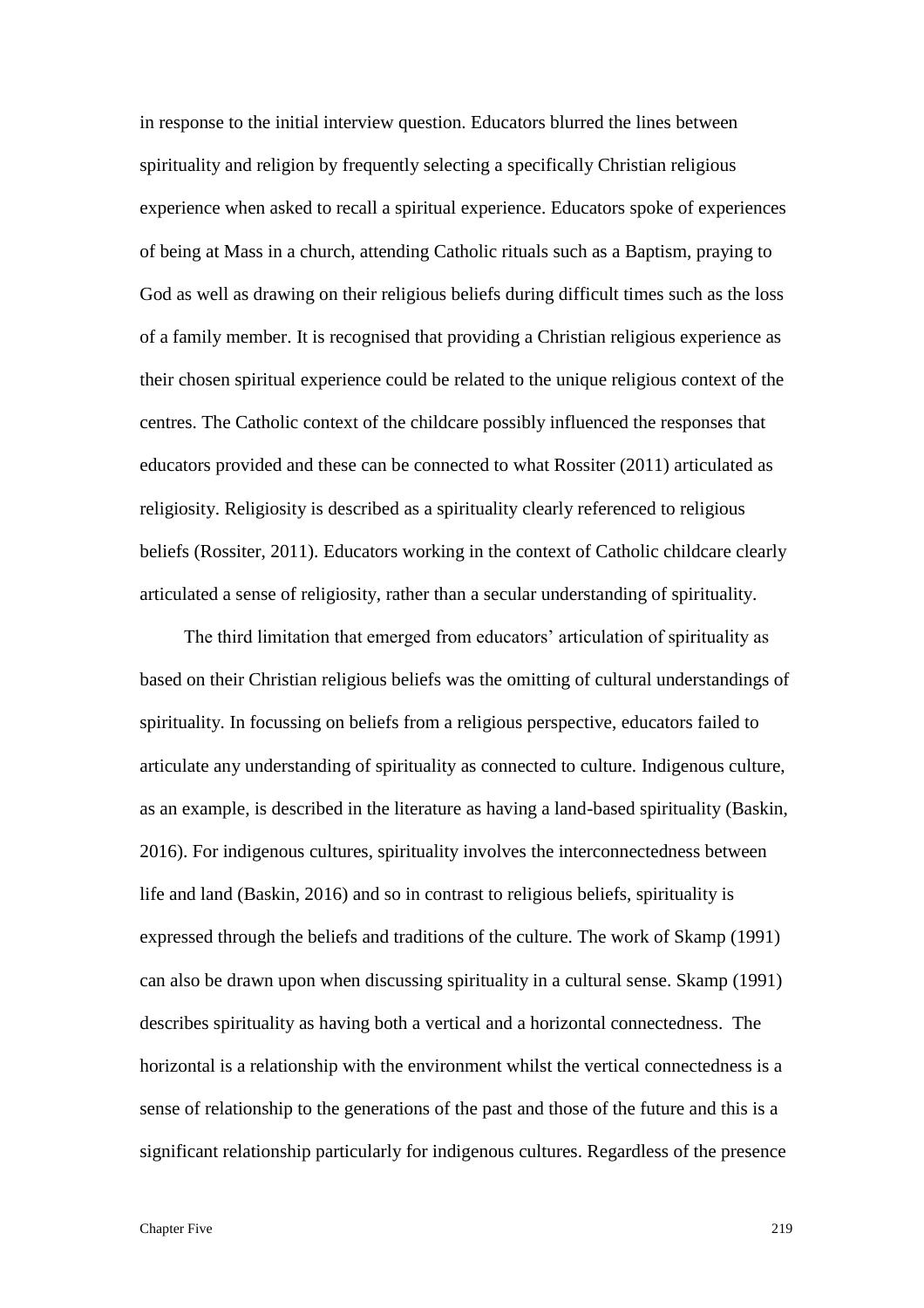in response to the initial interview question. Educators blurred the lines between spirituality and religion by frequently selecting a specifically Christian religious experience when asked to recall a spiritual experience. Educators spoke of experiences of being at Mass in a church, attending Catholic rituals such as a Baptism, praying to God as well as drawing on their religious beliefs during difficult times such as the loss of a family member. It is recognised that providing a Christian religious experience as their chosen spiritual experience could be related to the unique religious context of the centres. The Catholic context of the childcare possibly influenced the responses that educators provided and these can be connected to what Rossiter (2011) articulated as religiosity. Religiosity is described as a spirituality clearly referenced to religious beliefs (Rossiter, 2011). Educators working in the context of Catholic childcare clearly articulated a sense of religiosity, rather than a secular understanding of spirituality.

The third limitation that emerged from educators' articulation of spirituality as based on their Christian religious beliefs was the omitting of cultural understandings of spirituality. In focussing on beliefs from a religious perspective, educators failed to articulate any understanding of spirituality as connected to culture. Indigenous culture, as an example, is described in the literature as having a land-based spirituality (Baskin, 2016). For indigenous cultures, spirituality involves the interconnectedness between life and land (Baskin, 2016) and so in contrast to religious beliefs, spirituality is expressed through the beliefs and traditions of the culture. The work of Skamp (1991) can also be drawn upon when discussing spirituality in a cultural sense. Skamp (1991) describes spirituality as having both a vertical and a horizontal connectedness. The horizontal is a relationship with the environment whilst the vertical connectedness is a sense of relationship to the generations of the past and those of the future and this is a significant relationship particularly for indigenous cultures. Regardless of the presence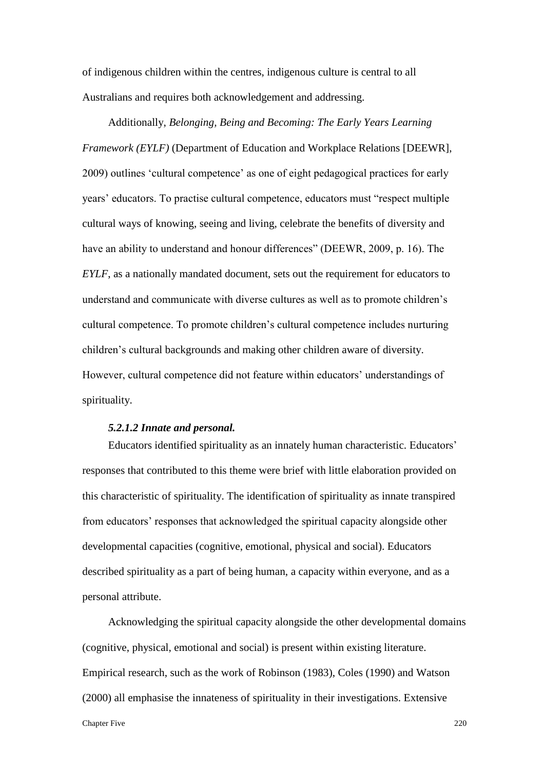of indigenous children within the centres, indigenous culture is central to all Australians and requires both acknowledgement and addressing.

Additionally, *Belonging, Being and Becoming: The Early Years Learning Framework (EYLF)* (Department of Education and Workplace Relations [DEEWR], 2009) outlines 'cultural competence' as one of eight pedagogical practices for early years' educators. To practise cultural competence, educators must "respect multiple cultural ways of knowing, seeing and living, celebrate the benefits of diversity and have an ability to understand and honour differences" (DEEWR, 2009, p. 16). The *EYLF*, as a nationally mandated document, sets out the requirement for educators to understand and communicate with diverse cultures as well as to promote children's cultural competence. To promote children's cultural competence includes nurturing children's cultural backgrounds and making other children aware of diversity. However, cultural competence did not feature within educators' understandings of spirituality.

#### *5.2.1.2 Innate and personal.*

Educators identified spirituality as an innately human characteristic. Educators' responses that contributed to this theme were brief with little elaboration provided on this characteristic of spirituality. The identification of spirituality as innate transpired from educators' responses that acknowledged the spiritual capacity alongside other developmental capacities (cognitive, emotional, physical and social). Educators described spirituality as a part of being human, a capacity within everyone, and as a personal attribute.

Acknowledging the spiritual capacity alongside the other developmental domains (cognitive, physical, emotional and social) is present within existing literature. Empirical research, such as the work of Robinson (1983), Coles (1990) and Watson (2000) all emphasise the innateness of spirituality in their investigations. Extensive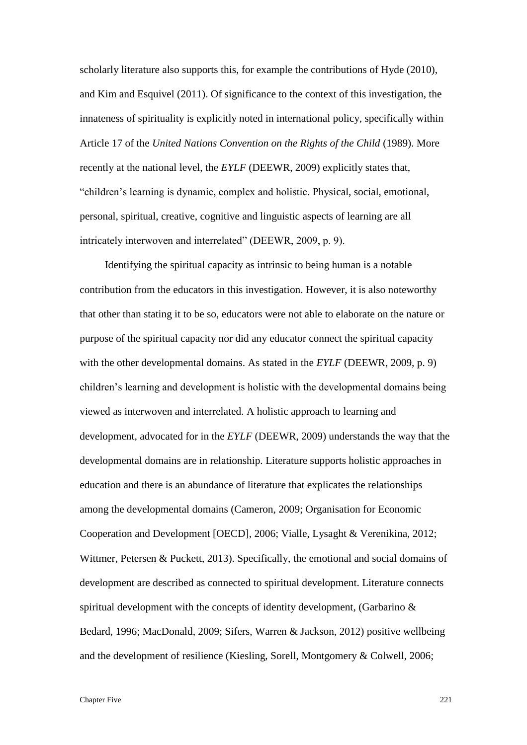scholarly literature also supports this, for example the contributions of Hyde (2010), and Kim and Esquivel (2011). Of significance to the context of this investigation, the innateness of spirituality is explicitly noted in international policy, specifically within Article 17 of the *United Nations Convention on the Rights of the Child* (1989). More recently at the national level, the *EYLF* (DEEWR, 2009) explicitly states that, "children's learning is dynamic, complex and holistic. Physical, social, emotional, personal, spiritual, creative, cognitive and linguistic aspects of learning are all intricately interwoven and interrelated" (DEEWR, 2009, p. 9).

Identifying the spiritual capacity as intrinsic to being human is a notable contribution from the educators in this investigation. However, it is also noteworthy that other than stating it to be so, educators were not able to elaborate on the nature or purpose of the spiritual capacity nor did any educator connect the spiritual capacity with the other developmental domains. As stated in the *EYLF* (DEEWR, 2009, p. 9) children's learning and development is holistic with the developmental domains being viewed as interwoven and interrelated. A holistic approach to learning and development, advocated for in the *EYLF* (DEEWR, 2009) understands the way that the developmental domains are in relationship. Literature supports holistic approaches in education and there is an abundance of literature that explicates the relationships among the developmental domains (Cameron, 2009; Organisation for Economic Cooperation and Development [OECD], 2006; Vialle, Lysaght & Verenikina, 2012; Wittmer, Petersen & Puckett, 2013). Specifically, the emotional and social domains of development are described as connected to spiritual development. Literature connects spiritual development with the concepts of identity development, (Garbarino & Bedard, 1996; MacDonald, 2009; Sifers, Warren & Jackson, 2012) positive wellbeing and the development of resilience (Kiesling, Sorell, Montgomery & Colwell, 2006;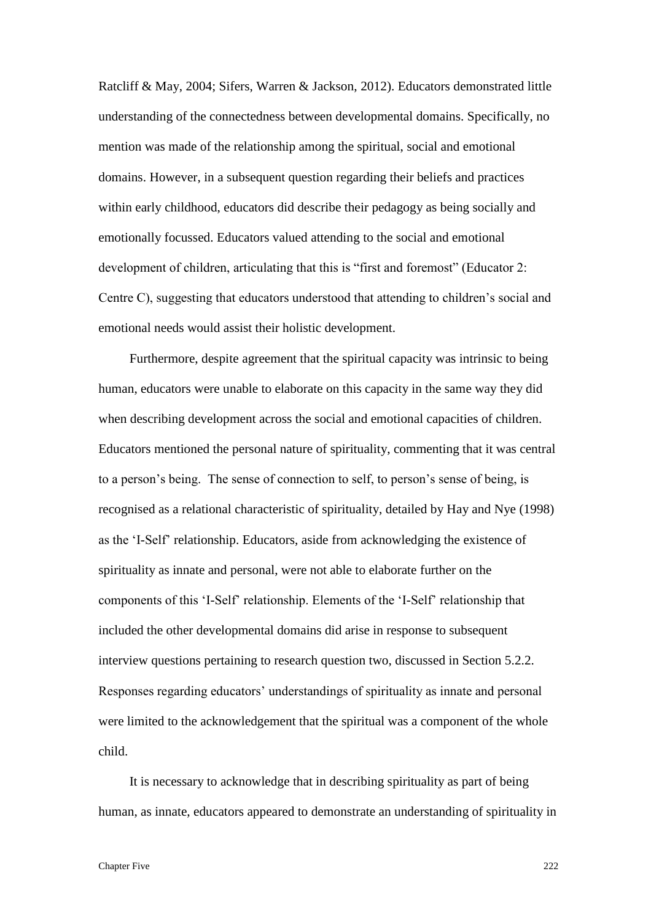Ratcliff & May, 2004; Sifers, Warren & Jackson, 2012). Educators demonstrated little understanding of the connectedness between developmental domains. Specifically, no mention was made of the relationship among the spiritual, social and emotional domains. However, in a subsequent question regarding their beliefs and practices within early childhood, educators did describe their pedagogy as being socially and emotionally focussed. Educators valued attending to the social and emotional development of children, articulating that this is "first and foremost" (Educator 2: Centre C), suggesting that educators understood that attending to children's social and emotional needs would assist their holistic development.

Furthermore, despite agreement that the spiritual capacity was intrinsic to being human, educators were unable to elaborate on this capacity in the same way they did when describing development across the social and emotional capacities of children. Educators mentioned the personal nature of spirituality, commenting that it was central to a person's being. The sense of connection to self, to person's sense of being, is recognised as a relational characteristic of spirituality, detailed by Hay and Nye (1998) as the 'I-Self' relationship. Educators, aside from acknowledging the existence of spirituality as innate and personal, were not able to elaborate further on the components of this 'I-Self' relationship. Elements of the 'I-Self' relationship that included the other developmental domains did arise in response to subsequent interview questions pertaining to research question two, discussed in Section 5.2.2. Responses regarding educators' understandings of spirituality as innate and personal were limited to the acknowledgement that the spiritual was a component of the whole child.

It is necessary to acknowledge that in describing spirituality as part of being human, as innate, educators appeared to demonstrate an understanding of spirituality in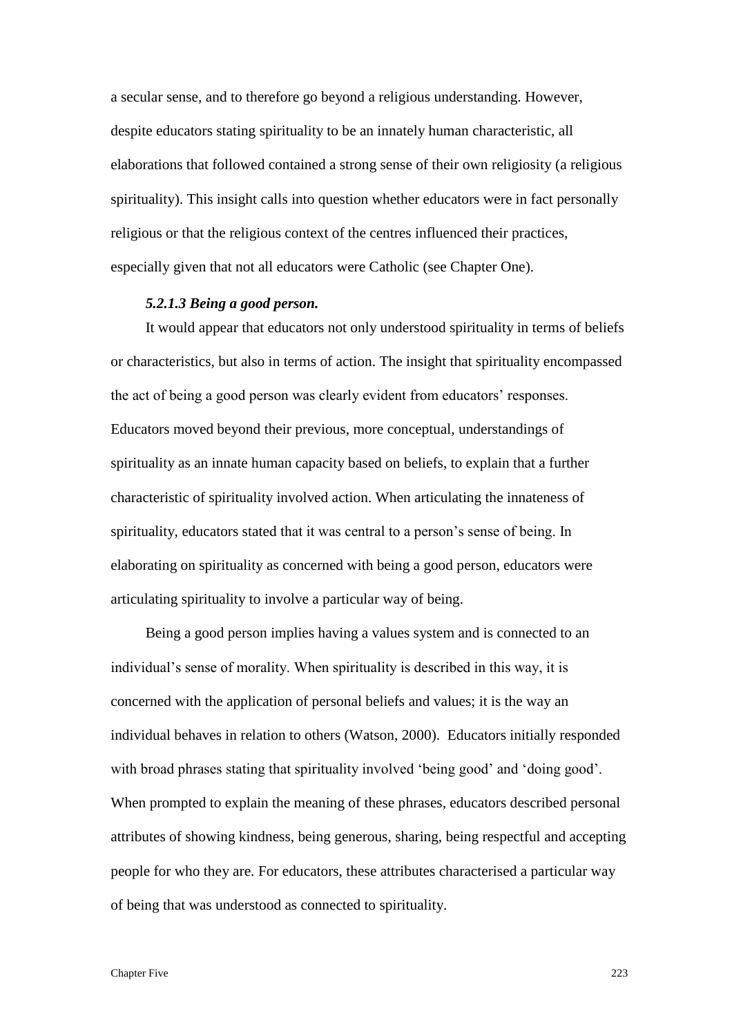a secular sense, and to therefore go beyond a religious understanding. However, despite educators stating spirituality to be an innately human characteristic, all elaborations that followed contained a strong sense of their own religiosity (a religious spirituality). This insight calls into question whether educators were in fact personally religious or that the religious context of the centres influenced their practices, especially given that not all educators were Catholic (see Chapter One).

#### *5.2.1.3 Being a good person.*

It would appear that educators not only understood spirituality in terms of beliefs or characteristics, but also in terms of action. The insight that spirituality encompassed the act of being a good person was clearly evident from educators' responses. Educators moved beyond their previous, more conceptual, understandings of spirituality as an innate human capacity based on beliefs, to explain that a further characteristic of spirituality involved action. When articulating the innateness of spirituality, educators stated that it was central to a person's sense of being. In elaborating on spirituality as concerned with being a good person, educators were articulating spirituality to involve a particular way of being.

Being a good person implies having a values system and is connected to an individual's sense of morality. When spirituality is described in this way, it is concerned with the application of personal beliefs and values; it is the way an individual behaves in relation to others (Watson, 2000). Educators initially responded with broad phrases stating that spirituality involved 'being good' and 'doing good'. When prompted to explain the meaning of these phrases, educators described personal attributes of showing kindness, being generous, sharing, being respectful and accepting people for who they are. For educators, these attributes characterised a particular way of being that was understood as connected to spirituality.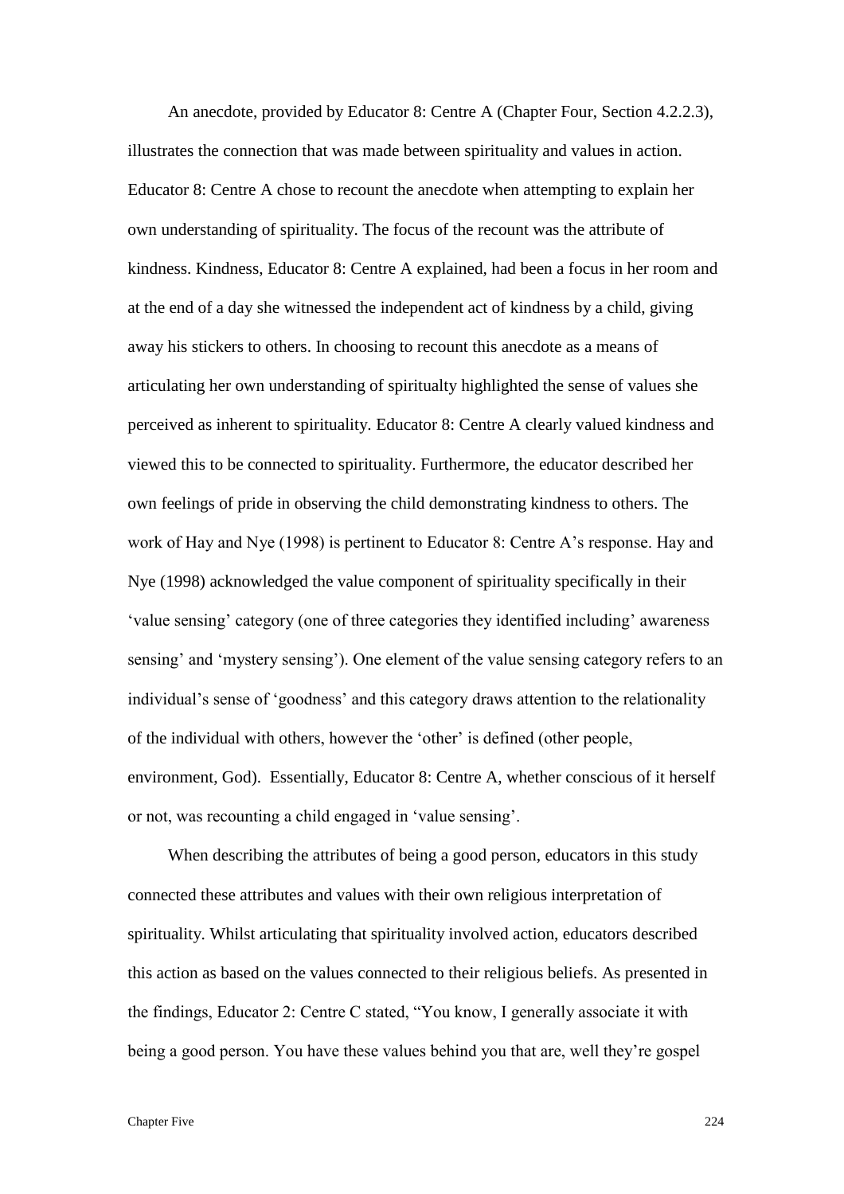An anecdote, provided by Educator 8: Centre A (Chapter Four, Section 4.2.2.3), illustrates the connection that was made between spirituality and values in action. Educator 8: Centre A chose to recount the anecdote when attempting to explain her own understanding of spirituality. The focus of the recount was the attribute of kindness. Kindness, Educator 8: Centre A explained, had been a focus in her room and at the end of a day she witnessed the independent act of kindness by a child, giving away his stickers to others. In choosing to recount this anecdote as a means of articulating her own understanding of spiritualty highlighted the sense of values she perceived as inherent to spirituality. Educator 8: Centre A clearly valued kindness and viewed this to be connected to spirituality. Furthermore, the educator described her own feelings of pride in observing the child demonstrating kindness to others. The work of Hay and Nye (1998) is pertinent to Educator 8: Centre A's response. Hay and Nye (1998) acknowledged the value component of spirituality specifically in their 'value sensing' category (one of three categories they identified including' awareness sensing' and 'mystery sensing'). One element of the value sensing category refers to an individual's sense of 'goodness' and this category draws attention to the relationality of the individual with others, however the 'other' is defined (other people, environment, God). Essentially, Educator 8: Centre A, whether conscious of it herself or not, was recounting a child engaged in 'value sensing'.

When describing the attributes of being a good person, educators in this study connected these attributes and values with their own religious interpretation of spirituality. Whilst articulating that spirituality involved action, educators described this action as based on the values connected to their religious beliefs. As presented in the findings, Educator 2: Centre C stated, "You know, I generally associate it with being a good person. You have these values behind you that are, well they're gospel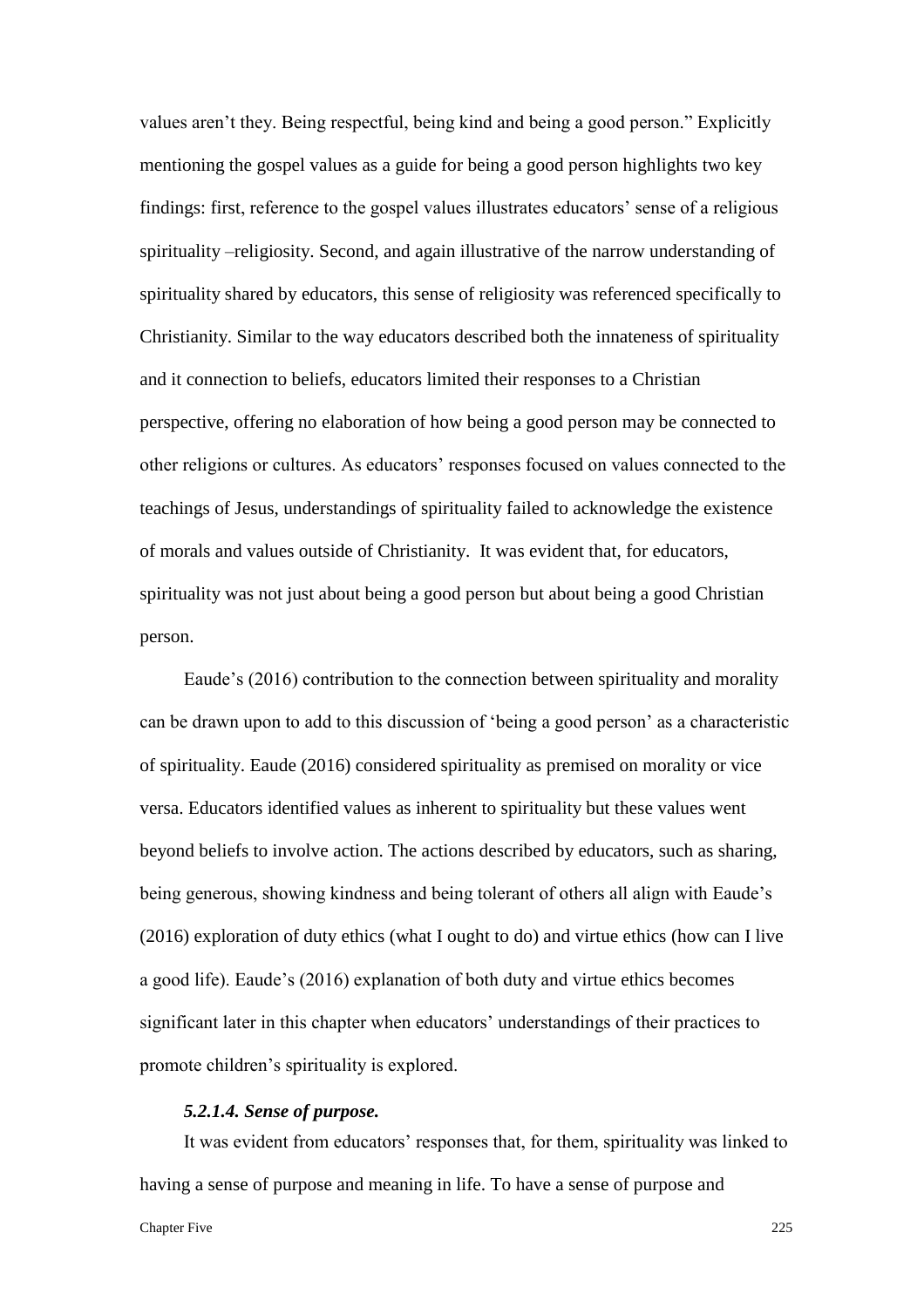values aren't they. Being respectful, being kind and being a good person." Explicitly mentioning the gospel values as a guide for being a good person highlights two key findings: first, reference to the gospel values illustrates educators' sense of a religious spirituality –religiosity. Second, and again illustrative of the narrow understanding of spirituality shared by educators, this sense of religiosity was referenced specifically to Christianity. Similar to the way educators described both the innateness of spirituality and it connection to beliefs, educators limited their responses to a Christian perspective, offering no elaboration of how being a good person may be connected to other religions or cultures. As educators' responses focused on values connected to the teachings of Jesus, understandings of spirituality failed to acknowledge the existence of morals and values outside of Christianity.  It was evident that, for educators, spirituality was not just about being a good person but about being a good Christian person.

Eaude's (2016) contribution to the connection between spirituality and morality can be drawn upon to add to this discussion of 'being a good person' as a characteristic of spirituality. Eaude (2016) considered spirituality as premised on morality or vice versa. Educators identified values as inherent to spirituality but these values went beyond beliefs to involve action. The actions described by educators, such as sharing, being generous, showing kindness and being tolerant of others all align with Eaude's (2016) exploration of duty ethics (what I ought to do) and virtue ethics (how can I live a good life). Eaude's (2016) explanation of both duty and virtue ethics becomes significant later in this chapter when educators' understandings of their practices to promote children's spirituality is explored.

#### *5.2.1.4. Sense of purpose.*

It was evident from educators' responses that, for them, spirituality was linked to having a sense of purpose and meaning in life. To have a sense of purpose and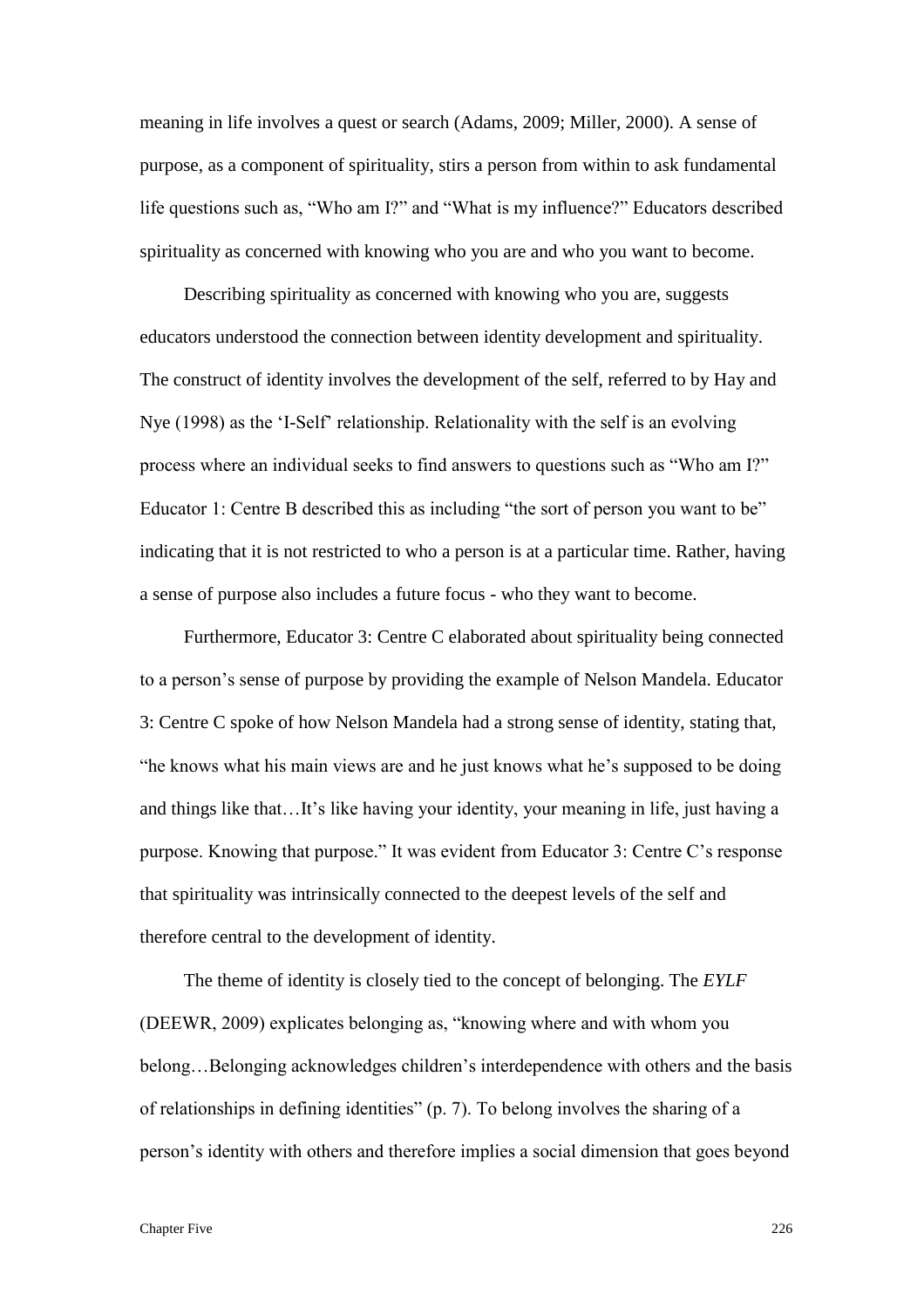meaning in life involves a quest or search (Adams, 2009; Miller, 2000). A sense of purpose, as a component of spirituality, stirs a person from within to ask fundamental life questions such as, "Who am I?" and "What is my influence?" Educators described spirituality as concerned with knowing who you are and who you want to become.

Describing spirituality as concerned with knowing who you are, suggests educators understood the connection between identity development and spirituality. The construct of identity involves the development of the self, referred to by Hay and Nye (1998) as the 'I-Self' relationship. Relationality with the self is an evolving process where an individual seeks to find answers to questions such as "Who am I?" Educator 1: Centre B described this as including "the sort of person you want to be" indicating that it is not restricted to who a person is at a particular time. Rather, having a sense of purpose also includes a future focus - who they want to become.

Furthermore, Educator 3: Centre C elaborated about spirituality being connected to a person's sense of purpose by providing the example of Nelson Mandela. Educator 3: Centre C spoke of how Nelson Mandela had a strong sense of identity, stating that, "he knows what his main views are and he just knows what he's supposed to be doing and things like that…It's like having your identity, your meaning in life, just having a purpose. Knowing that purpose." It was evident from Educator 3: Centre C's response that spirituality was intrinsically connected to the deepest levels of the self and therefore central to the development of identity.

The theme of identity is closely tied to the concept of belonging. The *EYLF* (DEEWR, 2009) explicates belonging as, "knowing where and with whom you belong…Belonging acknowledges children's interdependence with others and the basis of relationships in defining identities" (p. 7). To belong involves the sharing of a person's identity with others and therefore implies a social dimension that goes beyond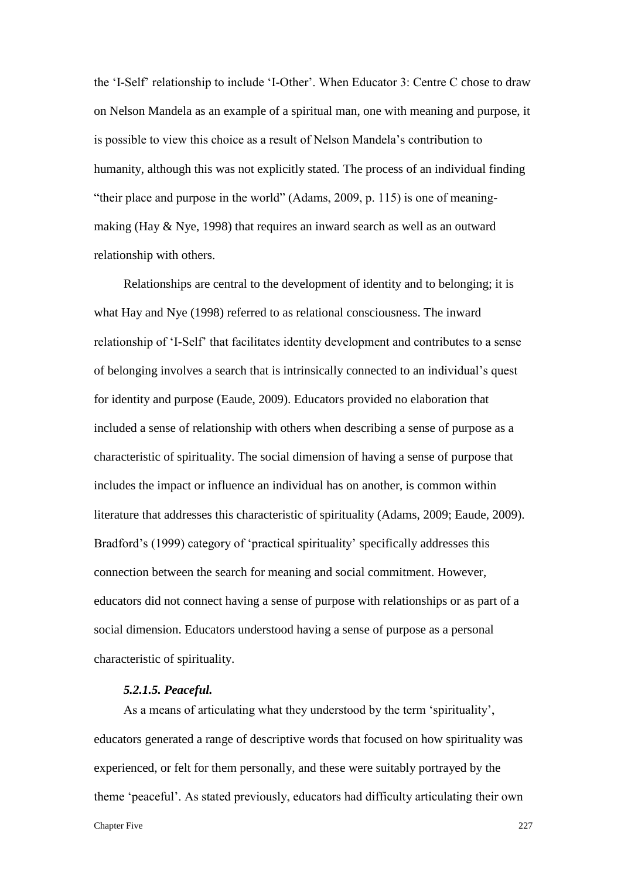the 'I-Self' relationship to include 'I-Other'. When Educator 3: Centre C chose to draw on Nelson Mandela as an example of a spiritual man, one with meaning and purpose, it is possible to view this choice as a result of Nelson Mandela's contribution to humanity, although this was not explicitly stated. The process of an individual finding "their place and purpose in the world" (Adams, 2009, p. 115) is one of meaning-making (Hay & Nye, 1998) that requires an inward search as well as an outward relationship with others.

Relationships are central to the development of identity and to belonging; it is what Hay and Nye (1998) referred to as relational consciousness. The inward relationship of 'I-Self' that facilitates identity development and contributes to a sense of belonging involves a search that is intrinsically connected to an individual's quest for identity and purpose (Eaude, 2009). Educators provided no elaboration that included a sense of relationship with others when describing a sense of purpose as a characteristic of spirituality. The social dimension of having a sense of purpose that includes the impact or influence an individual has on another, is common within literature that addresses this characteristic of spirituality (Adams, 2009; Eaude, 2009). Bradford's (1999) category of 'practical spirituality' specifically addresses this connection between the search for meaning and social commitment. However, educators did not connect having a sense of purpose with relationships or as part of a social dimension. Educators understood having a sense of purpose as a personal characteristic of spirituality.

##### *5.2.1.5. Peaceful.*

As a means of articulating what they understood by the term 'spirituality', educators generated a range of descriptive words that focused on how spirituality was experienced, or felt for them personally, and these were suitably portrayed by the theme 'peaceful'. As stated previously, educators had difficulty articulating their own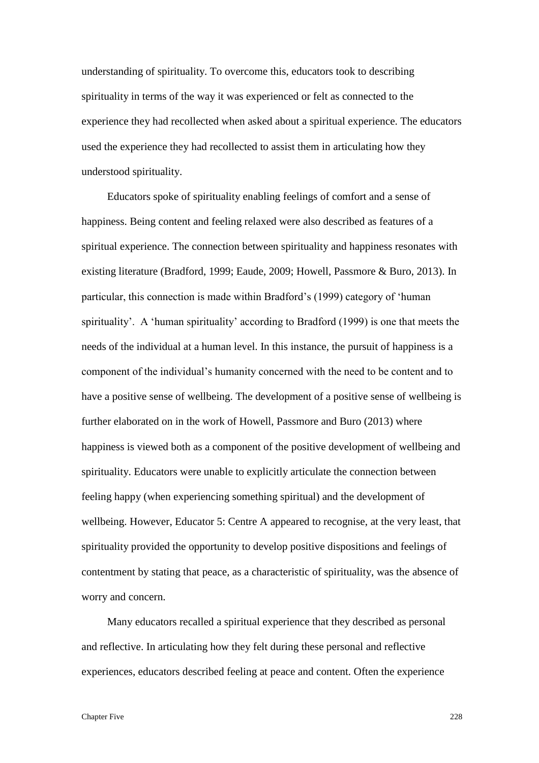understanding of spirituality. To overcome this, educators took to describing spirituality in terms of the way it was experienced or felt as connected to the experience they had recollected when asked about a spiritual experience. The educators used the experience they had recollected to assist them in articulating how they understood spirituality.

Educators spoke of spirituality enabling feelings of comfort and a sense of happiness. Being content and feeling relaxed were also described as features of a spiritual experience. The connection between spirituality and happiness resonates with existing literature (Bradford, 1999; Eaude, 2009; Howell, Passmore & Buro, 2013). In particular, this connection is made within Bradford's (1999) category of 'human spirituality'. A 'human spirituality' according to Bradford (1999) is one that meets the needs of the individual at a human level. In this instance, the pursuit of happiness is a component of the individual's humanity concerned with the need to be content and to have a positive sense of wellbeing. The development of a positive sense of wellbeing is further elaborated on in the work of Howell, Passmore and Buro (2013) where happiness is viewed both as a component of the positive development of wellbeing and spirituality. Educators were unable to explicitly articulate the connection between feeling happy (when experiencing something spiritual) and the development of wellbeing. However, Educator 5: Centre A appeared to recognise, at the very least, that spirituality provided the opportunity to develop positive dispositions and feelings of contentment by stating that peace, as a characteristic of spirituality, was the absence of worry and concern.

Many educators recalled a spiritual experience that they described as personal and reflective. In articulating how they felt during these personal and reflective experiences, educators described feeling at peace and content. Often the experience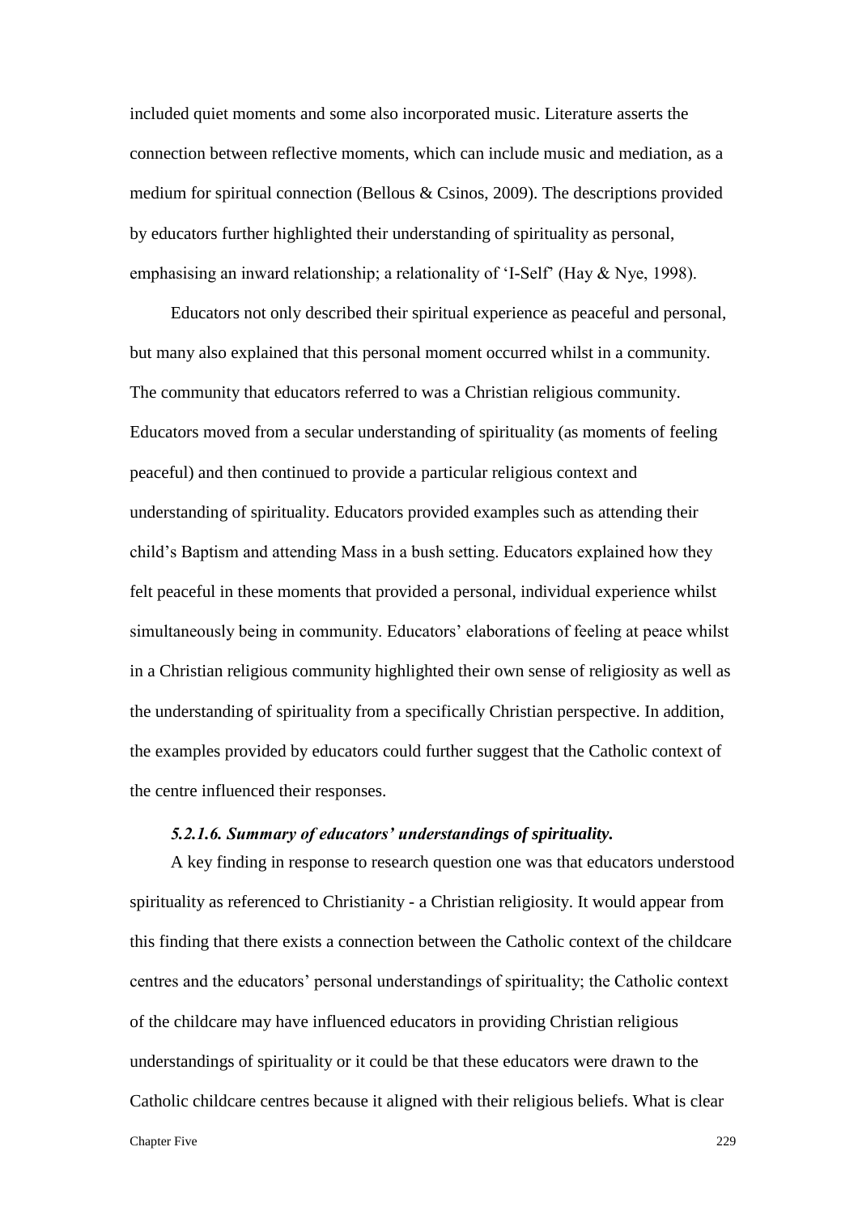included quiet moments and some also incorporated music. Literature asserts the connection between reflective moments, which can include music and mediation, as a medium for spiritual connection (Bellous & Csinos, 2009). The descriptions provided by educators further highlighted their understanding of spirituality as personal, emphasising an inward relationship; a relationality of 'I-Self' (Hay & Nye, 1998).

Educators not only described their spiritual experience as peaceful and personal, but many also explained that this personal moment occurred whilst in a community. The community that educators referred to was a Christian religious community. Educators moved from a secular understanding of spirituality (as moments of feeling peaceful) and then continued to provide a particular religious context and understanding of spirituality. Educators provided examples such as attending their child's Baptism and attending Mass in a bush setting. Educators explained how they felt peaceful in these moments that provided a personal, individual experience whilst simultaneously being in community. Educators' elaborations of feeling at peace whilst in a Christian religious community highlighted their own sense of religiosity as well as the understanding of spirituality from a specifically Christian perspective. In addition, the examples provided by educators could further suggest that the Catholic context of the centre influenced their responses.

#### *5.2.1.6. Summary of educators' understandings of spirituality.*

A key finding in response to research question one was that educators understood spirituality as referenced to Christianity - a Christian religiosity. It would appear from this finding that there exists a connection between the Catholic context of the childcare centres and the educators' personal understandings of spirituality; the Catholic context of the childcare may have influenced educators in providing Christian religious understandings of spirituality or it could be that these educators were drawn to the Catholic childcare centres because it aligned with their religious beliefs. What is clear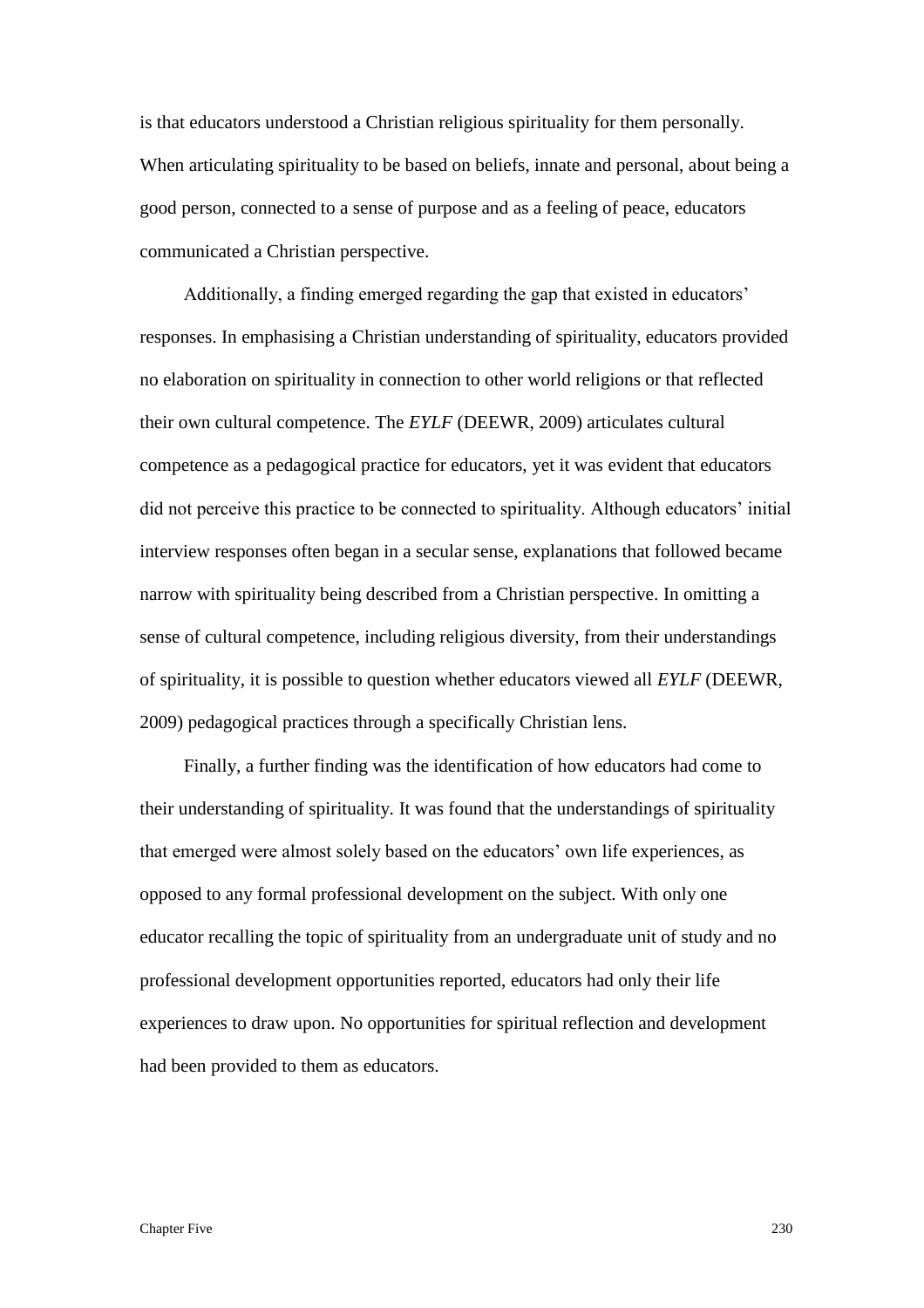is that educators understood a Christian religious spirituality for them personally. When articulating spirituality to be based on beliefs, innate and personal, about being a good person, connected to a sense of purpose and as a feeling of peace, educators communicated a Christian perspective.

Additionally, a finding emerged regarding the gap that existed in educators' responses. In emphasising a Christian understanding of spirituality, educators provided no elaboration on spirituality in connection to other world religions or that reflected their own cultural competence. The *EYLF* (DEEWR, 2009) articulates cultural competence as a pedagogical practice for educators, yet it was evident that educators did not perceive this practice to be connected to spirituality. Although educators' initial interview responses often began in a secular sense, explanations that followed became narrow with spirituality being described from a Christian perspective. In omitting a sense of cultural competence, including religious diversity, from their understandings of spirituality, it is possible to question whether educators viewed all *EYLF* (DEEWR, 2009) pedagogical practices through a specifically Christian lens.

Finally, a further finding was the identification of how educators had come to their understanding of spirituality. It was found that the understandings of spirituality that emerged were almost solely based on the educators' own life experiences, as opposed to any formal professional development on the subject. With only one educator recalling the topic of spirituality from an undergraduate unit of study and no professional development opportunities reported, educators had only their life experiences to draw upon. No opportunities for spiritual reflection and development had been provided to them as educators.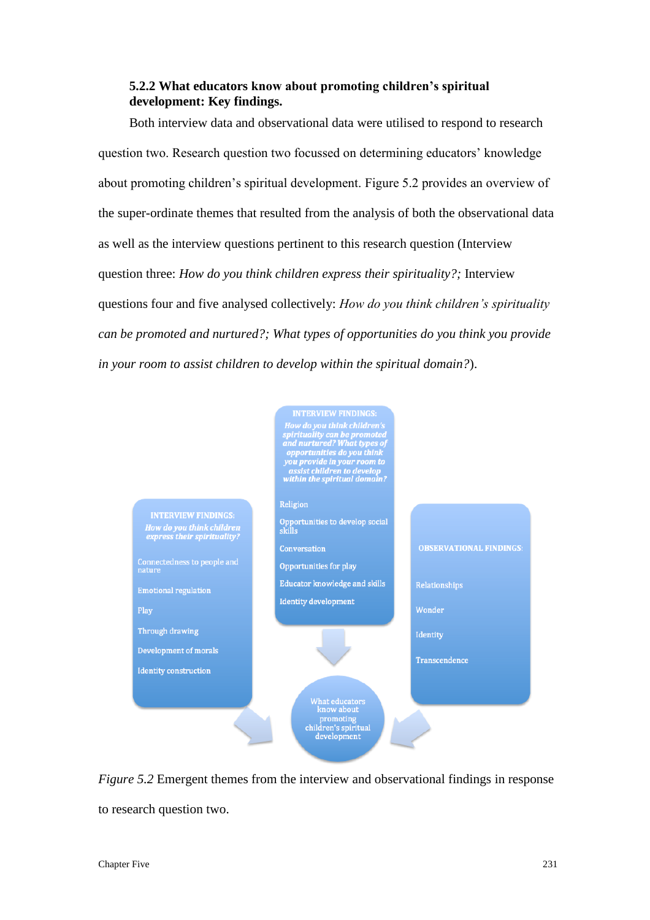### 5.2.2 What educators know about promoting children's spiritual development: Key findings.

Both interview data and observational data were utilised to respond to research question two. Research question two focussed on determining educators' knowledge about promoting children's spiritual development. Figure 5.2 provides an overview of the super-ordinate themes that resulted from the analysis of both the observational data as well as the interview questions pertinent to this research question (Interview question three: *How do you think children express their spirituality?;* Interview questions four and five analysed collectively: *How do you think children's spirituality can be promoted and nurtured?; What types of opportunities do you think you provide in your room to assist children to develop within the spiritual domain?*).

**INTERVIEW FINDINGS:**
*How do you think children's spirituality can be promoted and nurtured? What types of opportunities do you think you provide in your room to assist children to develop within the spiritual domain?*

- Religion
- Opportunities to develop social skills
- Conversation
- Opportunities for play
- Educator knowledge and skills
- Identity development

**INTERVIEW FINDINGS:**
*How do you think children express their spirituality?*

- Connectedness to people and nature
- Emotional regulation
- Play
- Through drawing
- Development of morals
- Identity construction

**OBSERVATIONAL FINDINGS:**

- Relationships
- Wonder
- Identity
- Transcendence

What educators know about promoting children's spiritual development

*Figure 5.2* Emergent themes from the interview and observational findings in response to research question two.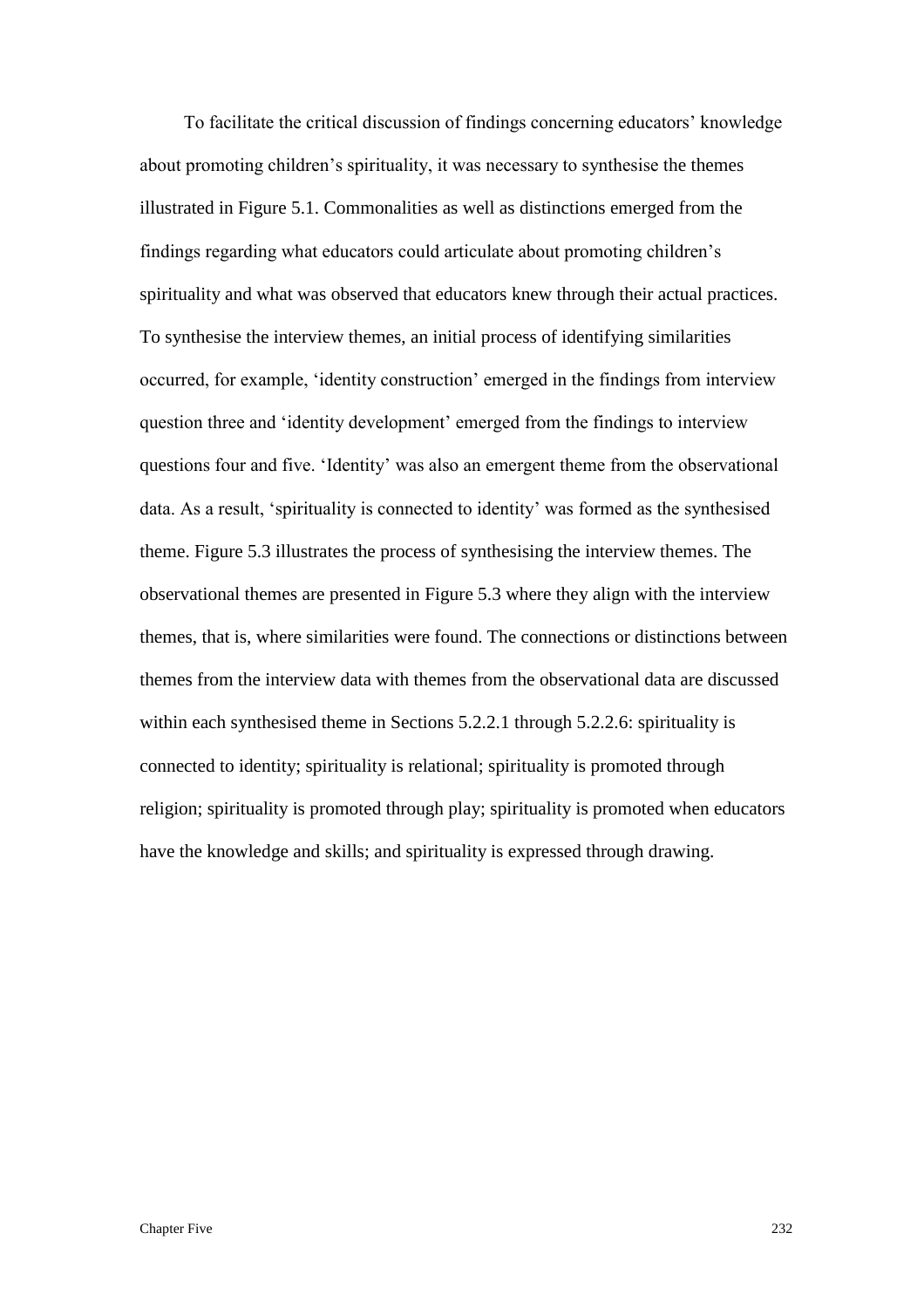To facilitate the critical discussion of findings concerning educators' knowledge about promoting children's spirituality, it was necessary to synthesise the themes illustrated in Figure 5.1. Commonalities as well as distinctions emerged from the findings regarding what educators could articulate about promoting children's spirituality and what was observed that educators knew through their actual practices. To synthesise the interview themes, an initial process of identifying similarities occurred, for example, 'identity construction' emerged in the findings from interview question three and 'identity development' emerged from the findings to interview questions four and five. 'Identity' was also an emergent theme from the observational data. As a result, 'spirituality is connected to identity' was formed as the synthesised theme. Figure 5.3 illustrates the process of synthesising the interview themes. The observational themes are presented in Figure 5.3 where they align with the interview themes, that is, where similarities were found. The connections or distinctions between themes from the interview data with themes from the observational data are discussed within each synthesised theme in Sections 5.2.2.1 through 5.2.2.6: spirituality is connected to identity; spirituality is relational; spirituality is promoted through religion; spirituality is promoted through play; spirituality is promoted when educators have the knowledge and skills; and spirituality is expressed through drawing.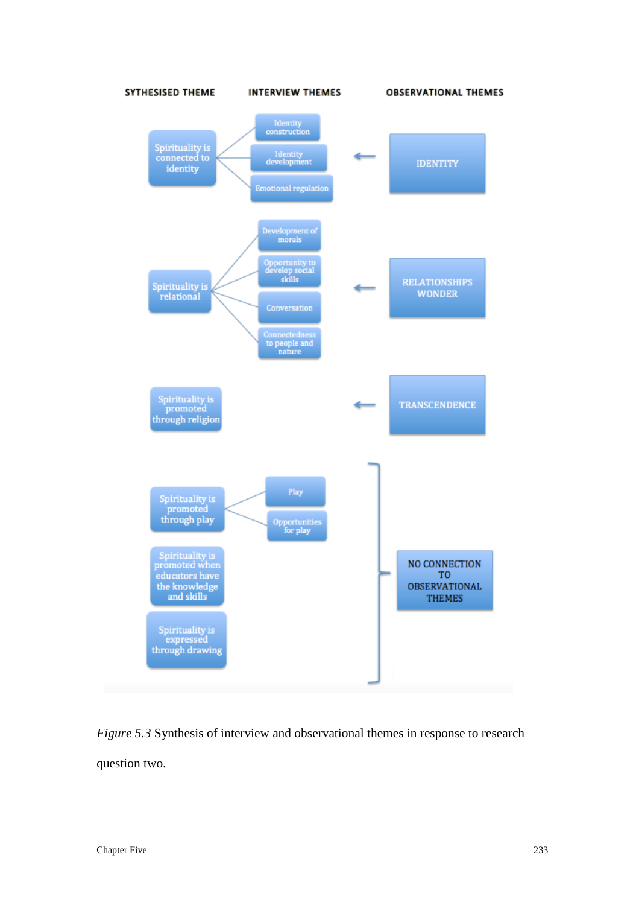| SYTHESISED THEME | INTERVIEW THEMES | OBSERVATIONAL THEMES |
| --- | --- | --- |
| Spirituality is connected to identity | Identity construction; Identity development; Emotional regulation | ← IDENTITY |
| Spirituality is relational | Development of morals; Opportunity to develop social skills; Conversation; Connectedness to people and nature | ← RELATIONSHIPS WONDER |
| Spirituality is promoted through religion | | ← TRANSCENDENCE |
| Spirituality is promoted through play | Play; Opportunities for play | NO CONNECTION TO OBSERVATIONAL THEMES |
| Spirituality is promoted when educators have the knowledge and skills | | NO CONNECTION TO OBSERVATIONAL THEMES |
| Spirituality is expressed through drawing | | NO CONNECTION TO OBSERVATIONAL THEMES |

*Figure 5.3* Synthesis of interview and observational themes in response to research question two.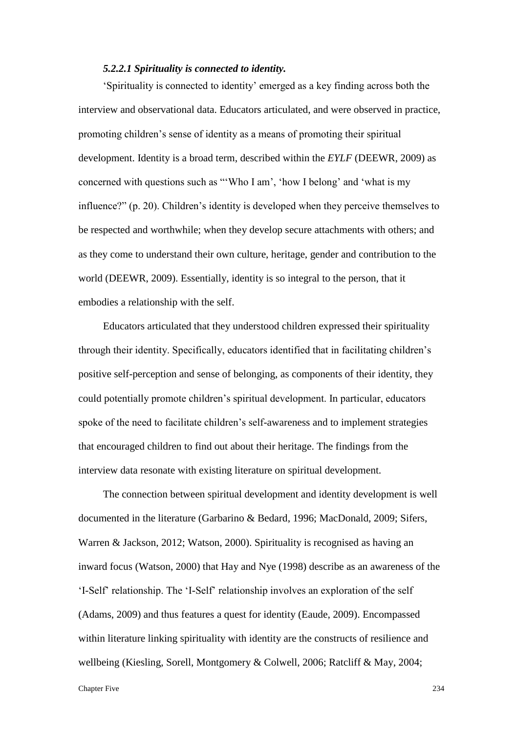#### *5.2.2.1 Spirituality is connected to identity.*

'Spirituality is connected to identity' emerged as a key finding across both the interview and observational data. Educators articulated, and were observed in practice, promoting children's sense of identity as a means of promoting their spiritual development. Identity is a broad term, described within the *EYLF* (DEEWR, 2009) as concerned with questions such as "'Who I am', 'how I belong' and 'what is my influence?" (p. 20). Children's identity is developed when they perceive themselves to be respected and worthwhile; when they develop secure attachments with others; and as they come to understand their own culture, heritage, gender and contribution to the world (DEEWR, 2009). Essentially, identity is so integral to the person, that it embodies a relationship with the self.

Educators articulated that they understood children expressed their spirituality through their identity. Specifically, educators identified that in facilitating children's positive self-perception and sense of belonging, as components of their identity, they could potentially promote children's spiritual development. In particular, educators spoke of the need to facilitate children's self-awareness and to implement strategies that encouraged children to find out about their heritage. The findings from the interview data resonate with existing literature on spiritual development.

The connection between spiritual development and identity development is well documented in the literature (Garbarino & Bedard, 1996; MacDonald, 2009; Sifers, Warren & Jackson, 2012; Watson, 2000). Spirituality is recognised as having an inward focus (Watson, 2000) that Hay and Nye (1998) describe as an awareness of the 'I-Self' relationship. The 'I-Self' relationship involves an exploration of the self (Adams, 2009) and thus features a quest for identity (Eaude, 2009). Encompassed within literature linking spirituality with identity are the constructs of resilience and wellbeing (Kiesling, Sorell, Montgomery & Colwell, 2006; Ratcliff & May, 2004;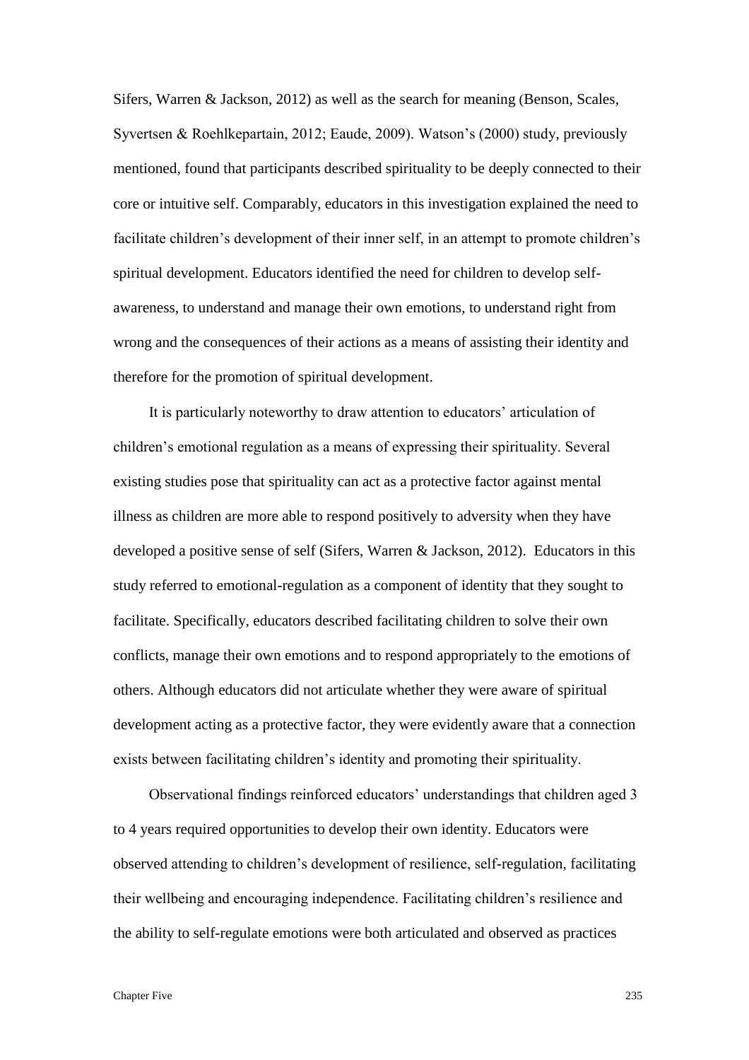Sifers, Warren & Jackson, 2012) as well as the search for meaning (Benson, Scales, Syvertsen & Roehlkepartain, 2012; Eaude, 2009). Watson's (2000) study, previously mentioned, found that participants described spirituality to be deeply connected to their core or intuitive self. Comparably, educators in this investigation explained the need to facilitate children's development of their inner self, in an attempt to promote children's spiritual development. Educators identified the need for children to develop self-awareness, to understand and manage their own emotions, to understand right from wrong and the consequences of their actions as a means of assisting their identity and therefore for the promotion of spiritual development.

It is particularly noteworthy to draw attention to educators' articulation of children's emotional regulation as a means of expressing their spirituality. Several existing studies pose that spirituality can act as a protective factor against mental illness as children are more able to respond positively to adversity when they have developed a positive sense of self (Sifers, Warren & Jackson, 2012). Educators in this study referred to emotional-regulation as a component of identity that they sought to facilitate. Specifically, educators described facilitating children to solve their own conflicts, manage their own emotions and to respond appropriately to the emotions of others. Although educators did not articulate whether they were aware of spiritual development acting as a protective factor, they were evidently aware that a connection exists between facilitating children's identity and promoting their spirituality.

Observational findings reinforced educators' understandings that children aged 3 to 4 years required opportunities to develop their own identity. Educators were observed attending to children's development of resilience, self-regulation, facilitating their wellbeing and encouraging independence. Facilitating children's resilience and the ability to self-regulate emotions were both articulated and observed as practices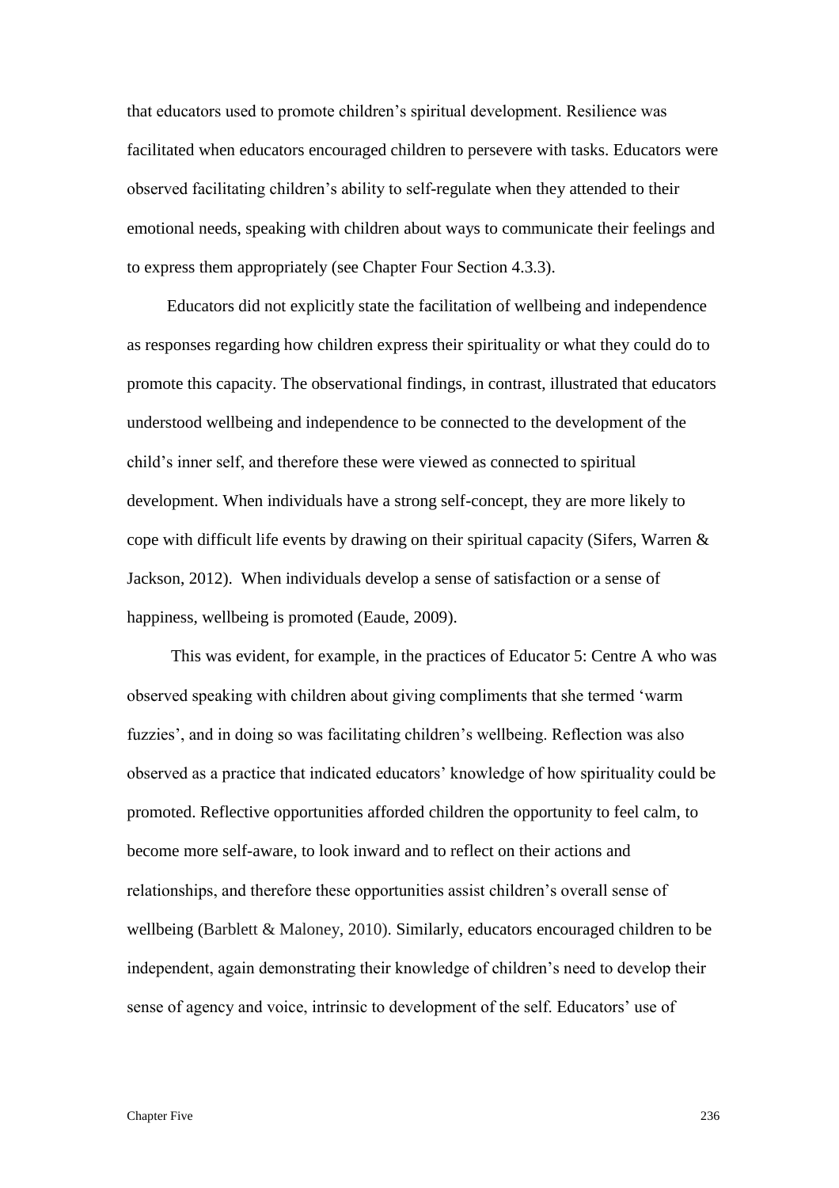that educators used to promote children's spiritual development. Resilience was facilitated when educators encouraged children to persevere with tasks. Educators were observed facilitating children's ability to self-regulate when they attended to their emotional needs, speaking with children about ways to communicate their feelings and to express them appropriately (see Chapter Four Section 4.3.3).

Educators did not explicitly state the facilitation of wellbeing and independence as responses regarding how children express their spirituality or what they could do to promote this capacity. The observational findings, in contrast, illustrated that educators understood wellbeing and independence to be connected to the development of the child's inner self, and therefore these were viewed as connected to spiritual development. When individuals have a strong self-concept, they are more likely to cope with difficult life events by drawing on their spiritual capacity (Sifers, Warren & Jackson, 2012). When individuals develop a sense of satisfaction or a sense of happiness, wellbeing is promoted (Eaude, 2009).

This was evident, for example, in the practices of Educator 5: Centre A who was observed speaking with children about giving compliments that she termed 'warm fuzzies', and in doing so was facilitating children's wellbeing. Reflection was also observed as a practice that indicated educators' knowledge of how spirituality could be promoted. Reflective opportunities afforded children the opportunity to feel calm, to become more self-aware, to look inward and to reflect on their actions and relationships, and therefore these opportunities assist children's overall sense of wellbeing (Barblett & Maloney, 2010). Similarly, educators encouraged children to be independent, again demonstrating their knowledge of children's need to develop their sense of agency and voice, intrinsic to development of the self. Educators' use of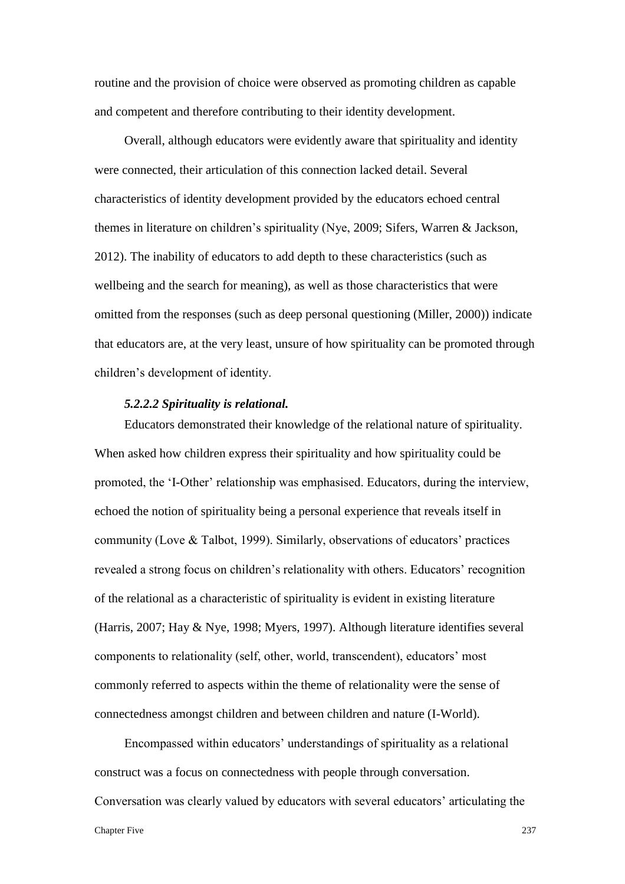routine and the provision of choice were observed as promoting children as capable and competent and therefore contributing to their identity development.

Overall, although educators were evidently aware that spirituality and identity were connected, their articulation of this connection lacked detail. Several characteristics of identity development provided by the educators echoed central themes in literature on children's spirituality (Nye, 2009; Sifers, Warren & Jackson, 2012). The inability of educators to add depth to these characteristics (such as wellbeing and the search for meaning), as well as those characteristics that were omitted from the responses (such as deep personal questioning (Miller, 2000)) indicate that educators are, at the very least, unsure of how spirituality can be promoted through children's development of identity.

#### *5.2.2.2 Spirituality is relational.*

Educators demonstrated their knowledge of the relational nature of spirituality. When asked how children express their spirituality and how spirituality could be promoted, the 'I-Other' relationship was emphasised. Educators, during the interview, echoed the notion of spirituality being a personal experience that reveals itself in community (Love & Talbot, 1999). Similarly, observations of educators' practices revealed a strong focus on children's relationality with others. Educators' recognition of the relational as a characteristic of spirituality is evident in existing literature (Harris, 2007; Hay & Nye, 1998; Myers, 1997). Although literature identifies several components to relationality (self, other, world, transcendent), educators' most commonly referred to aspects within the theme of relationality were the sense of connectedness amongst children and between children and nature (I-World).

Encompassed within educators' understandings of spirituality as a relational construct was a focus on connectedness with people through conversation. Conversation was clearly valued by educators with several educators' articulating the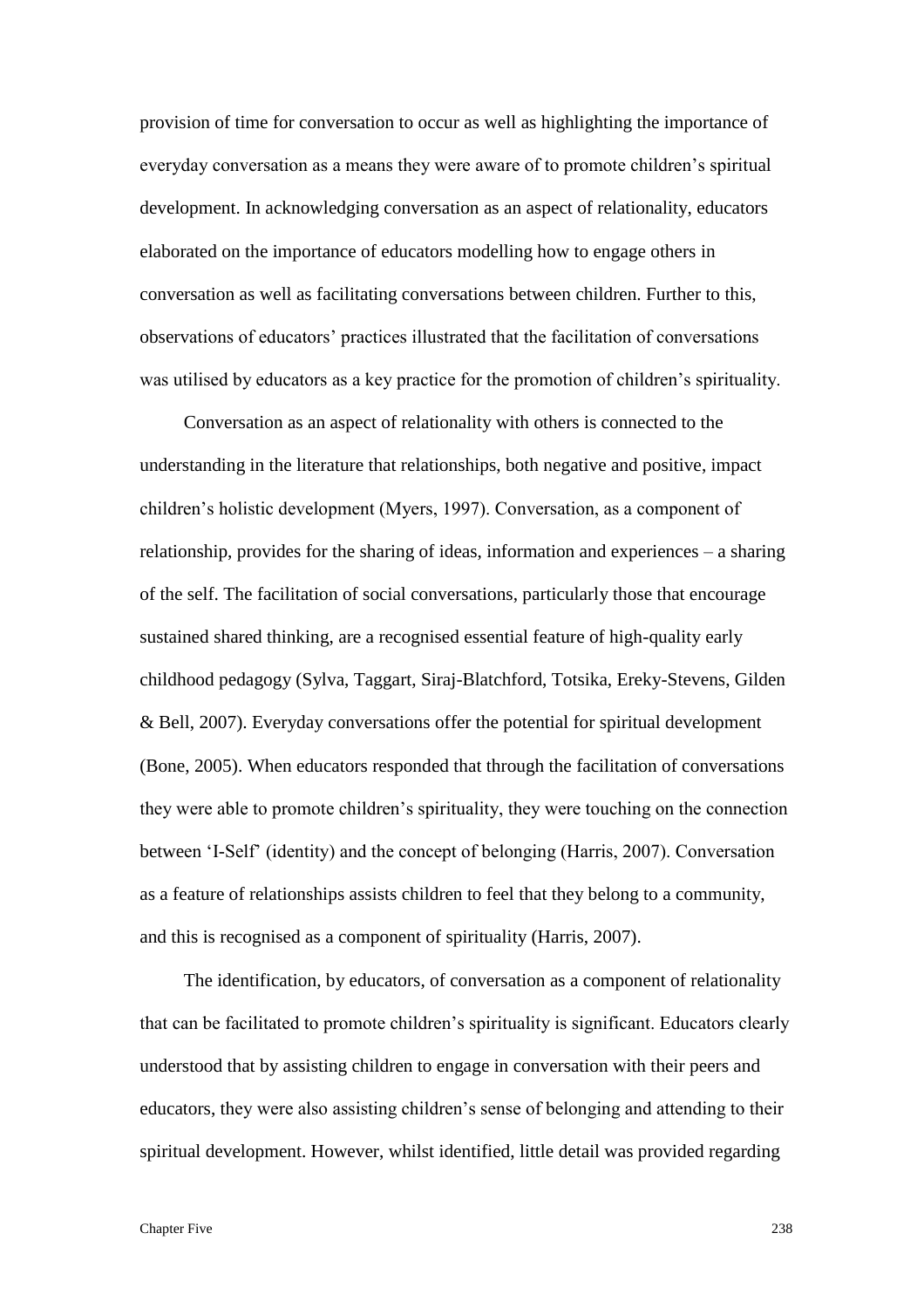provision of time for conversation to occur as well as highlighting the importance of everyday conversation as a means they were aware of to promote children's spiritual development. In acknowledging conversation as an aspect of relationality, educators elaborated on the importance of educators modelling how to engage others in conversation as well as facilitating conversations between children. Further to this, observations of educators' practices illustrated that the facilitation of conversations was utilised by educators as a key practice for the promotion of children's spirituality.

Conversation as an aspect of relationality with others is connected to the understanding in the literature that relationships, both negative and positive, impact children's holistic development (Myers, 1997). Conversation, as a component of relationship, provides for the sharing of ideas, information and experiences – a sharing of the self. The facilitation of social conversations, particularly those that encourage sustained shared thinking, are a recognised essential feature of high-quality early childhood pedagogy (Sylva, Taggart, Siraj-Blatchford, Totsika, Ereky-Stevens, Gilden & Bell, 2007). Everyday conversations offer the potential for spiritual development (Bone, 2005). When educators responded that through the facilitation of conversations they were able to promote children's spirituality, they were touching on the connection between 'I-Self' (identity) and the concept of belonging (Harris, 2007). Conversation as a feature of relationships assists children to feel that they belong to a community, and this is recognised as a component of spirituality (Harris, 2007).

The identification, by educators, of conversation as a component of relationality that can be facilitated to promote children's spirituality is significant. Educators clearly understood that by assisting children to engage in conversation with their peers and educators, they were also assisting children's sense of belonging and attending to their spiritual development. However, whilst identified, little detail was provided regarding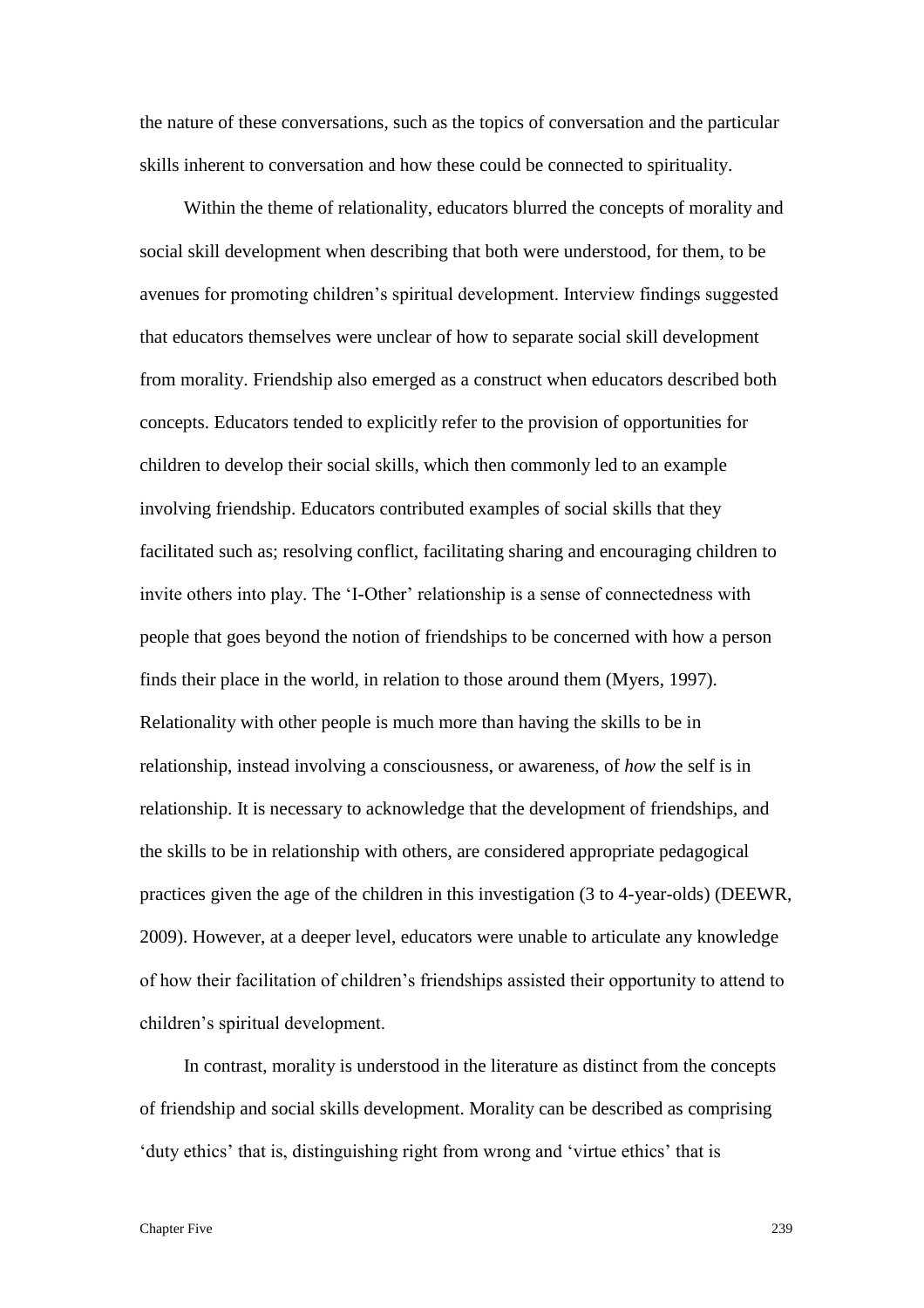the nature of these conversations, such as the topics of conversation and the particular skills inherent to conversation and how these could be connected to spirituality.

Within the theme of relationality, educators blurred the concepts of morality and social skill development when describing that both were understood, for them, to be avenues for promoting children's spiritual development. Interview findings suggested that educators themselves were unclear of how to separate social skill development from morality. Friendship also emerged as a construct when educators described both concepts. Educators tended to explicitly refer to the provision of opportunities for children to develop their social skills, which then commonly led to an example involving friendship. Educators contributed examples of social skills that they facilitated such as; resolving conflict, facilitating sharing and encouraging children to invite others into play. The 'I-Other' relationship is a sense of connectedness with people that goes beyond the notion of friendships to be concerned with how a person finds their place in the world, in relation to those around them (Myers, 1997). Relationality with other people is much more than having the skills to be in relationship, instead involving a consciousness, or awareness, of *how* the self is in relationship. It is necessary to acknowledge that the development of friendships, and the skills to be in relationship with others, are considered appropriate pedagogical practices given the age of the children in this investigation (3 to 4-year-olds) (DEEWR, 2009). However, at a deeper level, educators were unable to articulate any knowledge of how their facilitation of children's friendships assisted their opportunity to attend to children's spiritual development.

In contrast, morality is understood in the literature as distinct from the concepts of friendship and social skills development. Morality can be described as comprising 'duty ethics' that is, distinguishing right from wrong and 'virtue ethics' that is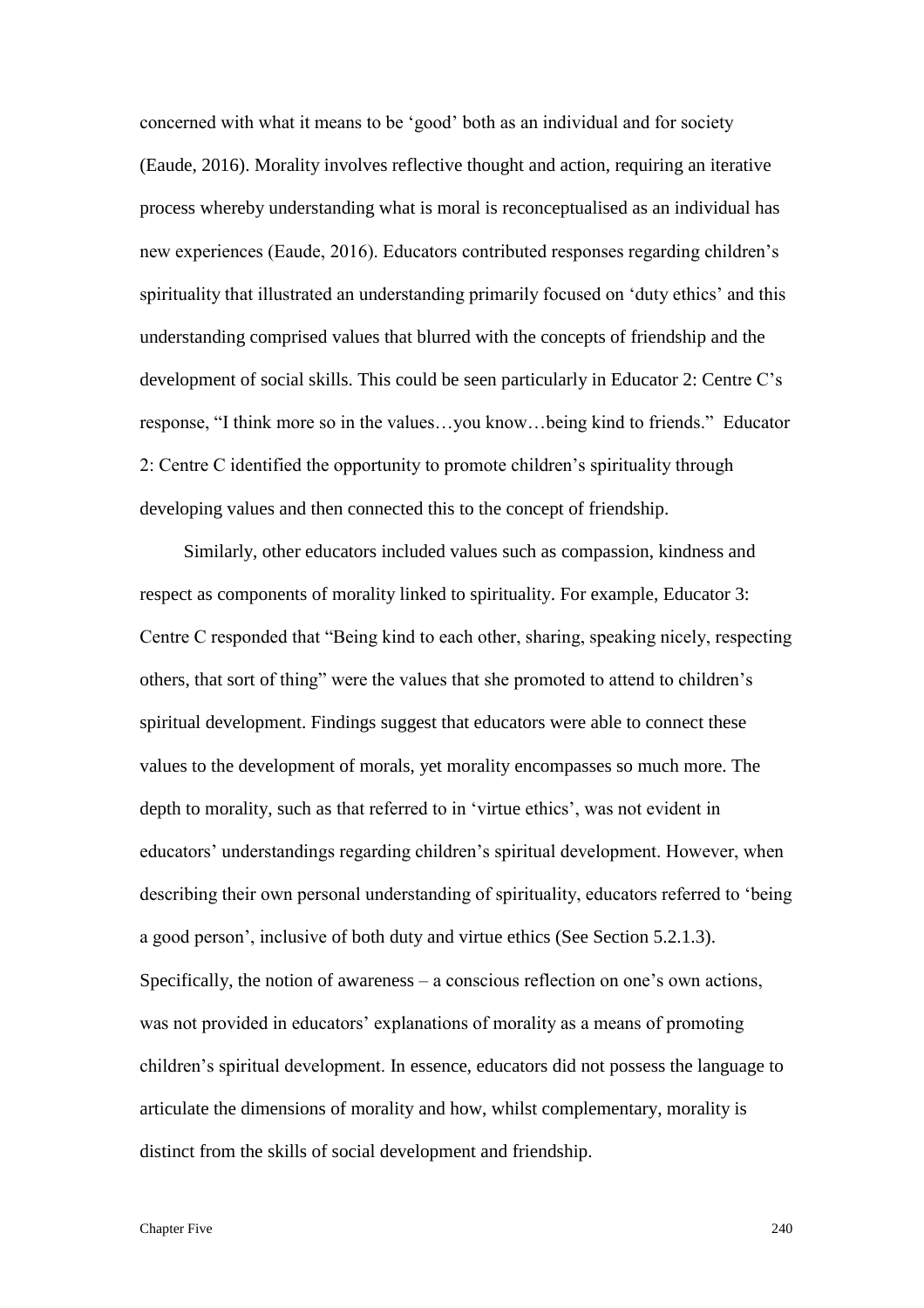concerned with what it means to be 'good' both as an individual and for society (Eaude, 2016). Morality involves reflective thought and action, requiring an iterative process whereby understanding what is moral is reconceptualised as an individual has new experiences (Eaude, 2016). Educators contributed responses regarding children's spirituality that illustrated an understanding primarily focused on 'duty ethics' and this understanding comprised values that blurred with the concepts of friendship and the development of social skills. This could be seen particularly in Educator 2: Centre C's response, "I think more so in the values…you know…being kind to friends." Educator 2: Centre C identified the opportunity to promote children's spirituality through developing values and then connected this to the concept of friendship.

Similarly, other educators included values such as compassion, kindness and respect as components of morality linked to spirituality. For example, Educator 3: Centre C responded that "Being kind to each other, sharing, speaking nicely, respecting others, that sort of thing" were the values that she promoted to attend to children's spiritual development. Findings suggest that educators were able to connect these values to the development of morals, yet morality encompasses so much more. The depth to morality, such as that referred to in 'virtue ethics', was not evident in educators' understandings regarding children's spiritual development. However, when describing their own personal understanding of spirituality, educators referred to 'being a good person', inclusive of both duty and virtue ethics (See Section 5.2.1.3). Specifically, the notion of awareness – a conscious reflection on one's own actions, was not provided in educators' explanations of morality as a means of promoting children's spiritual development. In essence, educators did not possess the language to articulate the dimensions of morality and how, whilst complementary, morality is distinct from the skills of social development and friendship.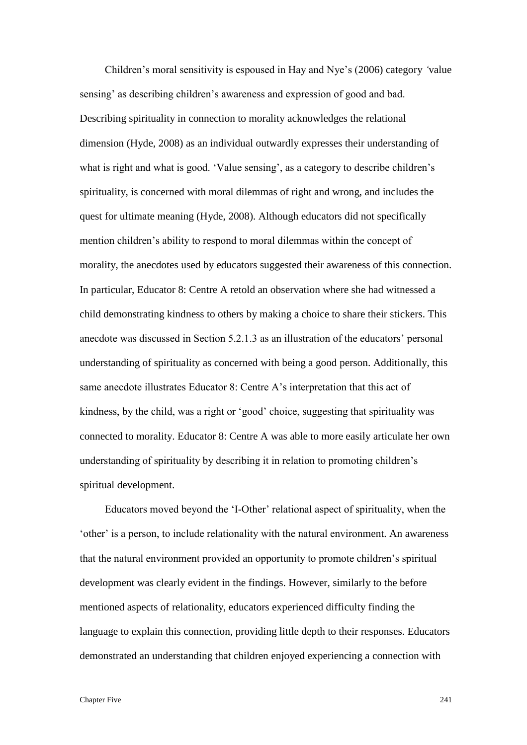Children's moral sensitivity is espoused in Hay and Nye's (2006) category *'*value sensing' as describing children's awareness and expression of good and bad. Describing spirituality in connection to morality acknowledges the relational dimension (Hyde, 2008) as an individual outwardly expresses their understanding of what is right and what is good. 'Value sensing', as a category to describe children's spirituality, is concerned with moral dilemmas of right and wrong, and includes the quest for ultimate meaning (Hyde, 2008). Although educators did not specifically mention children's ability to respond to moral dilemmas within the concept of morality, the anecdotes used by educators suggested their awareness of this connection. In particular, Educator 8: Centre A retold an observation where she had witnessed a child demonstrating kindness to others by making a choice to share their stickers. This anecdote was discussed in Section 5.2.1.3 as an illustration of the educators' personal understanding of spirituality as concerned with being a good person. Additionally, this same anecdote illustrates Educator 8: Centre A's interpretation that this act of kindness, by the child, was a right or 'good' choice, suggesting that spirituality was connected to morality. Educator 8: Centre A was able to more easily articulate her own understanding of spirituality by describing it in relation to promoting children's spiritual development.

Educators moved beyond the 'I-Other' relational aspect of spirituality, when the 'other' is a person, to include relationality with the natural environment. An awareness that the natural environment provided an opportunity to promote children's spiritual development was clearly evident in the findings. However, similarly to the before mentioned aspects of relationality, educators experienced difficulty finding the language to explain this connection, providing little depth to their responses. Educators demonstrated an understanding that children enjoyed experiencing a connection with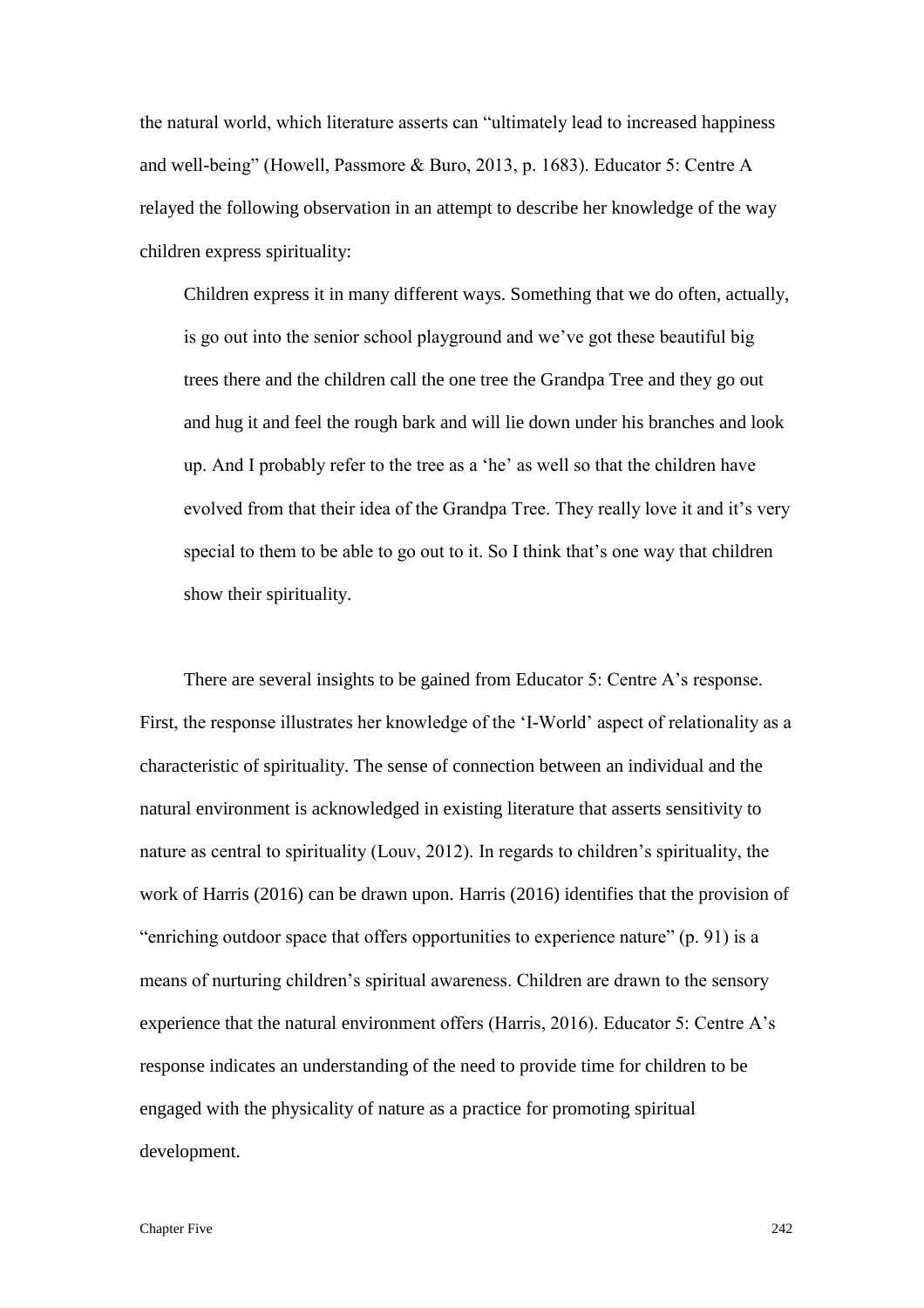the natural world, which literature asserts can "ultimately lead to increased happiness and well-being" (Howell, Passmore & Buro, 2013, p. 1683). Educator 5: Centre A relayed the following observation in an attempt to describe her knowledge of the way children express spirituality:

> Children express it in many different ways. Something that we do often, actually, is go out into the senior school playground and we've got these beautiful big trees there and the children call the one tree the Grandpa Tree and they go out and hug it and feel the rough bark and will lie down under his branches and look up. And I probably refer to the tree as a 'he' as well so that the children have evolved from that their idea of the Grandpa Tree. They really love it and it's very special to them to be able to go out to it. So I think that's one way that children show their spirituality.

There are several insights to be gained from Educator 5: Centre A's response. First, the response illustrates her knowledge of the 'I-World' aspect of relationality as a characteristic of spirituality. The sense of connection between an individual and the natural environment is acknowledged in existing literature that asserts sensitivity to nature as central to spirituality (Louv, 2012). In regards to children's spirituality, the work of Harris (2016) can be drawn upon. Harris (2016) identifies that the provision of "enriching outdoor space that offers opportunities to experience nature" (p. 91) is a means of nurturing children's spiritual awareness. Children are drawn to the sensory experience that the natural environment offers (Harris, 2016). Educator 5: Centre A's response indicates an understanding of the need to provide time for children to be engaged with the physicality of nature as a practice for promoting spiritual development.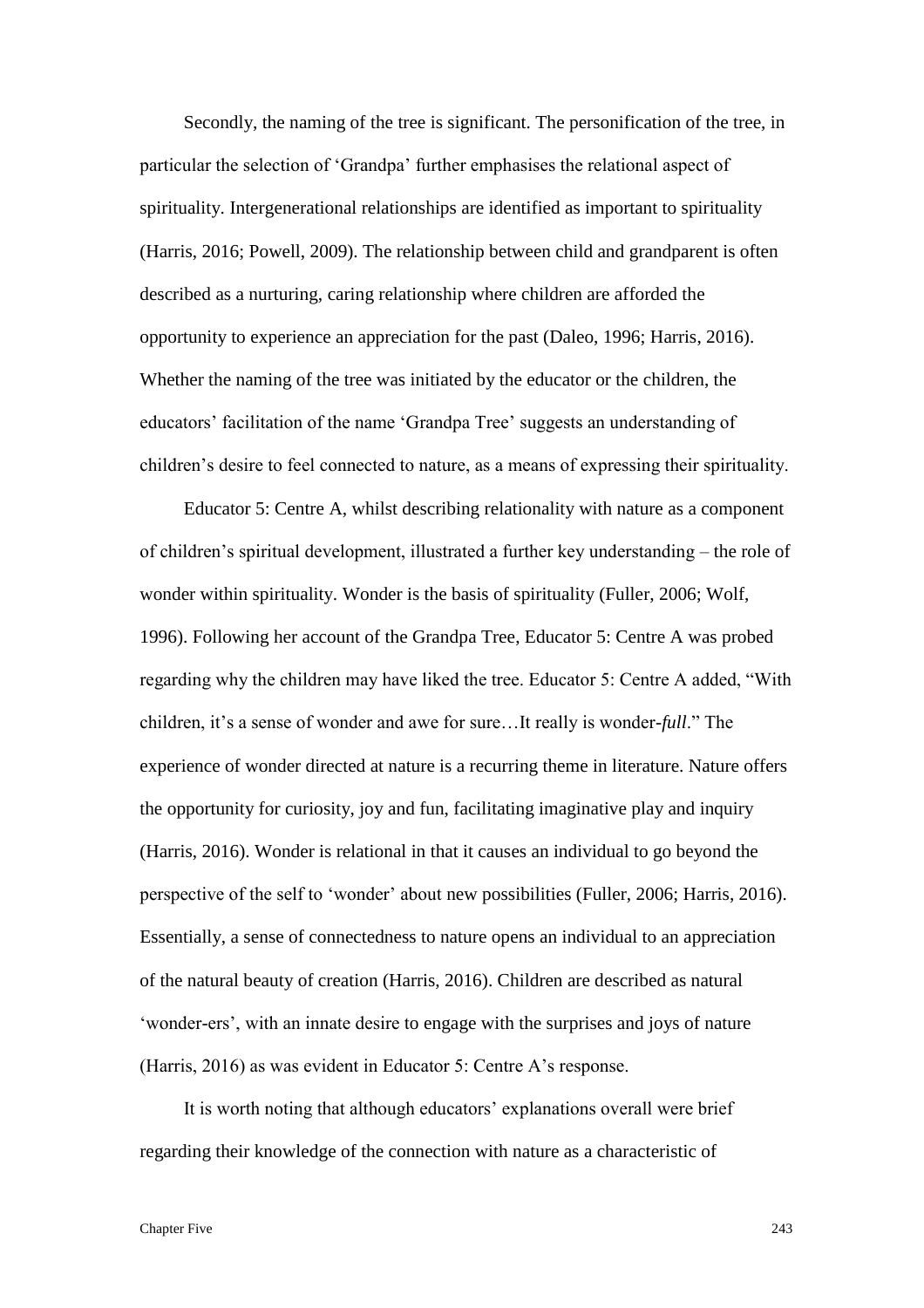Secondly, the naming of the tree is significant. The personification of the tree, in particular the selection of 'Grandpa' further emphasises the relational aspect of spirituality. Intergenerational relationships are identified as important to spirituality (Harris, 2016; Powell, 2009). The relationship between child and grandparent is often described as a nurturing, caring relationship where children are afforded the opportunity to experience an appreciation for the past (Daleo, 1996; Harris, 2016). Whether the naming of the tree was initiated by the educator or the children, the educators' facilitation of the name 'Grandpa Tree' suggests an understanding of children's desire to feel connected to nature, as a means of expressing their spirituality.

Educator 5: Centre A, whilst describing relationality with nature as a component of children's spiritual development, illustrated a further key understanding – the role of wonder within spirituality. Wonder is the basis of spirituality (Fuller, 2006; Wolf, 1996). Following her account of the Grandpa Tree, Educator 5: Centre A was probed regarding why the children may have liked the tree. Educator 5: Centre A added, "With children, it's a sense of wonder and awe for sure…It really is wonder-*full*." The experience of wonder directed at nature is a recurring theme in literature. Nature offers the opportunity for curiosity, joy and fun, facilitating imaginative play and inquiry (Harris, 2016). Wonder is relational in that it causes an individual to go beyond the perspective of the self to 'wonder' about new possibilities (Fuller, 2006; Harris, 2016). Essentially, a sense of connectedness to nature opens an individual to an appreciation of the natural beauty of creation (Harris, 2016). Children are described as natural 'wonder-ers', with an innate desire to engage with the surprises and joys of nature (Harris, 2016) as was evident in Educator 5: Centre A's response.

It is worth noting that although educators' explanations overall were brief regarding their knowledge of the connection with nature as a characteristic of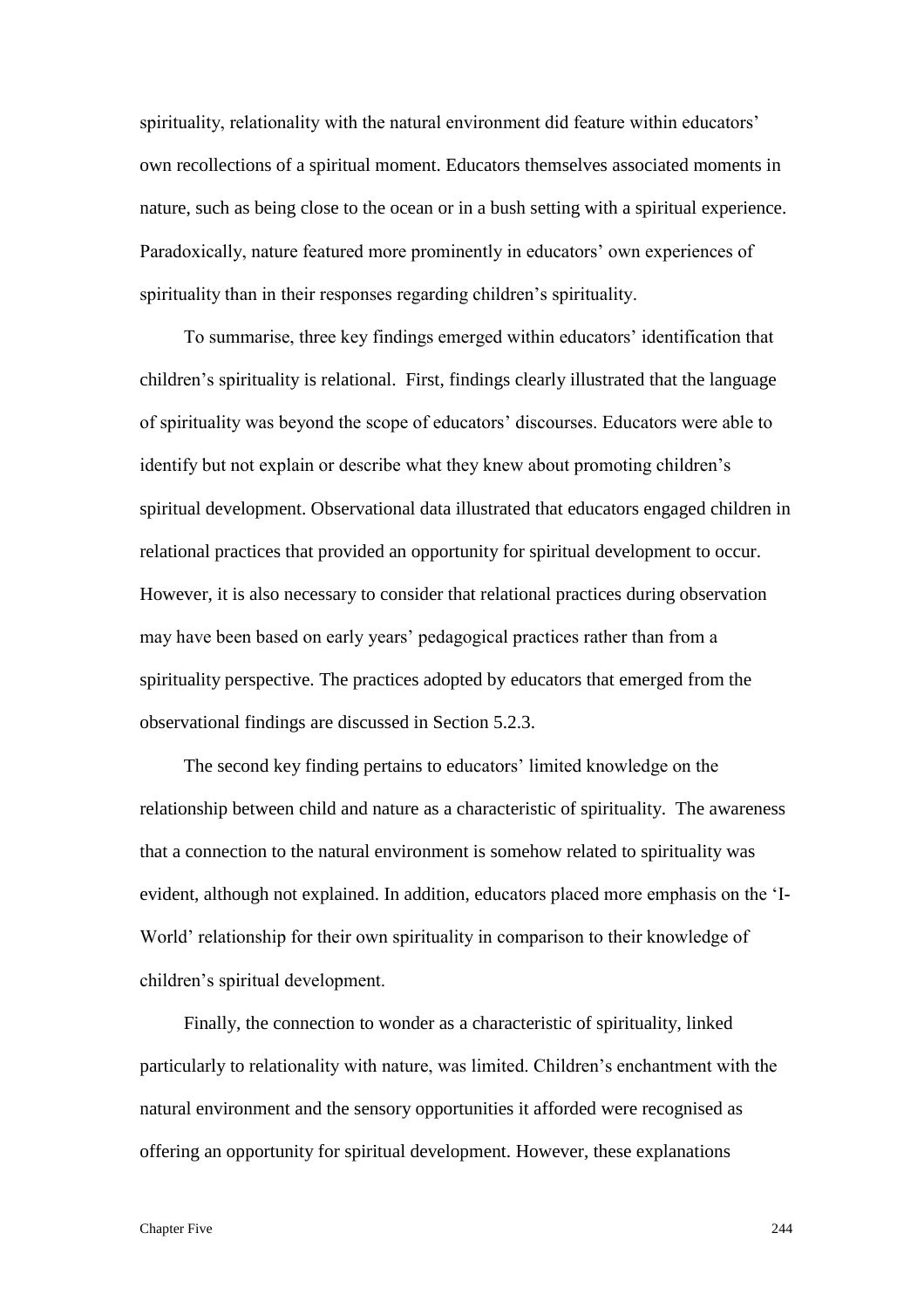spirituality, relationality with the natural environment did feature within educators' own recollections of a spiritual moment. Educators themselves associated moments in nature, such as being close to the ocean or in a bush setting with a spiritual experience. Paradoxically, nature featured more prominently in educators' own experiences of spirituality than in their responses regarding children's spirituality.

To summarise, three key findings emerged within educators' identification that children's spirituality is relational. First, findings clearly illustrated that the language of spirituality was beyond the scope of educators' discourses. Educators were able to identify but not explain or describe what they knew about promoting children's spiritual development. Observational data illustrated that educators engaged children in relational practices that provided an opportunity for spiritual development to occur. However, it is also necessary to consider that relational practices during observation may have been based on early years' pedagogical practices rather than from a spirituality perspective. The practices adopted by educators that emerged from the observational findings are discussed in Section 5.2.3.

The second key finding pertains to educators' limited knowledge on the relationship between child and nature as a characteristic of spirituality. The awareness that a connection to the natural environment is somehow related to spirituality was evident, although not explained. In addition, educators placed more emphasis on the 'I-World' relationship for their own spirituality in comparison to their knowledge of children's spiritual development.

Finally, the connection to wonder as a characteristic of spirituality, linked particularly to relationality with nature, was limited. Children's enchantment with the natural environment and the sensory opportunities it afforded were recognised as offering an opportunity for spiritual development. However, these explanations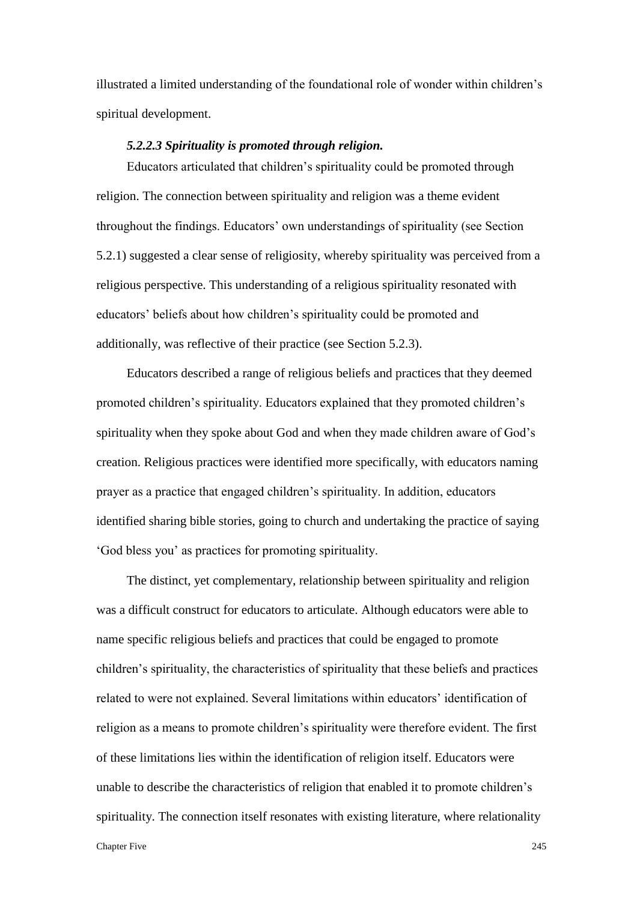illustrated a limited understanding of the foundational role of wonder within children's spiritual development.

#### *5.2.2.3 Spirituality is promoted through religion.*

Educators articulated that children's spirituality could be promoted through religion. The connection between spirituality and religion was a theme evident throughout the findings. Educators' own understandings of spirituality (see Section 5.2.1) suggested a clear sense of religiosity, whereby spirituality was perceived from a religious perspective. This understanding of a religious spirituality resonated with educators' beliefs about how children's spirituality could be promoted and additionally, was reflective of their practice (see Section 5.2.3).

Educators described a range of religious beliefs and practices that they deemed promoted children's spirituality. Educators explained that they promoted children's spirituality when they spoke about God and when they made children aware of God's creation. Religious practices were identified more specifically, with educators naming prayer as a practice that engaged children's spirituality. In addition, educators identified sharing bible stories, going to church and undertaking the practice of saying 'God bless you' as practices for promoting spirituality.

The distinct, yet complementary, relationship between spirituality and religion was a difficult construct for educators to articulate. Although educators were able to name specific religious beliefs and practices that could be engaged to promote children's spirituality, the characteristics of spirituality that these beliefs and practices related to were not explained. Several limitations within educators' identification of religion as a means to promote children's spirituality were therefore evident. The first of these limitations lies within the identification of religion itself. Educators were unable to describe the characteristics of religion that enabled it to promote children's spirituality. The connection itself resonates with existing literature, where relationality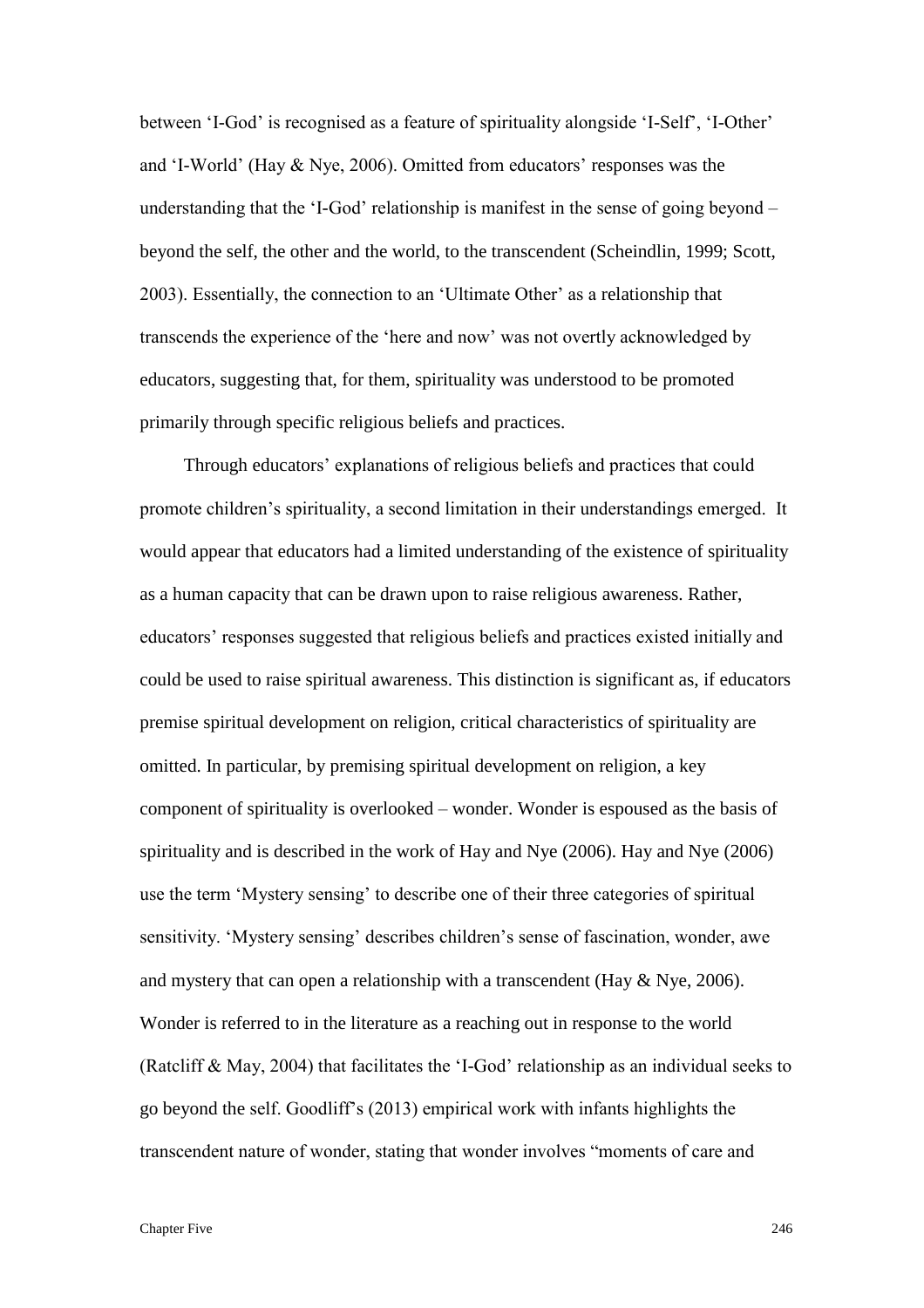between 'I-God' is recognised as a feature of spirituality alongside 'I-Self', 'I-Other' and 'I-World' (Hay & Nye, 2006). Omitted from educators' responses was the understanding that the 'I-God' relationship is manifest in the sense of going beyond – beyond the self, the other and the world, to the transcendent (Scheindlin, 1999; Scott, 2003). Essentially, the connection to an 'Ultimate Other' as a relationship that transcends the experience of the 'here and now' was not overtly acknowledged by educators, suggesting that, for them, spirituality was understood to be promoted primarily through specific religious beliefs and practices.

Through educators' explanations of religious beliefs and practices that could promote children's spirituality, a second limitation in their understandings emerged. It would appear that educators had a limited understanding of the existence of spirituality as a human capacity that can be drawn upon to raise religious awareness. Rather, educators' responses suggested that religious beliefs and practices existed initially and could be used to raise spiritual awareness. This distinction is significant as, if educators premise spiritual development on religion, critical characteristics of spirituality are omitted. In particular, by premising spiritual development on religion, a key component of spirituality is overlooked – wonder. Wonder is espoused as the basis of spirituality and is described in the work of Hay and Nye (2006). Hay and Nye (2006) use the term 'Mystery sensing' to describe one of their three categories of spiritual sensitivity. 'Mystery sensing' describes children's sense of fascination, wonder, awe and mystery that can open a relationship with a transcendent (Hay & Nye, 2006). Wonder is referred to in the literature as a reaching out in response to the world (Ratcliff & May, 2004) that facilitates the 'I-God' relationship as an individual seeks to go beyond the self. Goodliff's (2013) empirical work with infants highlights the transcendent nature of wonder, stating that wonder involves "moments of care and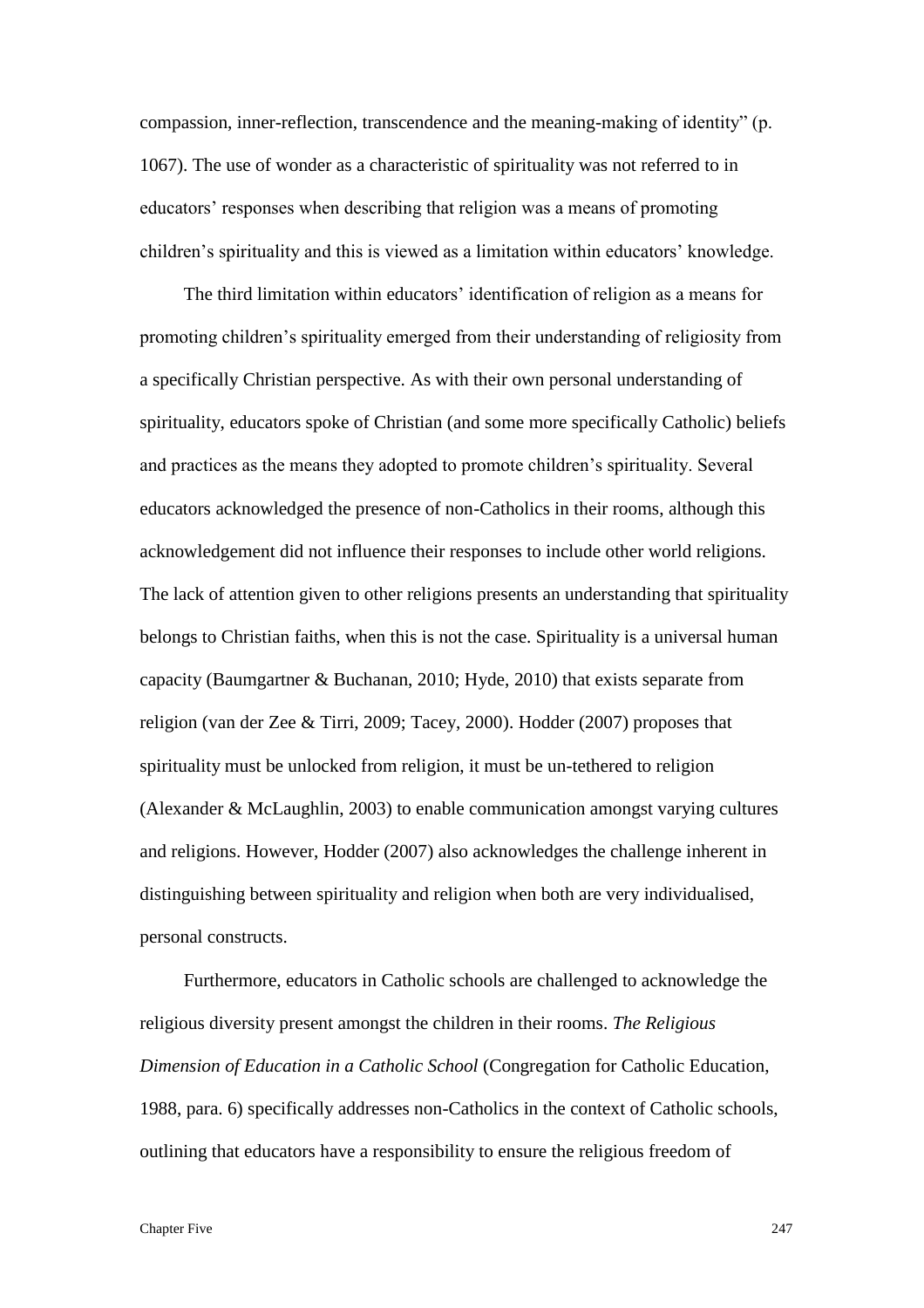compassion, inner-reflection, transcendence and the meaning-making of identity" (p. 1067). The use of wonder as a characteristic of spirituality was not referred to in educators' responses when describing that religion was a means of promoting children's spirituality and this is viewed as a limitation within educators' knowledge.

The third limitation within educators' identification of religion as a means for promoting children's spirituality emerged from their understanding of religiosity from a specifically Christian perspective. As with their own personal understanding of spirituality, educators spoke of Christian (and some more specifically Catholic) beliefs and practices as the means they adopted to promote children's spirituality. Several educators acknowledged the presence of non-Catholics in their rooms, although this acknowledgement did not influence their responses to include other world religions. The lack of attention given to other religions presents an understanding that spirituality belongs to Christian faiths, when this is not the case. Spirituality is a universal human capacity (Baumgartner & Buchanan, 2010; Hyde, 2010) that exists separate from religion (van der Zee & Tirri, 2009; Tacey, 2000). Hodder (2007) proposes that spirituality must be unlocked from religion, it must be un-tethered to religion (Alexander & McLaughlin, 2003) to enable communication amongst varying cultures and religions. However, Hodder (2007) also acknowledges the challenge inherent in distinguishing between spirituality and religion when both are very individualised, personal constructs.

Furthermore, educators in Catholic schools are challenged to acknowledge the religious diversity present amongst the children in their rooms. *The Religious Dimension of Education in a Catholic School* (Congregation for Catholic Education, 1988, para. 6) specifically addresses non-Catholics in the context of Catholic schools, outlining that educators have a responsibility to ensure the religious freedom of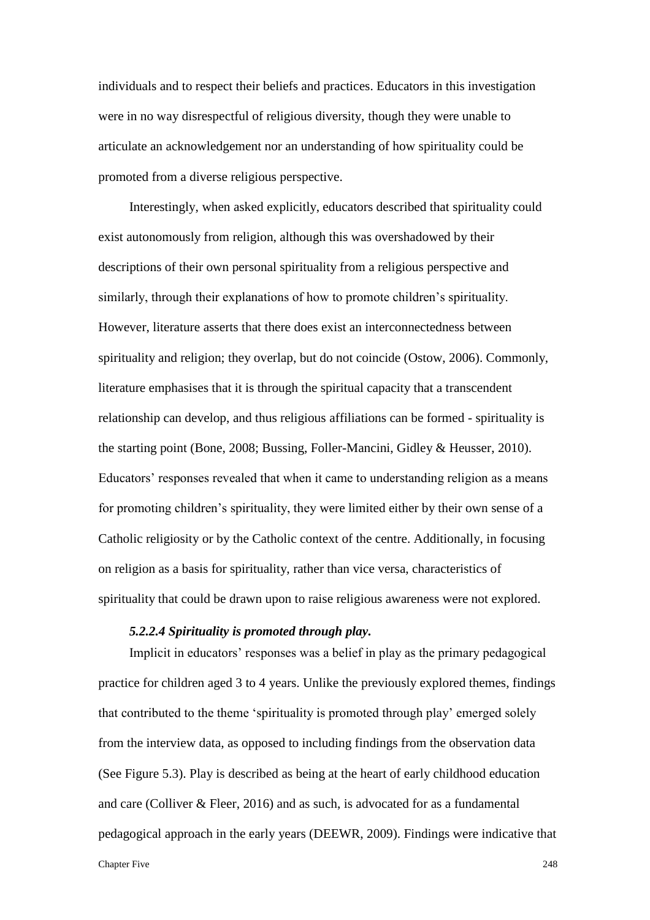individuals and to respect their beliefs and practices. Educators in this investigation were in no way disrespectful of religious diversity, though they were unable to articulate an acknowledgement nor an understanding of how spirituality could be promoted from a diverse religious perspective.

Interestingly, when asked explicitly, educators described that spirituality could exist autonomously from religion, although this was overshadowed by their descriptions of their own personal spirituality from a religious perspective and similarly, through their explanations of how to promote children's spirituality. However, literature asserts that there does exist an interconnectedness between spirituality and religion; they overlap, but do not coincide (Ostow, 2006). Commonly, literature emphasises that it is through the spiritual capacity that a transcendent relationship can develop, and thus religious affiliations can be formed - spirituality is the starting point (Bone, 2008; Bussing, Foller-Mancini, Gidley & Heusser, 2010). Educators' responses revealed that when it came to understanding religion as a means for promoting children's spirituality, they were limited either by their own sense of a Catholic religiosity or by the Catholic context of the centre. Additionally, in focusing on religion as a basis for spirituality, rather than vice versa, characteristics of spirituality that could be drawn upon to raise religious awareness were not explored.

#### *5.2.2.4 Spirituality is promoted through play.*

Implicit in educators' responses was a belief in play as the primary pedagogical practice for children aged 3 to 4 years. Unlike the previously explored themes, findings that contributed to the theme 'spirituality is promoted through play' emerged solely from the interview data, as opposed to including findings from the observation data (See Figure 5.3). Play is described as being at the heart of early childhood education and care (Colliver & Fleer, 2016) and as such, is advocated for as a fundamental pedagogical approach in the early years (DEEWR, 2009). Findings were indicative that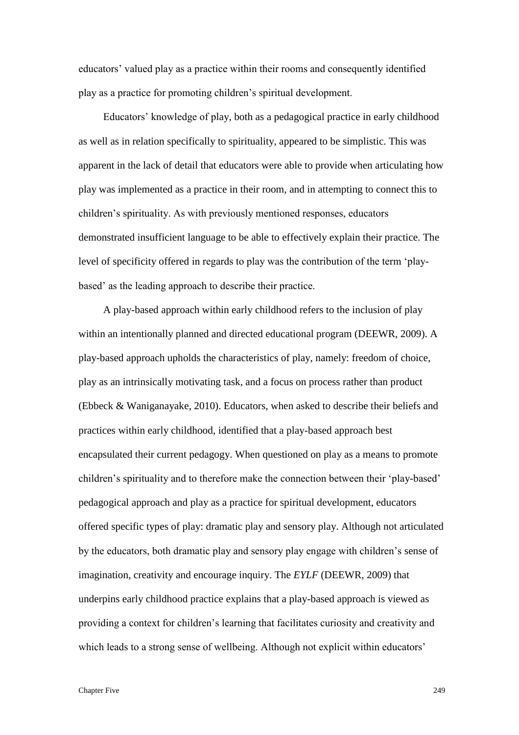educators' valued play as a practice within their rooms and consequently identified play as a practice for promoting children's spiritual development.

Educators' knowledge of play, both as a pedagogical practice in early childhood as well as in relation specifically to spirituality, appeared to be simplistic. This was apparent in the lack of detail that educators were able to provide when articulating how play was implemented as a practice in their room, and in attempting to connect this to children's spirituality. As with previously mentioned responses, educators demonstrated insufficient language to be able to effectively explain their practice. The level of specificity offered in regards to play was the contribution of the term 'play-based' as the leading approach to describe their practice.

A play-based approach within early childhood refers to the inclusion of play within an intentionally planned and directed educational program (DEEWR, 2009). A play-based approach upholds the characteristics of play, namely: freedom of choice, play as an intrinsically motivating task, and a focus on process rather than product (Ebbeck & Waniganayake, 2010). Educators, when asked to describe their beliefs and practices within early childhood, identified that a play-based approach best encapsulated their current pedagogy. When questioned on play as a means to promote children's spirituality and to therefore make the connection between their 'play-based' pedagogical approach and play as a practice for spiritual development, educators offered specific types of play: dramatic play and sensory play. Although not articulated by the educators, both dramatic play and sensory play engage with children's sense of imagination, creativity and encourage inquiry. The *EYLF* (DEEWR, 2009) that underpins early childhood practice explains that a play-based approach is viewed as providing a context for children's learning that facilitates curiosity and creativity and which leads to a strong sense of wellbeing. Although not explicit within educators'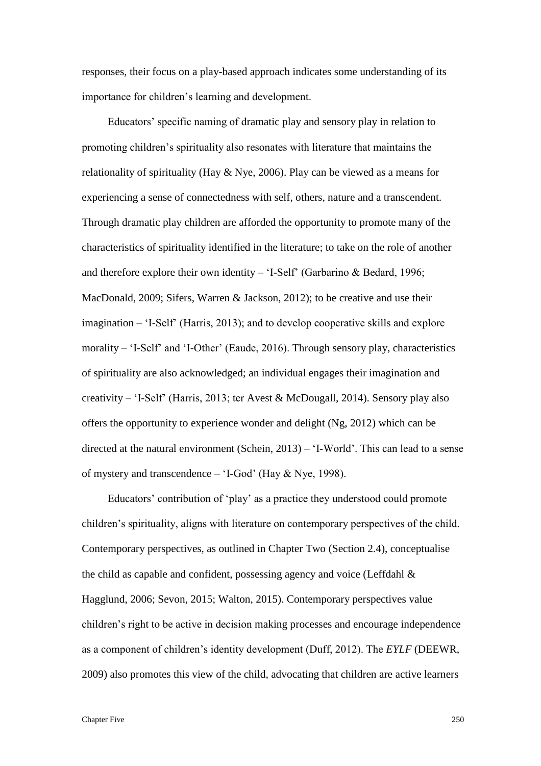responses, their focus on a play-based approach indicates some understanding of its importance for children's learning and development.

Educators' specific naming of dramatic play and sensory play in relation to promoting children's spirituality also resonates with literature that maintains the relationality of spirituality (Hay & Nye, 2006). Play can be viewed as a means for experiencing a sense of connectedness with self, others, nature and a transcendent. Through dramatic play children are afforded the opportunity to promote many of the characteristics of spirituality identified in the literature; to take on the role of another and therefore explore their own identity – 'I-Self' (Garbarino & Bedard, 1996; MacDonald, 2009; Sifers, Warren & Jackson, 2012); to be creative and use their imagination – 'I-Self' (Harris, 2013); and to develop cooperative skills and explore morality – 'I-Self' and 'I-Other' (Eaude, 2016). Through sensory play, characteristics of spirituality are also acknowledged; an individual engages their imagination and creativity – 'I-Self' (Harris, 2013; ter Avest & McDougall, 2014). Sensory play also offers the opportunity to experience wonder and delight (Ng, 2012) which can be directed at the natural environment (Schein, 2013) – 'I-World'. This can lead to a sense of mystery and transcendence – 'I-God' (Hay & Nye, 1998).

Educators' contribution of 'play' as a practice they understood could promote children's spirituality, aligns with literature on contemporary perspectives of the child. Contemporary perspectives, as outlined in Chapter Two (Section 2.4), conceptualise the child as capable and confident, possessing agency and voice (Leffdahl & Hagglund, 2006; Sevon, 2015; Walton, 2015). Contemporary perspectives value children's right to be active in decision making processes and encourage independence as a component of children's identity development (Duff, 2012). The *EYLF* (DEEWR, 2009) also promotes this view of the child, advocating that children are active learners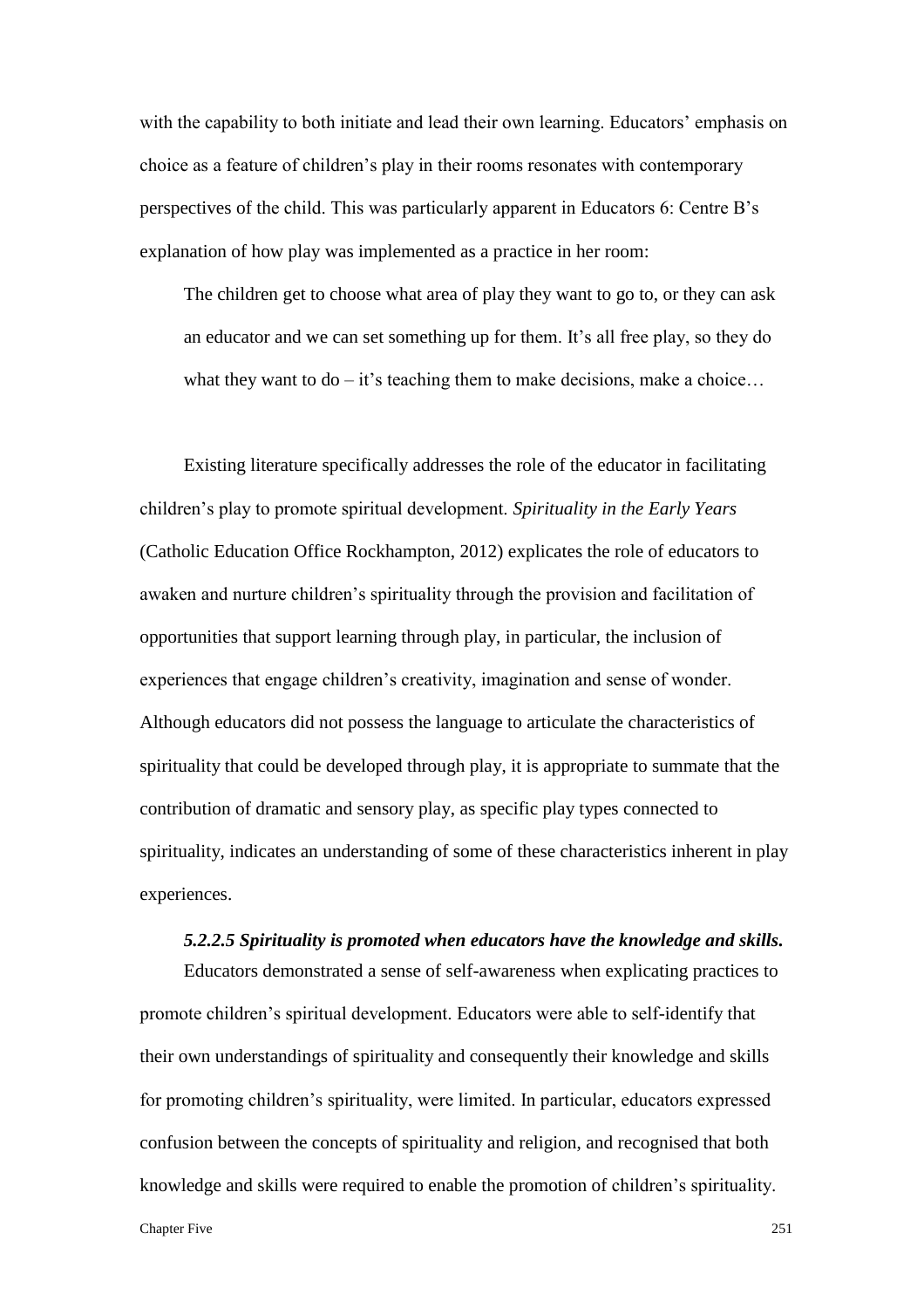with the capability to both initiate and lead their own learning. Educators' emphasis on choice as a feature of children's play in their rooms resonates with contemporary perspectives of the child. This was particularly apparent in Educators 6: Centre B's explanation of how play was implemented as a practice in her room:

> The children get to choose what area of play they want to go to, or they can ask an educator and we can set something up for them. It's all free play, so they do what they want to do – it's teaching them to make decisions, make a choice…

Existing literature specifically addresses the role of the educator in facilitating children's play to promote spiritual development. *Spirituality in the Early Years* (Catholic Education Office Rockhampton, 2012) explicates the role of educators to awaken and nurture children's spirituality through the provision and facilitation of opportunities that support learning through play, in particular, the inclusion of experiences that engage children's creativity, imagination and sense of wonder. Although educators did not possess the language to articulate the characteristics of spirituality that could be developed through play, it is appropriate to summate that the contribution of dramatic and sensory play, as specific play types connected to spirituality, indicates an understanding of some of these characteristics inherent in play experiences.

***5.2.2.5 Spirituality is promoted when educators have the knowledge and skills.***

Educators demonstrated a sense of self-awareness when explicating practices to promote children's spiritual development. Educators were able to self-identify that their own understandings of spirituality and consequently their knowledge and skills for promoting children's spirituality, were limited. In particular, educators expressed confusion between the concepts of spirituality and religion, and recognised that both knowledge and skills were required to enable the promotion of children's spirituality.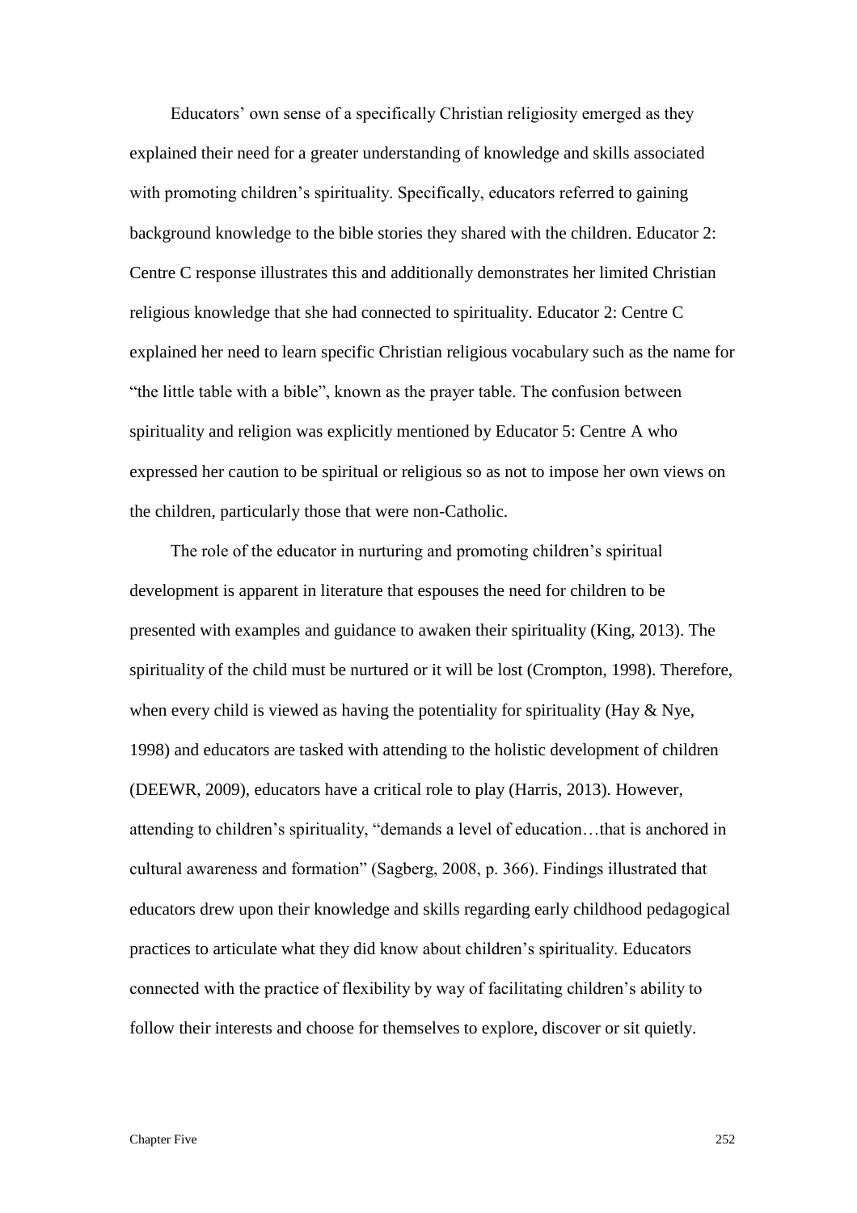Educators' own sense of a specifically Christian religiosity emerged as they explained their need for a greater understanding of knowledge and skills associated with promoting children's spirituality. Specifically, educators referred to gaining background knowledge to the bible stories they shared with the children. Educator 2: Centre C response illustrates this and additionally demonstrates her limited Christian religious knowledge that she had connected to spirituality. Educator 2: Centre C explained her need to learn specific Christian religious vocabulary such as the name for "the little table with a bible", known as the prayer table. The confusion between spirituality and religion was explicitly mentioned by Educator 5: Centre A who expressed her caution to be spiritual or religious so as not to impose her own views on the children, particularly those that were non-Catholic.

The role of the educator in nurturing and promoting children's spiritual development is apparent in literature that espouses the need for children to be presented with examples and guidance to awaken their spirituality (King, 2013). The spirituality of the child must be nurtured or it will be lost (Crompton, 1998). Therefore, when every child is viewed as having the potentiality for spirituality (Hay & Nye, 1998) and educators are tasked with attending to the holistic development of children (DEEWR, 2009), educators have a critical role to play (Harris, 2013). However, attending to children's spirituality, "demands a level of education…that is anchored in cultural awareness and formation" (Sagberg, 2008, p. 366). Findings illustrated that educators drew upon their knowledge and skills regarding early childhood pedagogical practices to articulate what they did know about children's spirituality. Educators connected with the practice of flexibility by way of facilitating children's ability to follow their interests and choose for themselves to explore, discover or sit quietly.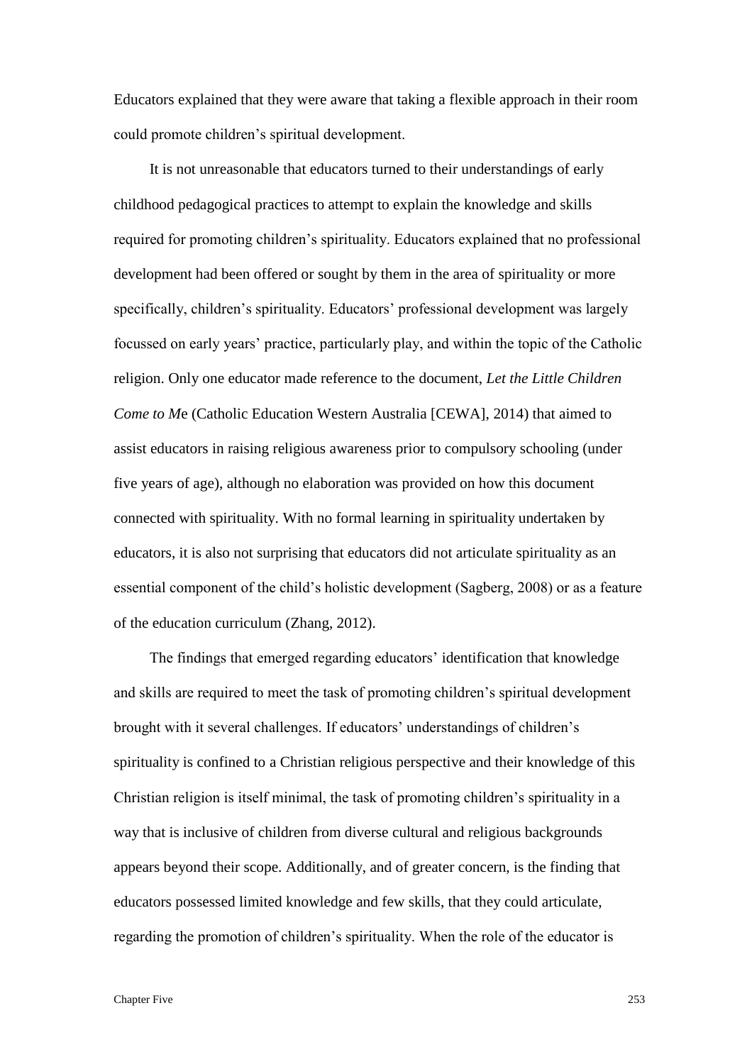Educators explained that they were aware that taking a flexible approach in their room could promote children's spiritual development.

It is not unreasonable that educators turned to their understandings of early childhood pedagogical practices to attempt to explain the knowledge and skills required for promoting children's spirituality. Educators explained that no professional development had been offered or sought by them in the area of spirituality or more specifically, children's spirituality. Educators' professional development was largely focussed on early years' practice, particularly play, and within the topic of the Catholic religion. Only one educator made reference to the document, *Let the Little Children Come to Me* (Catholic Education Western Australia [CEWA], 2014) that aimed to assist educators in raising religious awareness prior to compulsory schooling (under five years of age), although no elaboration was provided on how this document connected with spirituality. With no formal learning in spirituality undertaken by educators, it is also not surprising that educators did not articulate spirituality as an essential component of the child's holistic development (Sagberg, 2008) or as a feature of the education curriculum (Zhang, 2012).

The findings that emerged regarding educators' identification that knowledge and skills are required to meet the task of promoting children's spiritual development brought with it several challenges. If educators' understandings of children's spirituality is confined to a Christian religious perspective and their knowledge of this Christian religion is itself minimal, the task of promoting children's spirituality in a way that is inclusive of children from diverse cultural and religious backgrounds appears beyond their scope. Additionally, and of greater concern, is the finding that educators possessed limited knowledge and few skills, that they could articulate, regarding the promotion of children's spirituality. When the role of the educator is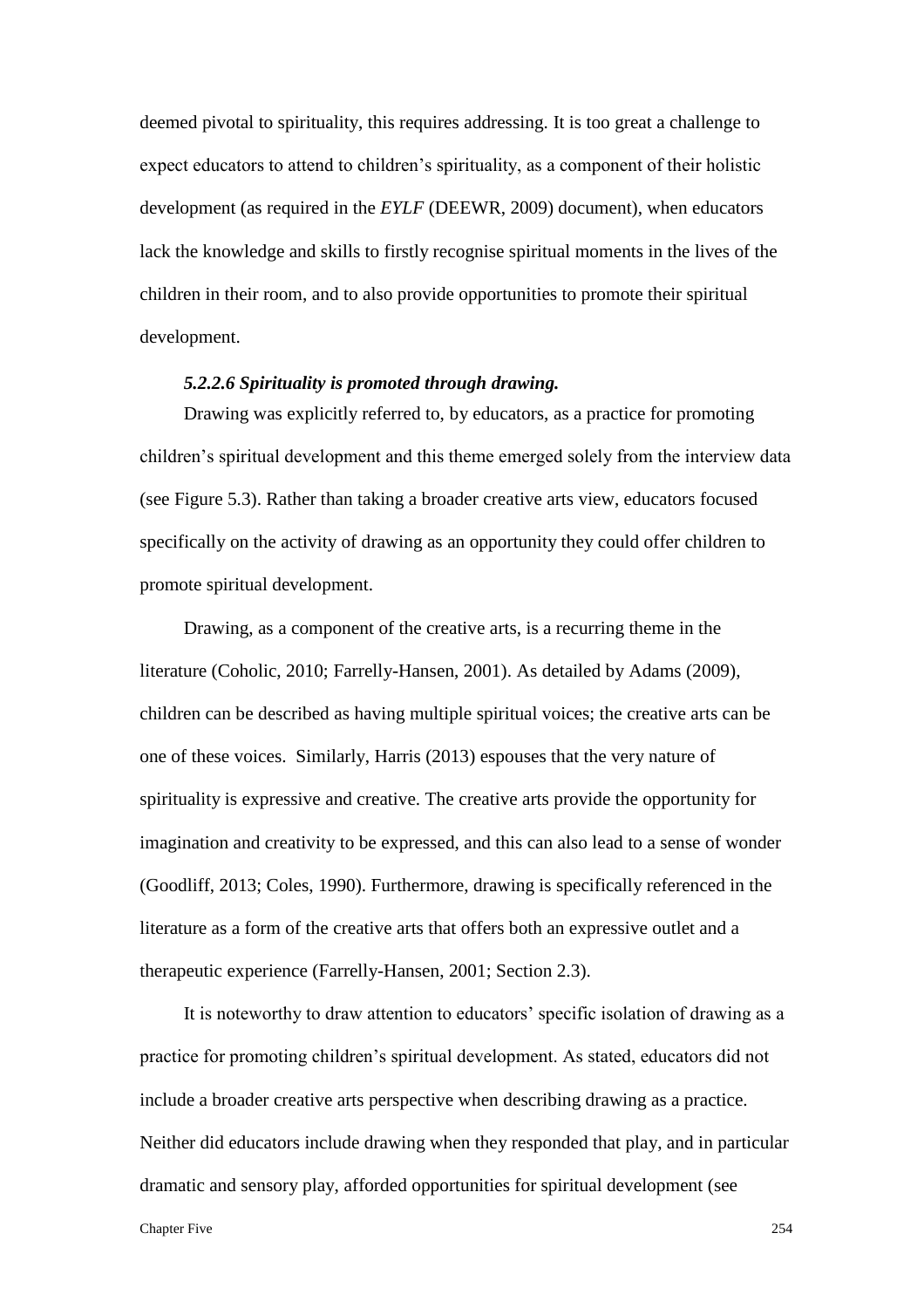deemed pivotal to spirituality, this requires addressing. It is too great a challenge to expect educators to attend to children's spirituality, as a component of their holistic development (as required in the *EYLF* (DEEWR, 2009) document), when educators lack the knowledge and skills to firstly recognise spiritual moments in the lives of the children in their room, and to also provide opportunities to promote their spiritual development.

#### *5.2.2.6 Spirituality is promoted through drawing.*

Drawing was explicitly referred to, by educators, as a practice for promoting children's spiritual development and this theme emerged solely from the interview data (see Figure 5.3). Rather than taking a broader creative arts view, educators focused specifically on the activity of drawing as an opportunity they could offer children to promote spiritual development.

Drawing, as a component of the creative arts, is a recurring theme in the literature (Coholic, 2010; Farrelly-Hansen, 2001). As detailed by Adams (2009), children can be described as having multiple spiritual voices; the creative arts can be one of these voices. Similarly, Harris (2013) espouses that the very nature of spirituality is expressive and creative. The creative arts provide the opportunity for imagination and creativity to be expressed, and this can also lead to a sense of wonder (Goodliff, 2013; Coles, 1990). Furthermore, drawing is specifically referenced in the literature as a form of the creative arts that offers both an expressive outlet and a therapeutic experience (Farrelly-Hansen, 2001; Section 2.3).

It is noteworthy to draw attention to educators' specific isolation of drawing as a practice for promoting children's spiritual development. As stated, educators did not include a broader creative arts perspective when describing drawing as a practice. Neither did educators include drawing when they responded that play, and in particular dramatic and sensory play, afforded opportunities for spiritual development (see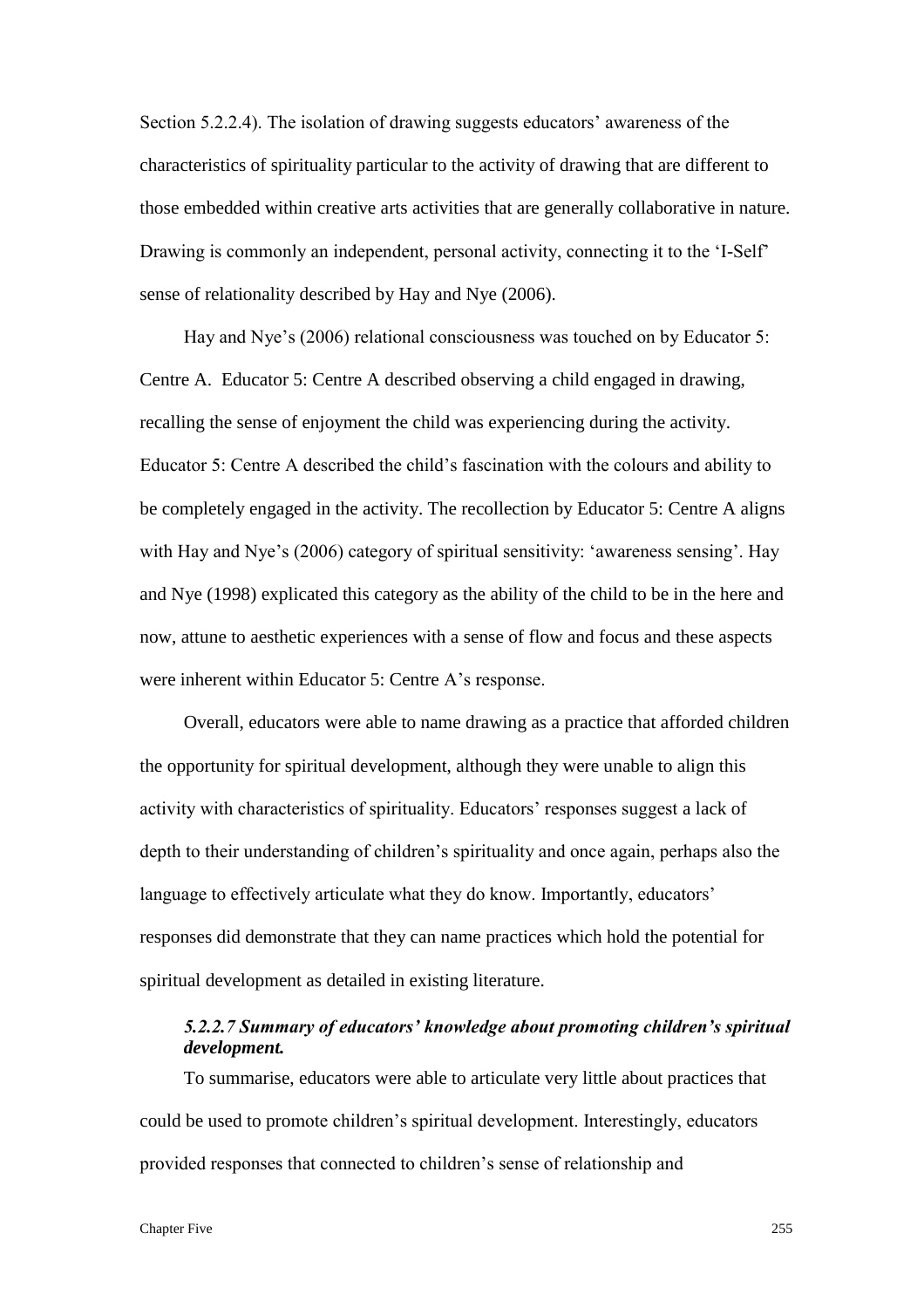Section 5.2.2.4). The isolation of drawing suggests educators' awareness of the characteristics of spirituality particular to the activity of drawing that are different to those embedded within creative arts activities that are generally collaborative in nature. Drawing is commonly an independent, personal activity, connecting it to the 'I-Self' sense of relationality described by Hay and Nye (2006).

Hay and Nye's (2006) relational consciousness was touched on by Educator 5: Centre A. Educator 5: Centre A described observing a child engaged in drawing, recalling the sense of enjoyment the child was experiencing during the activity. Educator 5: Centre A described the child's fascination with the colours and ability to be completely engaged in the activity. The recollection by Educator 5: Centre A aligns with Hay and Nye's (2006) category of spiritual sensitivity: 'awareness sensing'. Hay and Nye (1998) explicated this category as the ability of the child to be in the here and now, attune to aesthetic experiences with a sense of flow and focus and these aspects were inherent within Educator 5: Centre A's response.

Overall, educators were able to name drawing as a practice that afforded children the opportunity for spiritual development, although they were unable to align this activity with characteristics of spirituality. Educators' responses suggest a lack of depth to their understanding of children's spirituality and once again, perhaps also the language to effectively articulate what they do know. Importantly, educators' responses did demonstrate that they can name practices which hold the potential for spiritual development as detailed in existing literature.

##### *5.2.2.7 Summary of educators' knowledge about promoting children's spiritual development.*

To summarise, educators were able to articulate very little about practices that could be used to promote children's spiritual development. Interestingly, educators provided responses that connected to children's sense of relationship and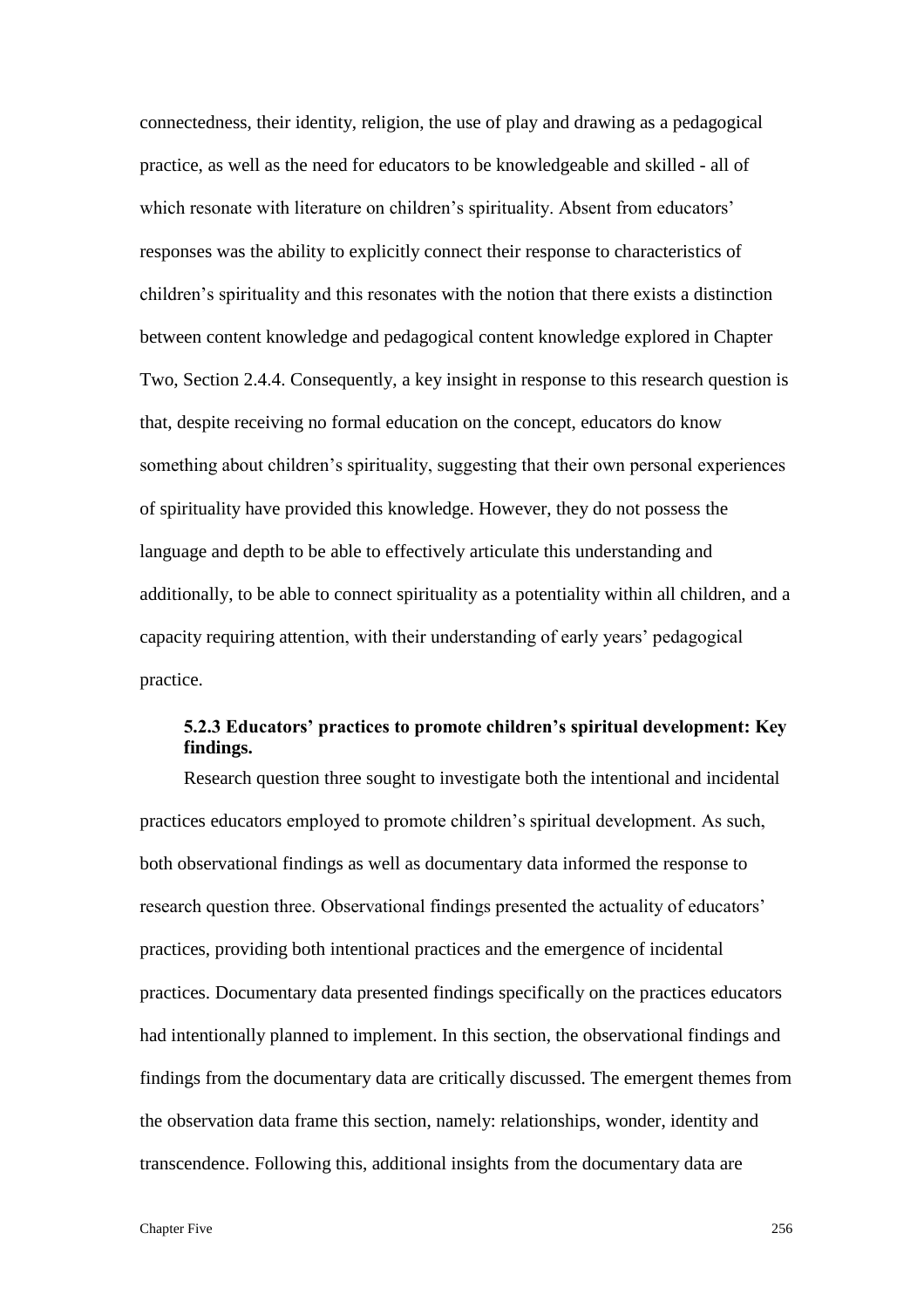connectedness, their identity, religion, the use of play and drawing as a pedagogical practice, as well as the need for educators to be knowledgeable and skilled - all of which resonate with literature on children's spirituality. Absent from educators' responses was the ability to explicitly connect their response to characteristics of children's spirituality and this resonates with the notion that there exists a distinction between content knowledge and pedagogical content knowledge explored in Chapter Two, Section 2.4.4. Consequently, a key insight in response to this research question is that, despite receiving no formal education on the concept, educators do know something about children's spirituality, suggesting that their own personal experiences of spirituality have provided this knowledge. However, they do not possess the language and depth to be able to effectively articulate this understanding and additionally, to be able to connect spirituality as a potentiality within all children, and a capacity requiring attention, with their understanding of early years' pedagogical practice.

### 5.2.3 Educators' practices to promote children's spiritual development: Key findings.

Research question three sought to investigate both the intentional and incidental practices educators employed to promote children's spiritual development. As such, both observational findings as well as documentary data informed the response to research question three. Observational findings presented the actuality of educators' practices, providing both intentional practices and the emergence of incidental practices. Documentary data presented findings specifically on the practices educators had intentionally planned to implement. In this section, the observational findings and findings from the documentary data are critically discussed. The emergent themes from the observation data frame this section, namely: relationships, wonder, identity and transcendence. Following this, additional insights from the documentary data are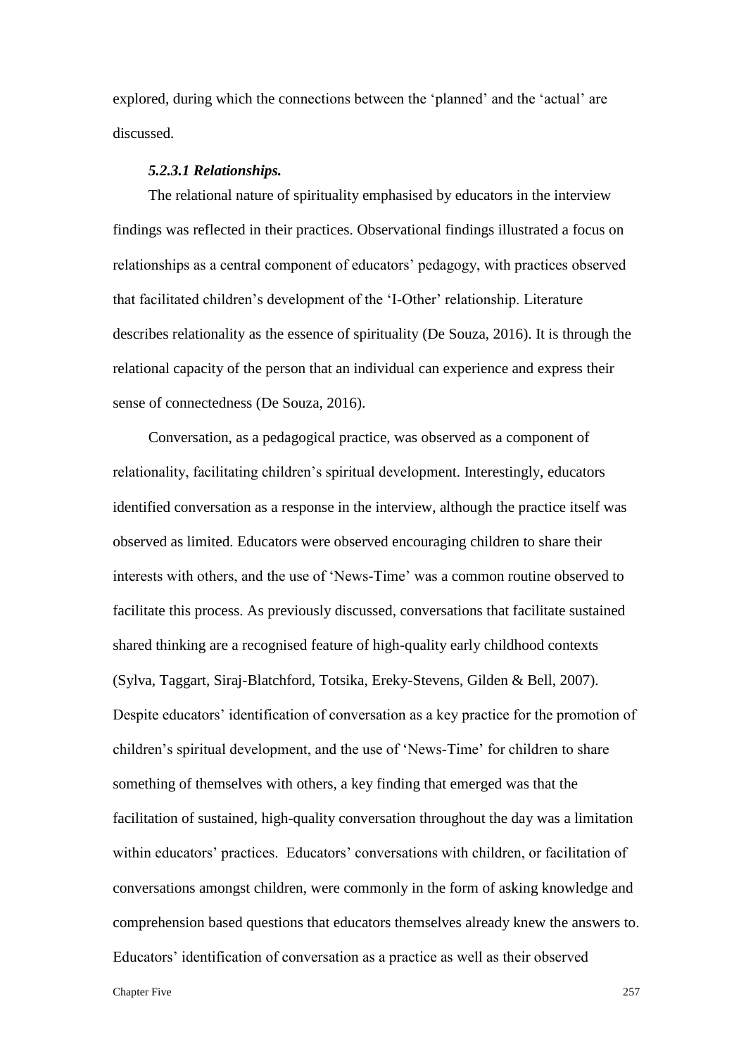explored, during which the connections between the 'planned' and the 'actual' are discussed.

#### *5.2.3.1 Relationships.*

The relational nature of spirituality emphasised by educators in the interview findings was reflected in their practices. Observational findings illustrated a focus on relationships as a central component of educators' pedagogy, with practices observed that facilitated children's development of the 'I-Other' relationship. Literature describes relationality as the essence of spirituality (De Souza, 2016). It is through the relational capacity of the person that an individual can experience and express their sense of connectedness (De Souza, 2016).

Conversation, as a pedagogical practice, was observed as a component of relationality, facilitating children's spiritual development. Interestingly, educators identified conversation as a response in the interview, although the practice itself was observed as limited. Educators were observed encouraging children to share their interests with others, and the use of 'News-Time' was a common routine observed to facilitate this process. As previously discussed, conversations that facilitate sustained shared thinking are a recognised feature of high-quality early childhood contexts (Sylva, Taggart, Siraj-Blatchford, Totsika, Ereky-Stevens, Gilden & Bell, 2007). Despite educators' identification of conversation as a key practice for the promotion of children's spiritual development, and the use of 'News-Time' for children to share something of themselves with others, a key finding that emerged was that the facilitation of sustained, high-quality conversation throughout the day was a limitation within educators' practices. Educators' conversations with children, or facilitation of conversations amongst children, were commonly in the form of asking knowledge and comprehension based questions that educators themselves already knew the answers to. Educators' identification of conversation as a practice as well as their observed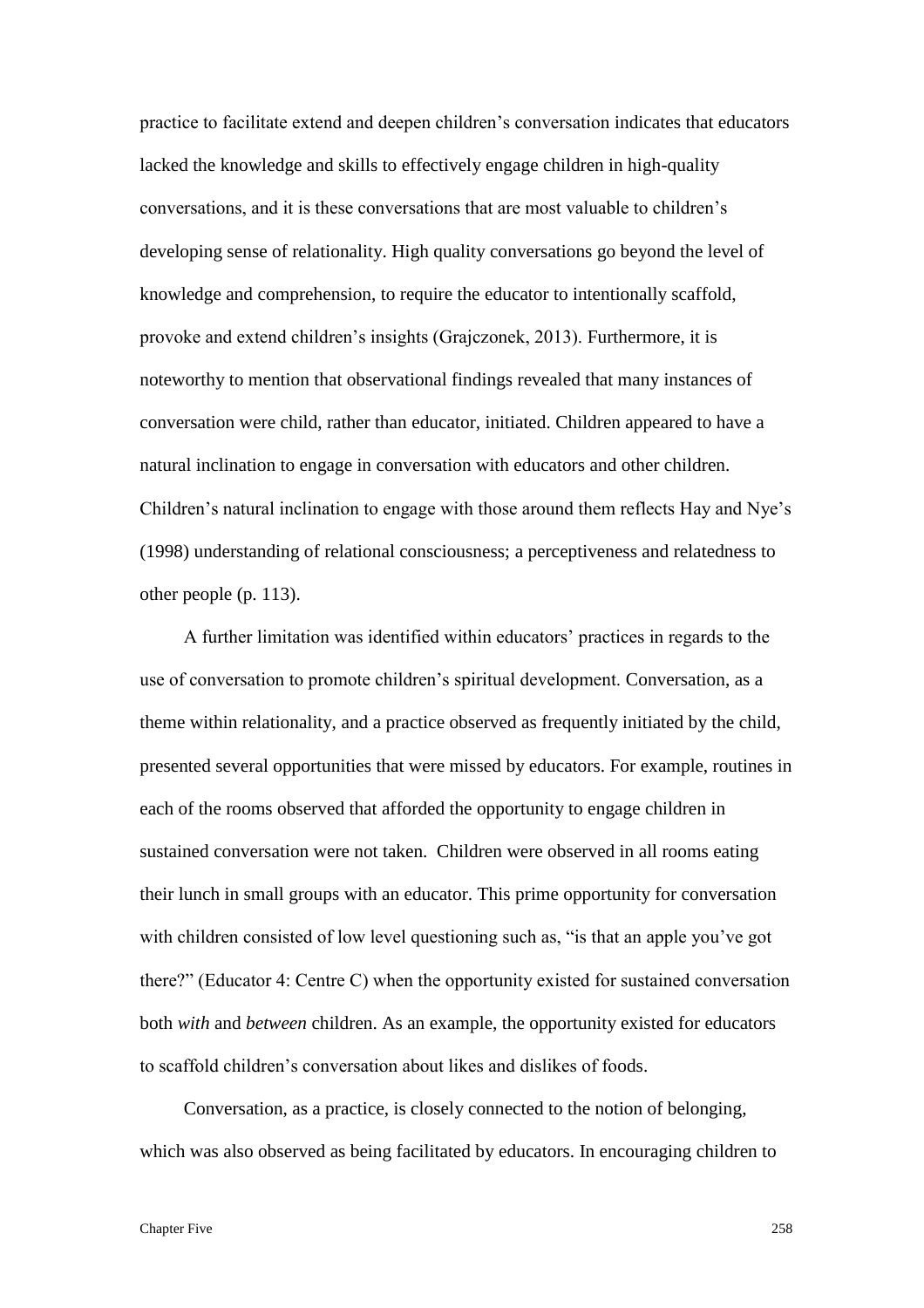practice to facilitate extend and deepen children's conversation indicates that educators lacked the knowledge and skills to effectively engage children in high-quality conversations, and it is these conversations that are most valuable to children's developing sense of relationality. High quality conversations go beyond the level of knowledge and comprehension, to require the educator to intentionally scaffold, provoke and extend children's insights (Grajczonek, 2013). Furthermore, it is noteworthy to mention that observational findings revealed that many instances of conversation were child, rather than educator, initiated. Children appeared to have a natural inclination to engage in conversation with educators and other children. Children's natural inclination to engage with those around them reflects Hay and Nye's (1998) understanding of relational consciousness; a perceptiveness and relatedness to other people (p. 113).

A further limitation was identified within educators' practices in regards to the use of conversation to promote children's spiritual development. Conversation, as a theme within relationality, and a practice observed as frequently initiated by the child, presented several opportunities that were missed by educators. For example, routines in each of the rooms observed that afforded the opportunity to engage children in sustained conversation were not taken. Children were observed in all rooms eating their lunch in small groups with an educator. This prime opportunity for conversation with children consisted of low level questioning such as, "is that an apple you've got there?" (Educator 4: Centre C) when the opportunity existed for sustained conversation both *with* and *between* children. As an example, the opportunity existed for educators to scaffold children's conversation about likes and dislikes of foods.

Conversation, as a practice, is closely connected to the notion of belonging, which was also observed as being facilitated by educators. In encouraging children to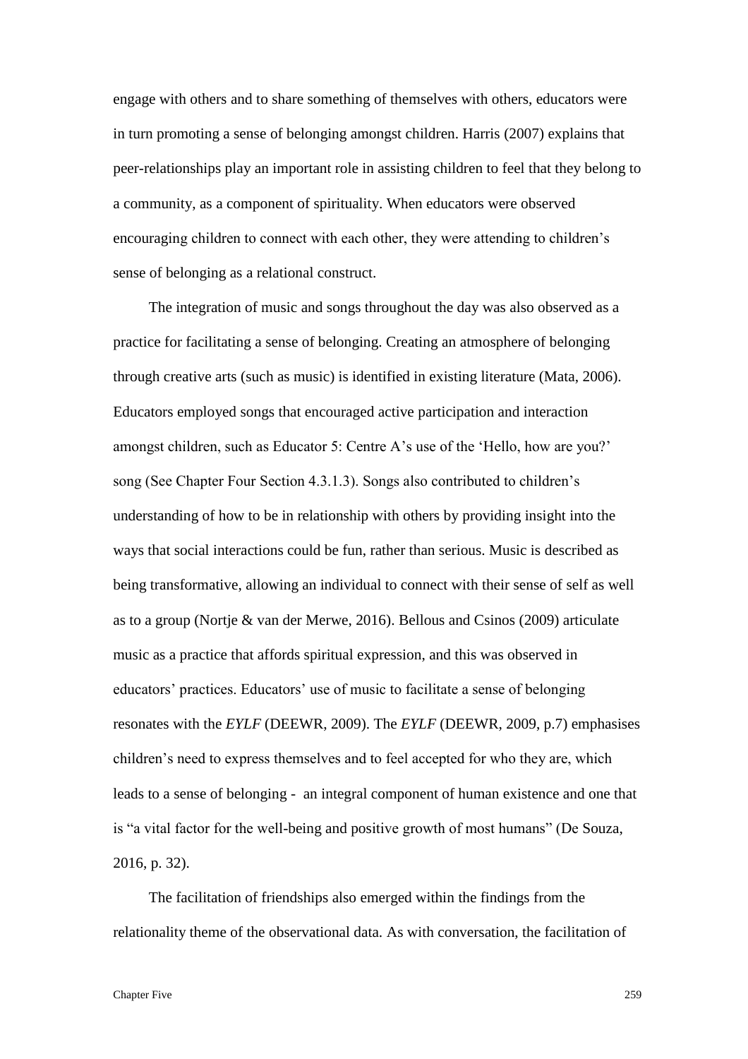engage with others and to share something of themselves with others, educators were in turn promoting a sense of belonging amongst children. Harris (2007) explains that peer-relationships play an important role in assisting children to feel that they belong to a community, as a component of spirituality. When educators were observed encouraging children to connect with each other, they were attending to children's sense of belonging as a relational construct.

The integration of music and songs throughout the day was also observed as a practice for facilitating a sense of belonging. Creating an atmosphere of belonging through creative arts (such as music) is identified in existing literature (Mata, 2006). Educators employed songs that encouraged active participation and interaction amongst children, such as Educator 5: Centre A's use of the 'Hello, how are you?' song (See Chapter Four Section 4.3.1.3). Songs also contributed to children's understanding of how to be in relationship with others by providing insight into the ways that social interactions could be fun, rather than serious. Music is described as being transformative, allowing an individual to connect with their sense of self as well as to a group (Nortje & van der Merwe, 2016). Bellous and Csinos (2009) articulate music as a practice that affords spiritual expression, and this was observed in educators' practices. Educators' use of music to facilitate a sense of belonging resonates with the *EYLF* (DEEWR, 2009). The *EYLF* (DEEWR, 2009, p.7) emphasises children's need to express themselves and to feel accepted for who they are, which leads to a sense of belonging - an integral component of human existence and one that is "a vital factor for the well-being and positive growth of most humans" (De Souza, 2016, p. 32).

The facilitation of friendships also emerged within the findings from the relationality theme of the observational data. As with conversation, the facilitation of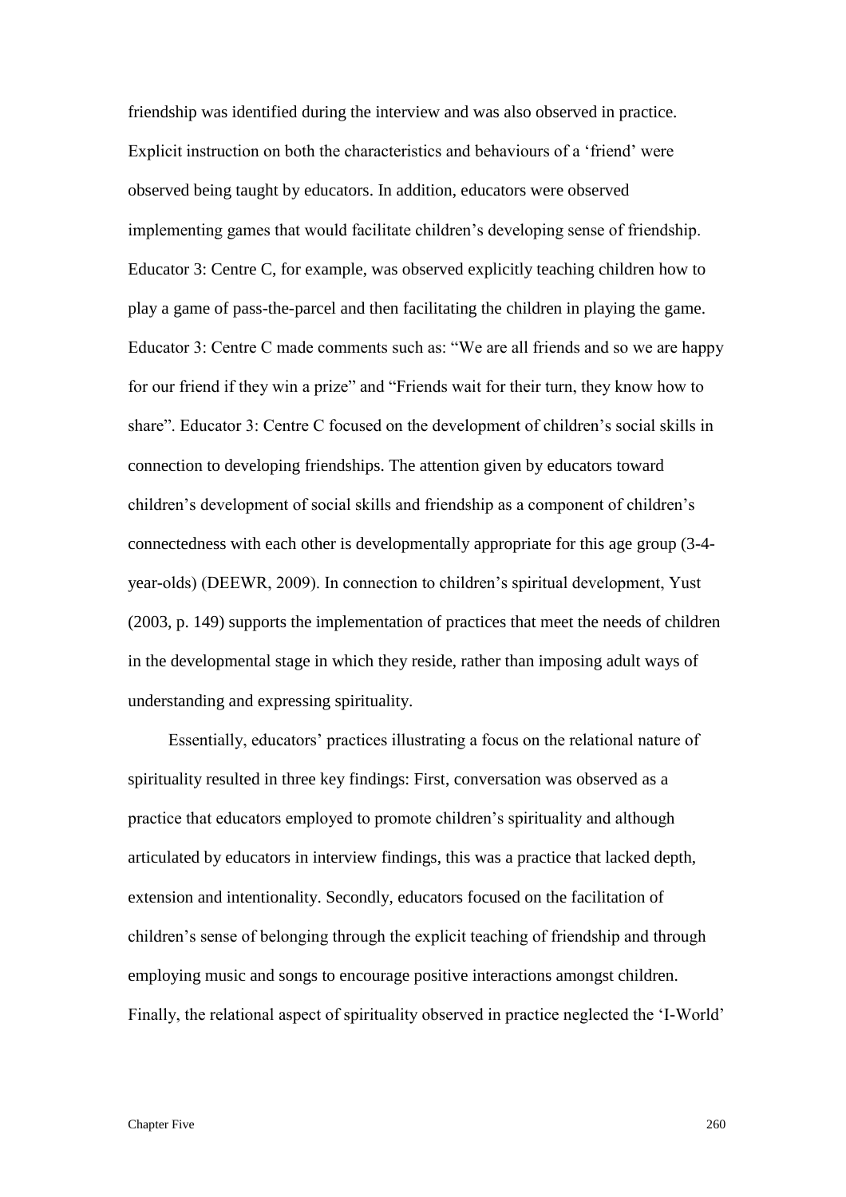friendship was identified during the interview and was also observed in practice. Explicit instruction on both the characteristics and behaviours of a 'friend' were observed being taught by educators. In addition, educators were observed implementing games that would facilitate children's developing sense of friendship. Educator 3: Centre C, for example, was observed explicitly teaching children how to play a game of pass-the-parcel and then facilitating the children in playing the game. Educator 3: Centre C made comments such as: "We are all friends and so we are happy for our friend if they win a prize" and "Friends wait for their turn, they know how to share". Educator 3: Centre C focused on the development of children's social skills in connection to developing friendships. The attention given by educators toward children's development of social skills and friendship as a component of children's connectedness with each other is developmentally appropriate for this age group (3-4-year-olds) (DEEWR, 2009). In connection to children's spiritual development, Yust (2003, p. 149) supports the implementation of practices that meet the needs of children in the developmental stage in which they reside, rather than imposing adult ways of understanding and expressing spirituality.

Essentially, educators' practices illustrating a focus on the relational nature of spirituality resulted in three key findings: First, conversation was observed as a practice that educators employed to promote children's spirituality and although articulated by educators in interview findings, this was a practice that lacked depth, extension and intentionality. Secondly, educators focused on the facilitation of children's sense of belonging through the explicit teaching of friendship and through employing music and songs to encourage positive interactions amongst children. Finally, the relational aspect of spirituality observed in practice neglected the 'I-World'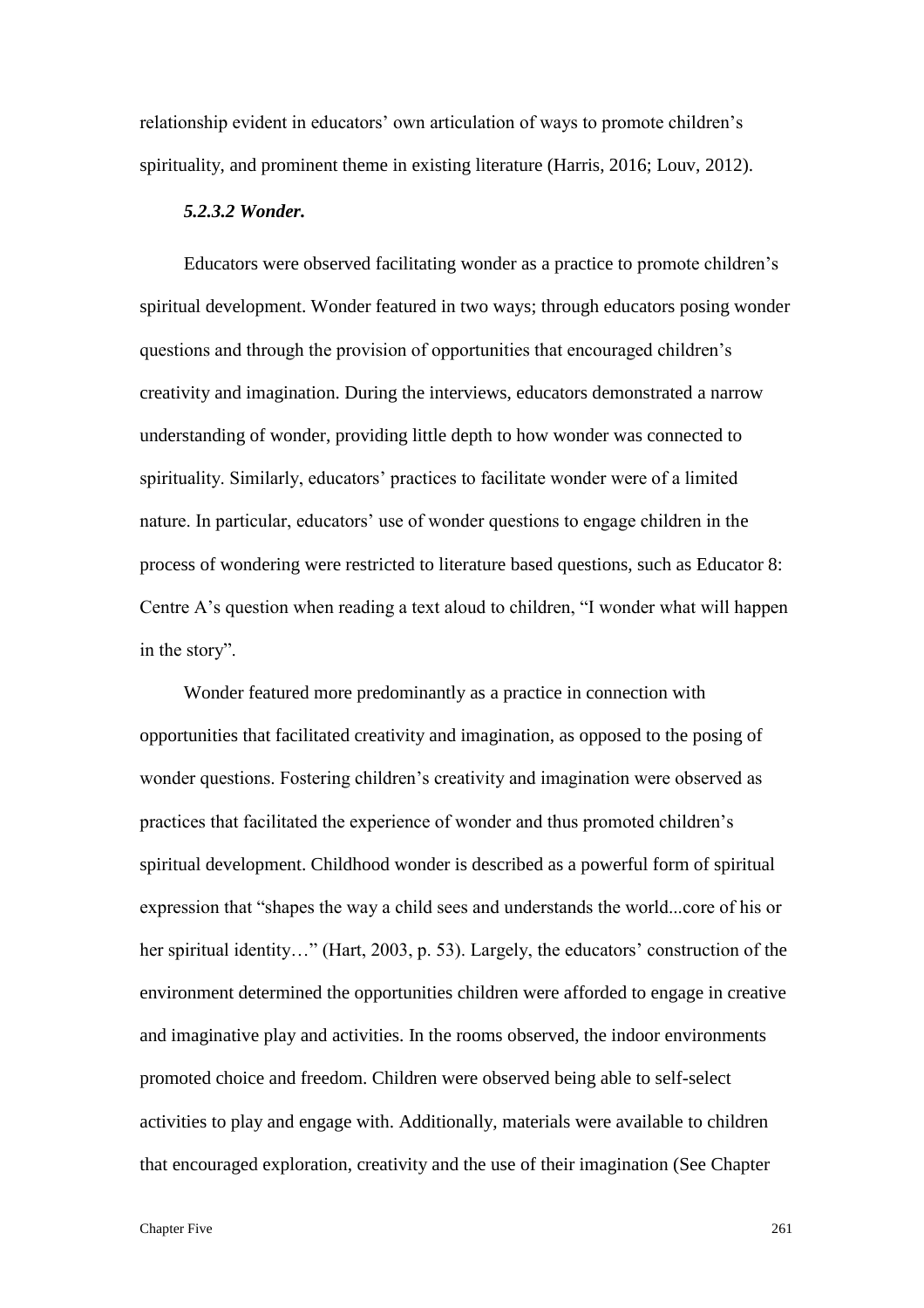relationship evident in educators' own articulation of ways to promote children's spirituality, and prominent theme in existing literature (Harris, 2016; Louv, 2012).

#### *5.2.3.2 Wonder.*

Educators were observed facilitating wonder as a practice to promote children's spiritual development. Wonder featured in two ways; through educators posing wonder questions and through the provision of opportunities that encouraged children's creativity and imagination. During the interviews, educators demonstrated a narrow understanding of wonder, providing little depth to how wonder was connected to spirituality. Similarly, educators' practices to facilitate wonder were of a limited nature. In particular, educators' use of wonder questions to engage children in the process of wondering were restricted to literature based questions, such as Educator 8: Centre A's question when reading a text aloud to children, "I wonder what will happen in the story".

Wonder featured more predominantly as a practice in connection with opportunities that facilitated creativity and imagination, as opposed to the posing of wonder questions. Fostering children's creativity and imagination were observed as practices that facilitated the experience of wonder and thus promoted children's spiritual development. Childhood wonder is described as a powerful form of spiritual expression that "shapes the way a child sees and understands the world...core of his or her spiritual identity…" (Hart, 2003, p. 53). Largely, the educators' construction of the environment determined the opportunities children were afforded to engage in creative and imaginative play and activities. In the rooms observed, the indoor environments promoted choice and freedom. Children were observed being able to self-select activities to play and engage with. Additionally, materials were available to children that encouraged exploration, creativity and the use of their imagination (See Chapter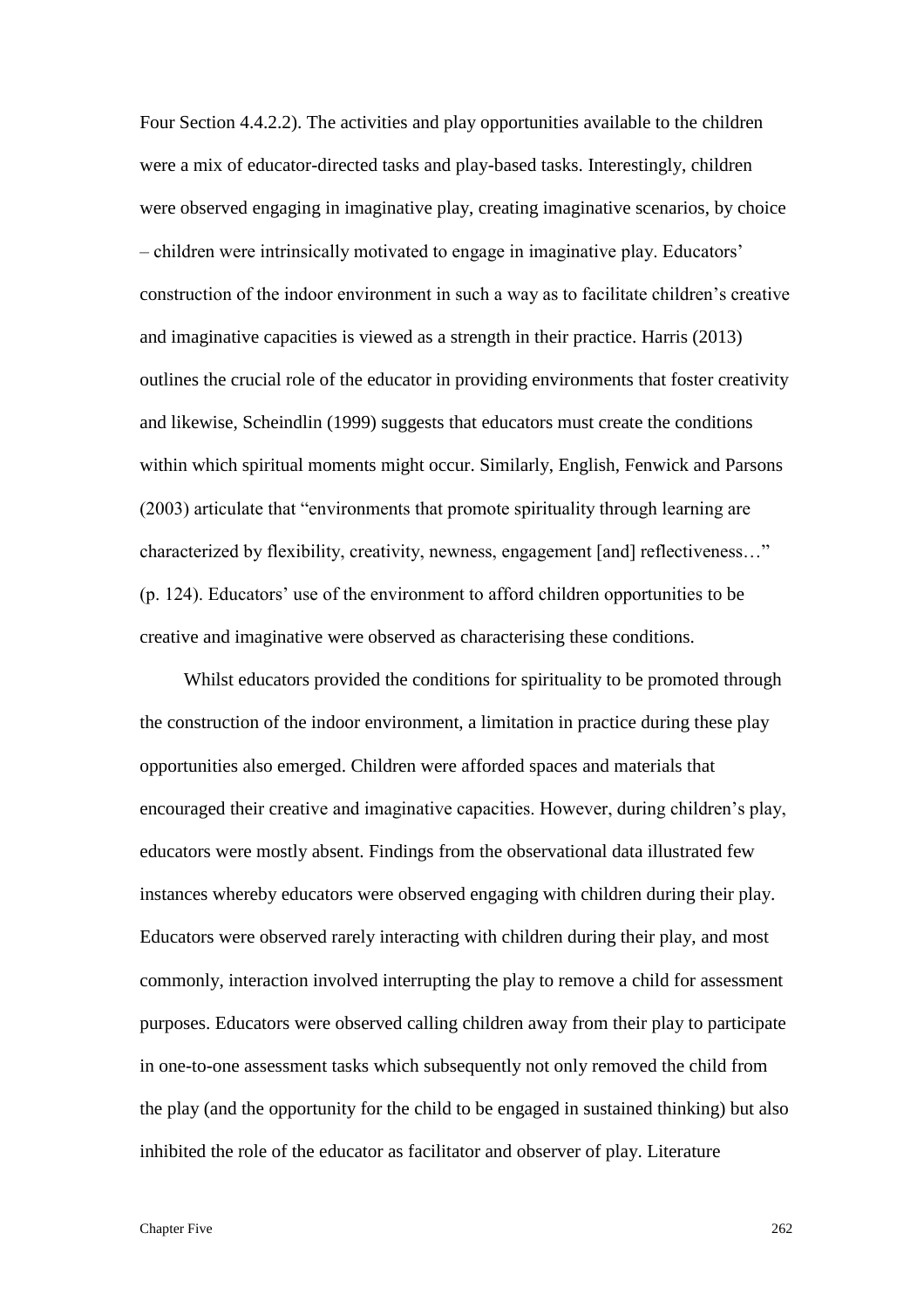Four Section 4.4.2.2). The activities and play opportunities available to the children were a mix of educator-directed tasks and play-based tasks. Interestingly, children were observed engaging in imaginative play, creating imaginative scenarios, by choice – children were intrinsically motivated to engage in imaginative play. Educators' construction of the indoor environment in such a way as to facilitate children's creative and imaginative capacities is viewed as a strength in their practice. Harris (2013) outlines the crucial role of the educator in providing environments that foster creativity and likewise, Scheindlin (1999) suggests that educators must create the conditions within which spiritual moments might occur. Similarly, English, Fenwick and Parsons (2003) articulate that "environments that promote spirituality through learning are characterized by flexibility, creativity, newness, engagement [and] reflectiveness…" (p. 124). Educators' use of the environment to afford children opportunities to be creative and imaginative were observed as characterising these conditions.

Whilst educators provided the conditions for spirituality to be promoted through the construction of the indoor environment, a limitation in practice during these play opportunities also emerged. Children were afforded spaces and materials that encouraged their creative and imaginative capacities. However, during children's play, educators were mostly absent. Findings from the observational data illustrated few instances whereby educators were observed engaging with children during their play. Educators were observed rarely interacting with children during their play, and most commonly, interaction involved interrupting the play to remove a child for assessment purposes. Educators were observed calling children away from their play to participate in one-to-one assessment tasks which subsequently not only removed the child from the play (and the opportunity for the child to be engaged in sustained thinking) but also inhibited the role of the educator as facilitator and observer of play. Literature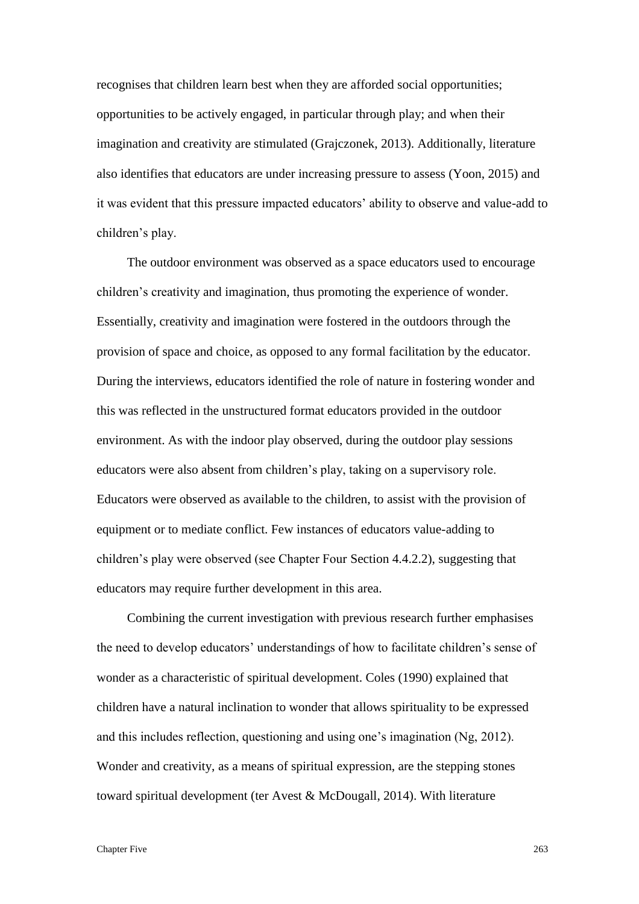recognises that children learn best when they are afforded social opportunities; opportunities to be actively engaged, in particular through play; and when their imagination and creativity are stimulated (Grajczonek, 2013). Additionally, literature also identifies that educators are under increasing pressure to assess (Yoon, 2015) and it was evident that this pressure impacted educators' ability to observe and value-add to children's play.

The outdoor environment was observed as a space educators used to encourage children's creativity and imagination, thus promoting the experience of wonder. Essentially, creativity and imagination were fostered in the outdoors through the provision of space and choice, as opposed to any formal facilitation by the educator. During the interviews, educators identified the role of nature in fostering wonder and this was reflected in the unstructured format educators provided in the outdoor environment. As with the indoor play observed, during the outdoor play sessions educators were also absent from children's play, taking on a supervisory role. Educators were observed as available to the children, to assist with the provision of equipment or to mediate conflict. Few instances of educators value-adding to children's play were observed (see Chapter Four Section 4.4.2.2), suggesting that educators may require further development in this area.

Combining the current investigation with previous research further emphasises the need to develop educators' understandings of how to facilitate children's sense of wonder as a characteristic of spiritual development. Coles (1990) explained that children have a natural inclination to wonder that allows spirituality to be expressed and this includes reflection, questioning and using one's imagination (Ng, 2012). Wonder and creativity, as a means of spiritual expression, are the stepping stones toward spiritual development (ter Avest & McDougall, 2014). With literature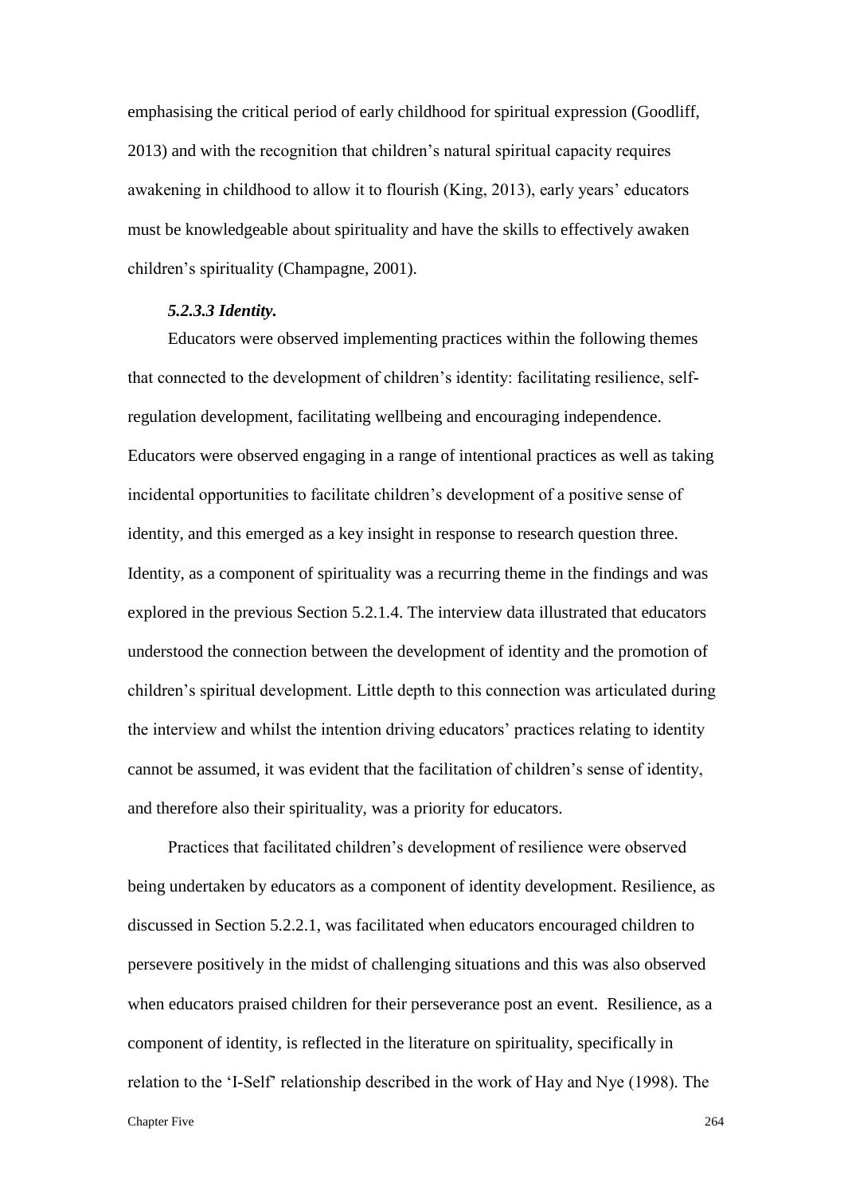emphasising the critical period of early childhood for spiritual expression (Goodliff, 2013) and with the recognition that children's natural spiritual capacity requires awakening in childhood to allow it to flourish (King, 2013), early years' educators must be knowledgeable about spirituality and have the skills to effectively awaken children's spirituality (Champagne, 2001).

#### *5.2.3.3 Identity.*

Educators were observed implementing practices within the following themes that connected to the development of children's identity: facilitating resilience, self-regulation development, facilitating wellbeing and encouraging independence. Educators were observed engaging in a range of intentional practices as well as taking incidental opportunities to facilitate children's development of a positive sense of identity, and this emerged as a key insight in response to research question three. Identity, as a component of spirituality was a recurring theme in the findings and was explored in the previous Section 5.2.1.4. The interview data illustrated that educators understood the connection between the development of identity and the promotion of children's spiritual development. Little depth to this connection was articulated during the interview and whilst the intention driving educators' practices relating to identity cannot be assumed, it was evident that the facilitation of children's sense of identity, and therefore also their spirituality, was a priority for educators.

Practices that facilitated children's development of resilience were observed being undertaken by educators as a component of identity development. Resilience, as discussed in Section 5.2.2.1, was facilitated when educators encouraged children to persevere positively in the midst of challenging situations and this was also observed when educators praised children for their perseverance post an event. Resilience, as a component of identity, is reflected in the literature on spirituality, specifically in relation to the 'I-Self' relationship described in the work of Hay and Nye (1998). The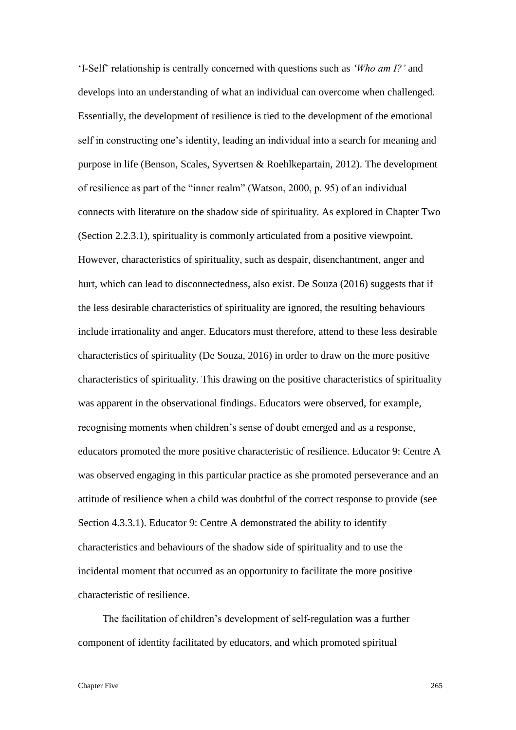'I-Self' relationship is centrally concerned with questions such as *'Who am I?'* and develops into an understanding of what an individual can overcome when challenged. Essentially, the development of resilience is tied to the development of the emotional self in constructing one's identity, leading an individual into a search for meaning and purpose in life (Benson, Scales, Syvertsen & Roehlkepartain, 2012). The development of resilience as part of the "inner realm" (Watson, 2000, p. 95) of an individual connects with literature on the shadow side of spirituality. As explored in Chapter Two (Section 2.2.3.1), spirituality is commonly articulated from a positive viewpoint. However, characteristics of spirituality, such as despair, disenchantment, anger and hurt, which can lead to disconnectedness, also exist. De Souza (2016) suggests that if the less desirable characteristics of spirituality are ignored, the resulting behaviours include irrationality and anger. Educators must therefore, attend to these less desirable characteristics of spirituality (De Souza, 2016) in order to draw on the more positive characteristics of spirituality. This drawing on the positive characteristics of spirituality was apparent in the observational findings. Educators were observed, for example, recognising moments when children's sense of doubt emerged and as a response, educators promoted the more positive characteristic of resilience. Educator 9: Centre A was observed engaging in this particular practice as she promoted perseverance and an attitude of resilience when a child was doubtful of the correct response to provide (see Section 4.3.3.1). Educator 9: Centre A demonstrated the ability to identify characteristics and behaviours of the shadow side of spirituality and to use the incidental moment that occurred as an opportunity to facilitate the more positive characteristic of resilience.

The facilitation of children's development of self-regulation was a further component of identity facilitated by educators, and which promoted spiritual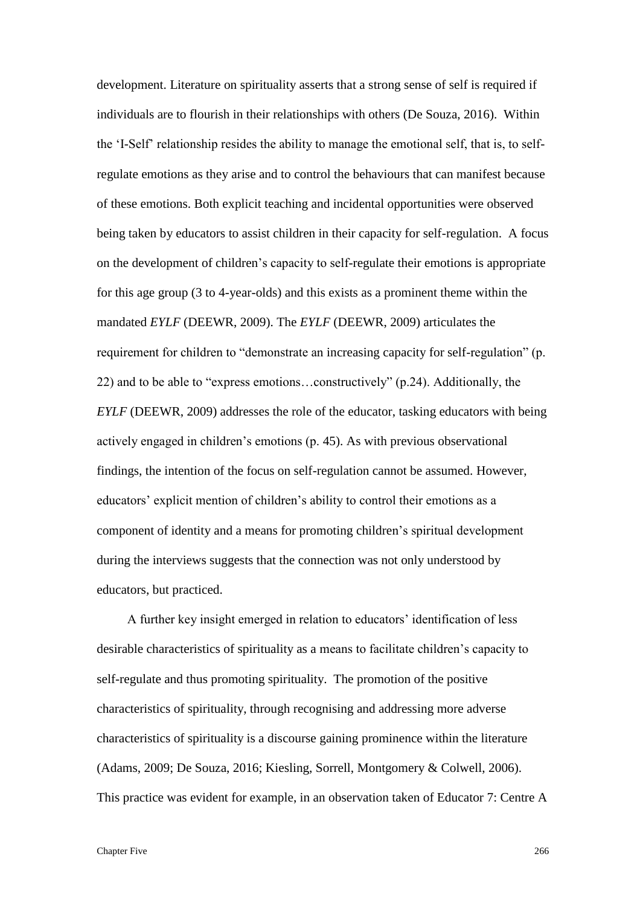development. Literature on spirituality asserts that a strong sense of self is required if individuals are to flourish in their relationships with others (De Souza, 2016). Within the 'I-Self' relationship resides the ability to manage the emotional self, that is, to self-regulate emotions as they arise and to control the behaviours that can manifest because of these emotions. Both explicit teaching and incidental opportunities were observed being taken by educators to assist children in their capacity for self-regulation. A focus on the development of children's capacity to self-regulate their emotions is appropriate for this age group (3 to 4-year-olds) and this exists as a prominent theme within the mandated *EYLF* (DEEWR, 2009). The *EYLF* (DEEWR, 2009) articulates the requirement for children to "demonstrate an increasing capacity for self-regulation" (p. 22) and to be able to "express emotions…constructively" (p.24). Additionally, the *EYLF* (DEEWR, 2009) addresses the role of the educator, tasking educators with being actively engaged in children's emotions (p. 45). As with previous observational findings, the intention of the focus on self-regulation cannot be assumed. However, educators' explicit mention of children's ability to control their emotions as a component of identity and a means for promoting children's spiritual development during the interviews suggests that the connection was not only understood by educators, but practiced.

A further key insight emerged in relation to educators' identification of less desirable characteristics of spirituality as a means to facilitate children's capacity to self-regulate and thus promoting spirituality. The promotion of the positive characteristics of spirituality, through recognising and addressing more adverse characteristics of spirituality is a discourse gaining prominence within the literature (Adams, 2009; De Souza, 2016; Kiesling, Sorrell, Montgomery & Colwell, 2006). This practice was evident for example, in an observation taken of Educator 7: Centre A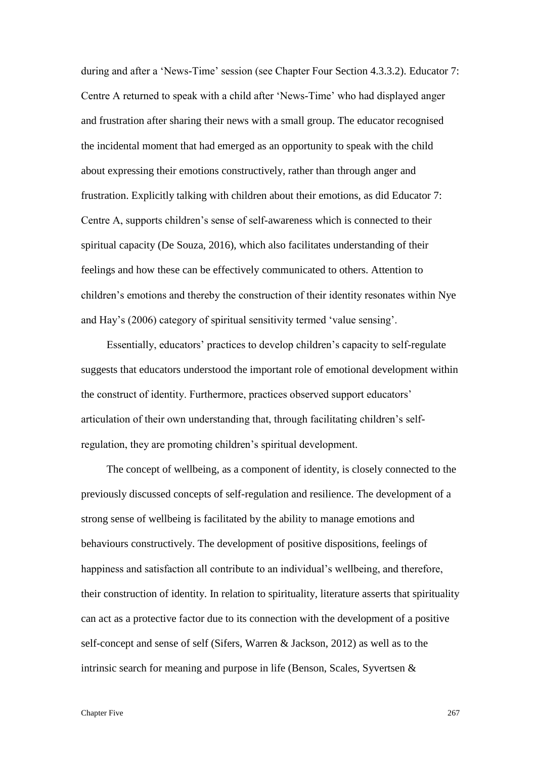during and after a 'News-Time' session (see Chapter Four Section 4.3.3.2). Educator 7: Centre A returned to speak with a child after 'News-Time' who had displayed anger and frustration after sharing their news with a small group. The educator recognised the incidental moment that had emerged as an opportunity to speak with the child about expressing their emotions constructively, rather than through anger and frustration. Explicitly talking with children about their emotions, as did Educator 7: Centre A, supports children's sense of self-awareness which is connected to their spiritual capacity (De Souza, 2016), which also facilitates understanding of their feelings and how these can be effectively communicated to others. Attention to children's emotions and thereby the construction of their identity resonates within Nye and Hay's (2006) category of spiritual sensitivity termed 'value sensing'.

Essentially, educators' practices to develop children's capacity to self-regulate suggests that educators understood the important role of emotional development within the construct of identity. Furthermore, practices observed support educators' articulation of their own understanding that, through facilitating children's self-regulation, they are promoting children's spiritual development.

The concept of wellbeing, as a component of identity, is closely connected to the previously discussed concepts of self-regulation and resilience. The development of a strong sense of wellbeing is facilitated by the ability to manage emotions and behaviours constructively. The development of positive dispositions, feelings of happiness and satisfaction all contribute to an individual's wellbeing, and therefore, their construction of identity. In relation to spirituality, literature asserts that spirituality can act as a protective factor due to its connection with the development of a positive self-concept and sense of self (Sifers, Warren & Jackson, 2012) as well as to the intrinsic search for meaning and purpose in life (Benson, Scales, Syvertsen &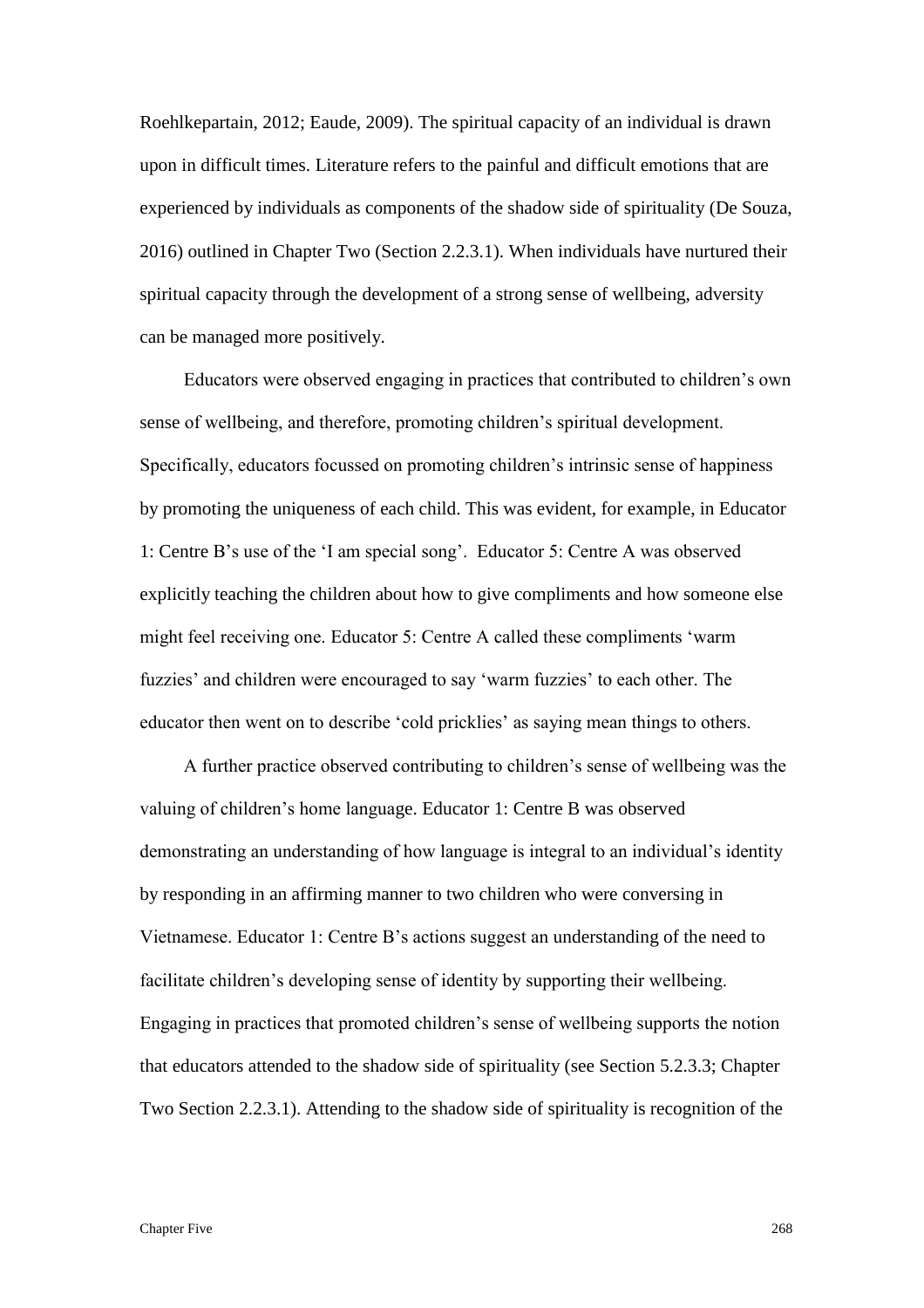Roehlkepartain, 2012; Eaude, 2009). The spiritual capacity of an individual is drawn upon in difficult times. Literature refers to the painful and difficult emotions that are experienced by individuals as components of the shadow side of spirituality (De Souza, 2016) outlined in Chapter Two (Section 2.2.3.1). When individuals have nurtured their spiritual capacity through the development of a strong sense of wellbeing, adversity can be managed more positively.

Educators were observed engaging in practices that contributed to children's own sense of wellbeing, and therefore, promoting children's spiritual development. Specifically, educators focussed on promoting children's intrinsic sense of happiness by promoting the uniqueness of each child. This was evident, for example, in Educator 1: Centre B's use of the 'I am special song'. Educator 5: Centre A was observed explicitly teaching the children about how to give compliments and how someone else might feel receiving one. Educator 5: Centre A called these compliments 'warm fuzzies' and children were encouraged to say 'warm fuzzies' to each other. The educator then went on to describe 'cold pricklies' as saying mean things to others.

A further practice observed contributing to children's sense of wellbeing was the valuing of children's home language. Educator 1: Centre B was observed demonstrating an understanding of how language is integral to an individual's identity by responding in an affirming manner to two children who were conversing in Vietnamese. Educator 1: Centre B's actions suggest an understanding of the need to facilitate children's developing sense of identity by supporting their wellbeing. Engaging in practices that promoted children's sense of wellbeing supports the notion that educators attended to the shadow side of spirituality (see Section 5.2.3.3; Chapter Two Section 2.2.3.1). Attending to the shadow side of spirituality is recognition of the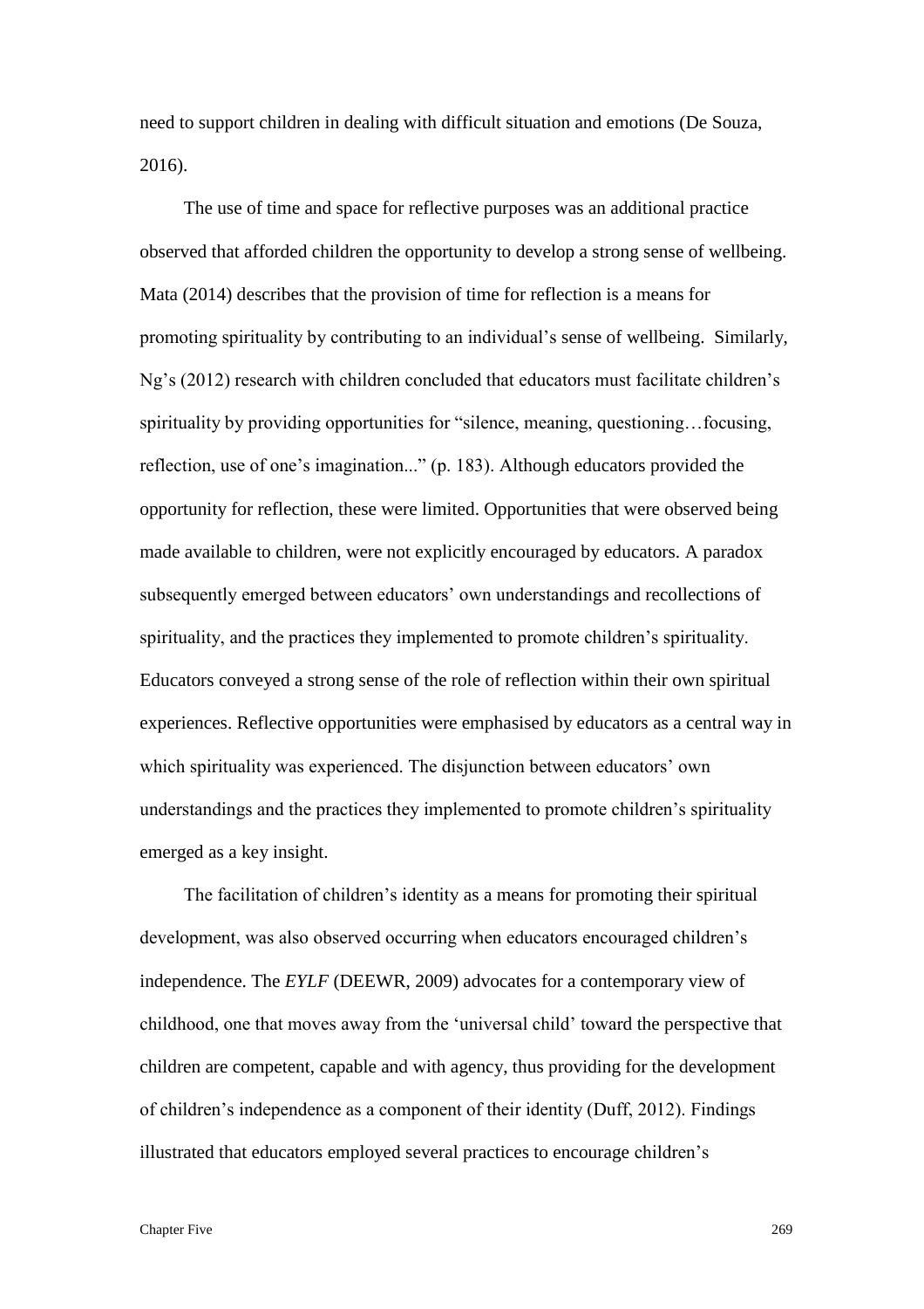need to support children in dealing with difficult situation and emotions (De Souza, 2016).

The use of time and space for reflective purposes was an additional practice observed that afforded children the opportunity to develop a strong sense of wellbeing. Mata (2014) describes that the provision of time for reflection is a means for promoting spirituality by contributing to an individual's sense of wellbeing. Similarly, Ng's (2012) research with children concluded that educators must facilitate children's spirituality by providing opportunities for "silence, meaning, questioning…focusing, reflection, use of one's imagination..." (p. 183). Although educators provided the opportunity for reflection, these were limited. Opportunities that were observed being made available to children, were not explicitly encouraged by educators. A paradox subsequently emerged between educators' own understandings and recollections of spirituality, and the practices they implemented to promote children's spirituality. Educators conveyed a strong sense of the role of reflection within their own spiritual experiences. Reflective opportunities were emphasised by educators as a central way in which spirituality was experienced. The disjunction between educators' own understandings and the practices they implemented to promote children's spirituality emerged as a key insight.

The facilitation of children's identity as a means for promoting their spiritual development, was also observed occurring when educators encouraged children's independence. The *EYLF* (DEEWR, 2009) advocates for a contemporary view of childhood, one that moves away from the 'universal child' toward the perspective that children are competent, capable and with agency, thus providing for the development of children's independence as a component of their identity (Duff, 2012). Findings illustrated that educators employed several practices to encourage children's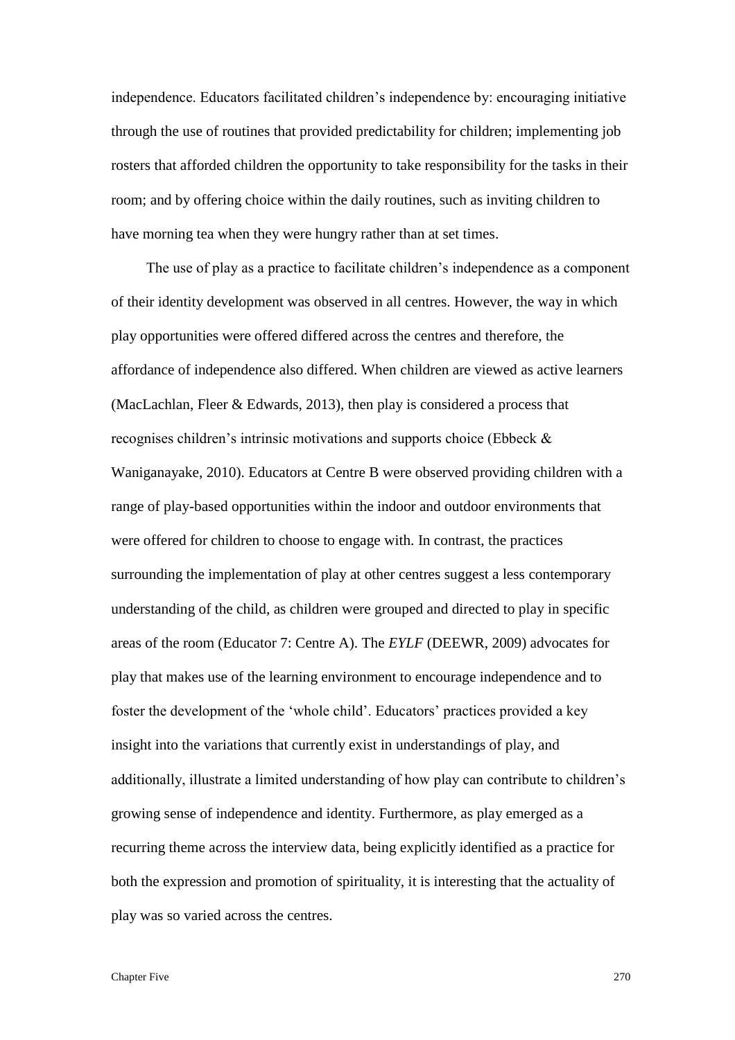independence. Educators facilitated children's independence by: encouraging initiative through the use of routines that provided predictability for children; implementing job rosters that afforded children the opportunity to take responsibility for the tasks in their room; and by offering choice within the daily routines, such as inviting children to have morning tea when they were hungry rather than at set times.

The use of play as a practice to facilitate children's independence as a component of their identity development was observed in all centres. However, the way in which play opportunities were offered differed across the centres and therefore, the affordance of independence also differed. When children are viewed as active learners (MacLachlan, Fleer & Edwards, 2013), then play is considered a process that recognises children's intrinsic motivations and supports choice (Ebbeck & Waniganayake, 2010). Educators at Centre B were observed providing children with a range of play-based opportunities within the indoor and outdoor environments that were offered for children to choose to engage with. In contrast, the practices surrounding the implementation of play at other centres suggest a less contemporary understanding of the child, as children were grouped and directed to play in specific areas of the room (Educator 7: Centre A). The *EYLF* (DEEWR, 2009) advocates for play that makes use of the learning environment to encourage independence and to foster the development of the 'whole child'. Educators' practices provided a key insight into the variations that currently exist in understandings of play, and additionally, illustrate a limited understanding of how play can contribute to children's growing sense of independence and identity. Furthermore, as play emerged as a recurring theme across the interview data, being explicitly identified as a practice for both the expression and promotion of spirituality, it is interesting that the actuality of play was so varied across the centres.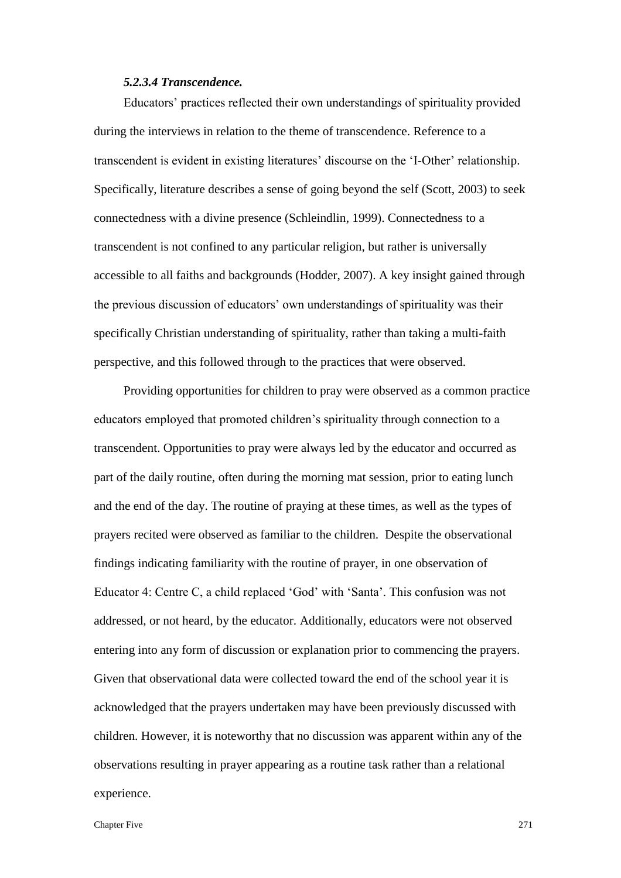#### *5.2.3.4 Transcendence.*

Educators' practices reflected their own understandings of spirituality provided during the interviews in relation to the theme of transcendence. Reference to a transcendent is evident in existing literatures' discourse on the 'I-Other' relationship. Specifically, literature describes a sense of going beyond the self (Scott, 2003) to seek connectedness with a divine presence (Schleindlin, 1999). Connectedness to a transcendent is not confined to any particular religion, but rather is universally accessible to all faiths and backgrounds (Hodder, 2007). A key insight gained through the previous discussion of educators' own understandings of spirituality was their specifically Christian understanding of spirituality, rather than taking a multi-faith perspective, and this followed through to the practices that were observed.

Providing opportunities for children to pray were observed as a common practice educators employed that promoted children's spirituality through connection to a transcendent. Opportunities to pray were always led by the educator and occurred as part of the daily routine, often during the morning mat session, prior to eating lunch and the end of the day. The routine of praying at these times, as well as the types of prayers recited were observed as familiar to the children. Despite the observational findings indicating familiarity with the routine of prayer, in one observation of Educator 4: Centre C, a child replaced 'God' with 'Santa'. This confusion was not addressed, or not heard, by the educator. Additionally, educators were not observed entering into any form of discussion or explanation prior to commencing the prayers. Given that observational data were collected toward the end of the school year it is acknowledged that the prayers undertaken may have been previously discussed with children. However, it is noteworthy that no discussion was apparent within any of the observations resulting in prayer appearing as a routine task rather than a relational experience.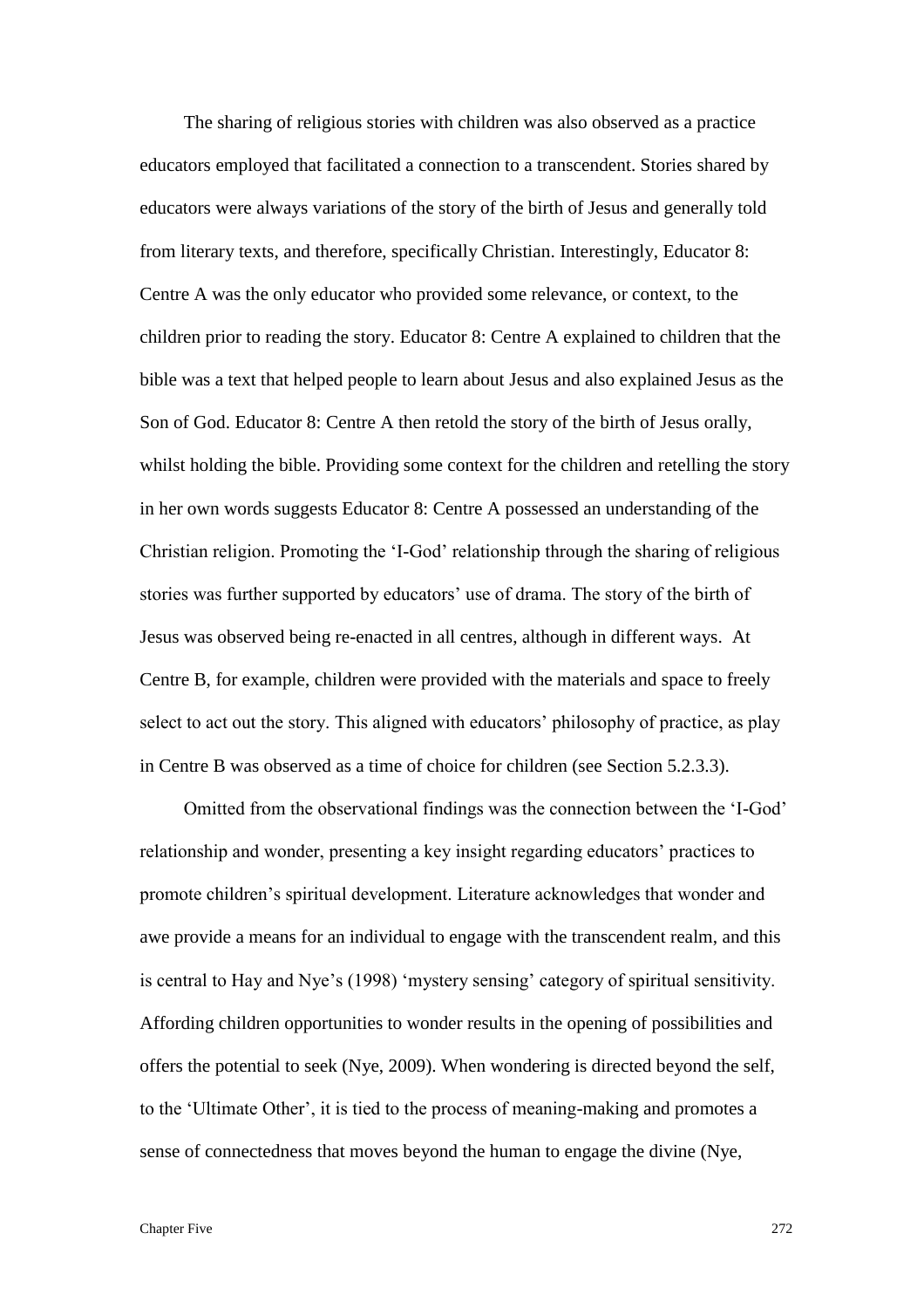The sharing of religious stories with children was also observed as a practice educators employed that facilitated a connection to a transcendent. Stories shared by educators were always variations of the story of the birth of Jesus and generally told from literary texts, and therefore, specifically Christian. Interestingly, Educator 8: Centre A was the only educator who provided some relevance, or context, to the children prior to reading the story. Educator 8: Centre A explained to children that the bible was a text that helped people to learn about Jesus and also explained Jesus as the Son of God. Educator 8: Centre A then retold the story of the birth of Jesus orally, whilst holding the bible. Providing some context for the children and retelling the story in her own words suggests Educator 8: Centre A possessed an understanding of the Christian religion. Promoting the 'I-God' relationship through the sharing of religious stories was further supported by educators' use of drama. The story of the birth of Jesus was observed being re-enacted in all centres, although in different ways. At Centre B, for example, children were provided with the materials and space to freely select to act out the story. This aligned with educators' philosophy of practice, as play in Centre B was observed as a time of choice for children (see Section 5.2.3.3).

Omitted from the observational findings was the connection between the 'I-God' relationship and wonder, presenting a key insight regarding educators' practices to promote children's spiritual development. Literature acknowledges that wonder and awe provide a means for an individual to engage with the transcendent realm, and this is central to Hay and Nye's (1998) 'mystery sensing' category of spiritual sensitivity. Affording children opportunities to wonder results in the opening of possibilities and offers the potential to seek (Nye, 2009). When wondering is directed beyond the self, to the 'Ultimate Other', it is tied to the process of meaning-making and promotes a sense of connectedness that moves beyond the human to engage the divine (Nye,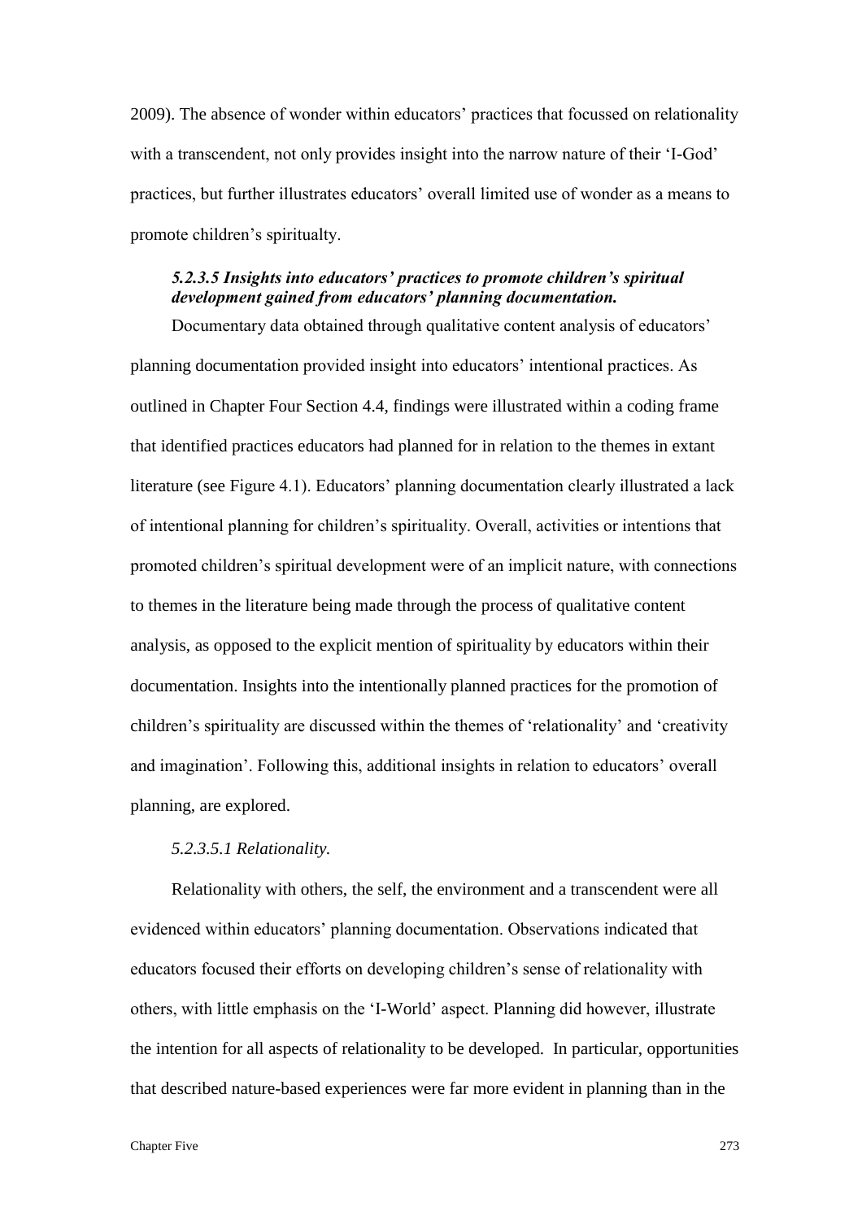2009). The absence of wonder within educators' practices that focussed on relationality with a transcendent, not only provides insight into the narrow nature of their 'I-God' practices, but further illustrates educators' overall limited use of wonder as a means to promote children's spiritualty.

#### *5.2.3.5 Insights into educators' practices to promote children's spiritual development gained from educators' planning documentation.*

Documentary data obtained through qualitative content analysis of educators' planning documentation provided insight into educators' intentional practices. As outlined in Chapter Four Section 4.4, findings were illustrated within a coding frame that identified practices educators had planned for in relation to the themes in extant literature (see Figure 4.1). Educators' planning documentation clearly illustrated a lack of intentional planning for children's spirituality. Overall, activities or intentions that promoted children's spiritual development were of an implicit nature, with connections to themes in the literature being made through the process of qualitative content analysis, as opposed to the explicit mention of spirituality by educators within their documentation. Insights into the intentionally planned practices for the promotion of children's spirituality are discussed within the themes of 'relationality' and 'creativity and imagination'. Following this, additional insights in relation to educators' overall planning, are explored.

##### *5.2.3.5.1 Relationality.*

Relationality with others, the self, the environment and a transcendent were all evidenced within educators' planning documentation. Observations indicated that educators focused their efforts on developing children's sense of relationality with others, with little emphasis on the 'I-World' aspect. Planning did however, illustrate the intention for all aspects of relationality to be developed. In particular, opportunities that described nature-based experiences were far more evident in planning than in the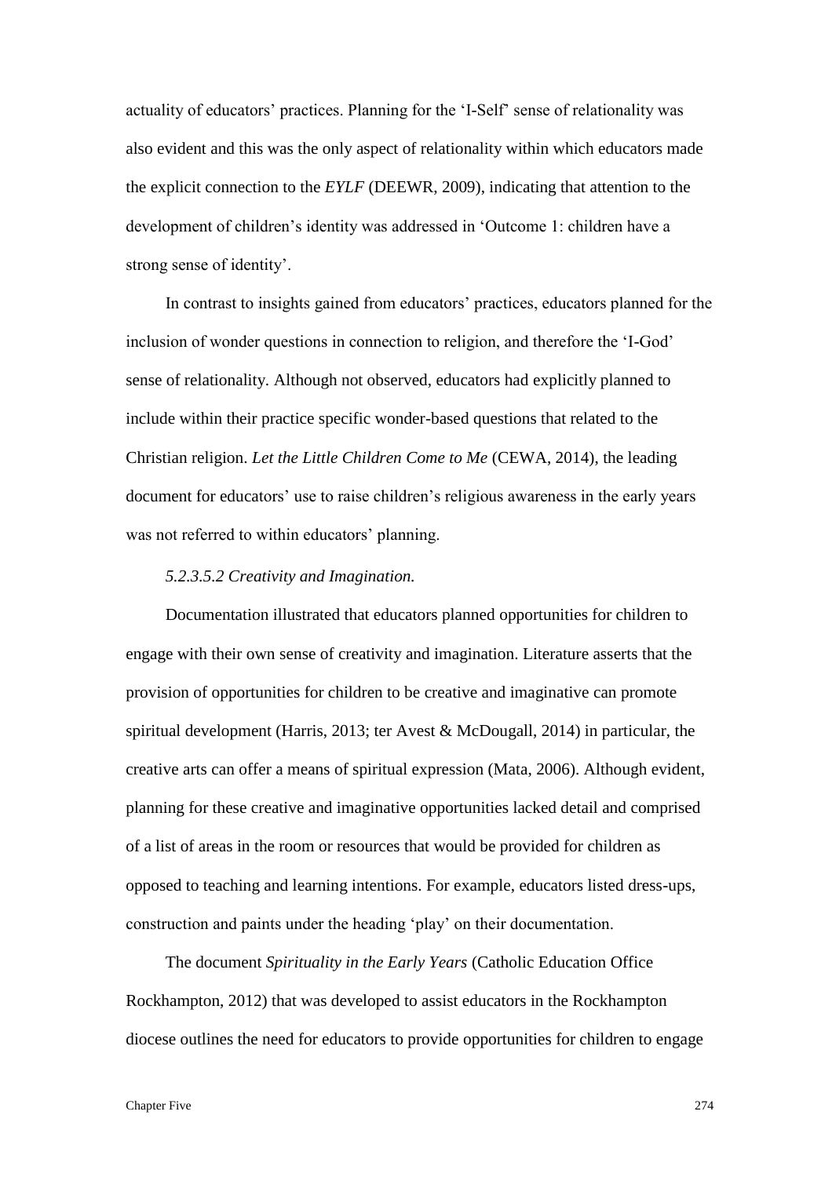actuality of educators' practices. Planning for the 'I-Self' sense of relationality was also evident and this was the only aspect of relationality within which educators made the explicit connection to the *EYLF* (DEEWR, 2009), indicating that attention to the development of children's identity was addressed in 'Outcome 1: children have a strong sense of identity'.

In contrast to insights gained from educators' practices, educators planned for the inclusion of wonder questions in connection to religion, and therefore the 'I-God' sense of relationality. Although not observed, educators had explicitly planned to include within their practice specific wonder-based questions that related to the Christian religion. *Let the Little Children Come to Me* (CEWA, 2014), the leading document for educators' use to raise children's religious awareness in the early years was not referred to within educators' planning.

#### *5.2.3.5.2 Creativity and Imagination.*

Documentation illustrated that educators planned opportunities for children to engage with their own sense of creativity and imagination. Literature asserts that the provision of opportunities for children to be creative and imaginative can promote spiritual development (Harris, 2013; ter Avest & McDougall, 2014) in particular, the creative arts can offer a means of spiritual expression (Mata, 2006). Although evident, planning for these creative and imaginative opportunities lacked detail and comprised of a list of areas in the room or resources that would be provided for children as opposed to teaching and learning intentions. For example, educators listed dress-ups, construction and paints under the heading 'play' on their documentation.

The document *Spirituality in the Early Years* (Catholic Education Office Rockhampton, 2012) that was developed to assist educators in the Rockhampton diocese outlines the need for educators to provide opportunities for children to engage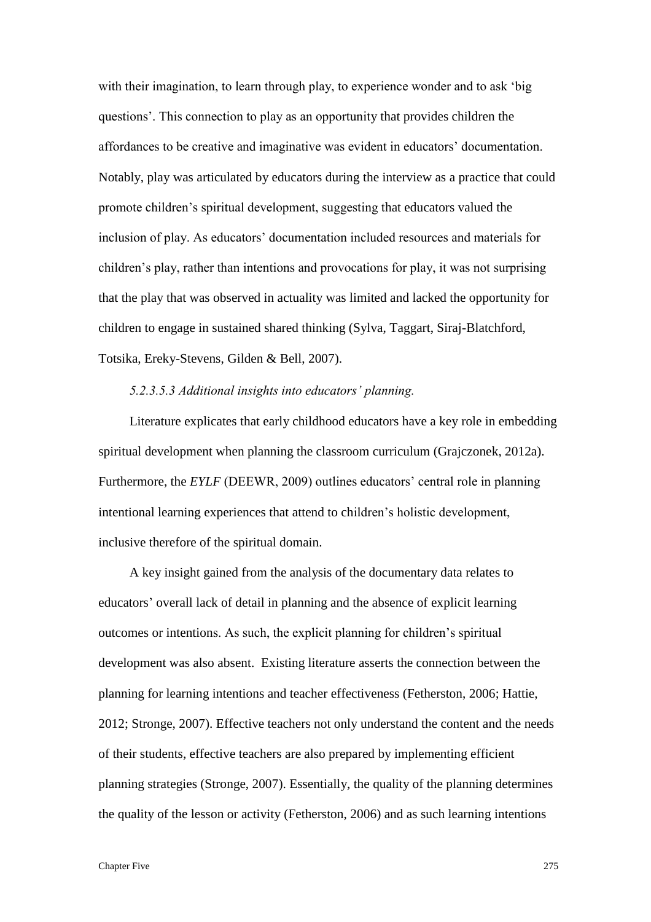with their imagination, to learn through play, to experience wonder and to ask 'big questions'. This connection to play as an opportunity that provides children the affordances to be creative and imaginative was evident in educators' documentation. Notably, play was articulated by educators during the interview as a practice that could promote children's spiritual development, suggesting that educators valued the inclusion of play. As educators' documentation included resources and materials for children's play, rather than intentions and provocations for play, it was not surprising that the play that was observed in actuality was limited and lacked the opportunity for children to engage in sustained shared thinking (Sylva, Taggart, Siraj-Blatchford, Totsika, Ereky-Stevens, Gilden & Bell, 2007).

*5.2.3.5.3 Additional insights into educators' planning.*

Literature explicates that early childhood educators have a key role in embedding spiritual development when planning the classroom curriculum (Grajczonek, 2012a). Furthermore, the *EYLF* (DEEWR, 2009) outlines educators' central role in planning intentional learning experiences that attend to children's holistic development, inclusive therefore of the spiritual domain.

A key insight gained from the analysis of the documentary data relates to educators' overall lack of detail in planning and the absence of explicit learning outcomes or intentions. As such, the explicit planning for children's spiritual development was also absent. Existing literature asserts the connection between the planning for learning intentions and teacher effectiveness (Fetherston, 2006; Hattie, 2012; Stronge, 2007). Effective teachers not only understand the content and the needs of their students, effective teachers are also prepared by implementing efficient planning strategies (Stronge, 2007). Essentially, the quality of the planning determines the quality of the lesson or activity (Fetherston, 2006) and as such learning intentions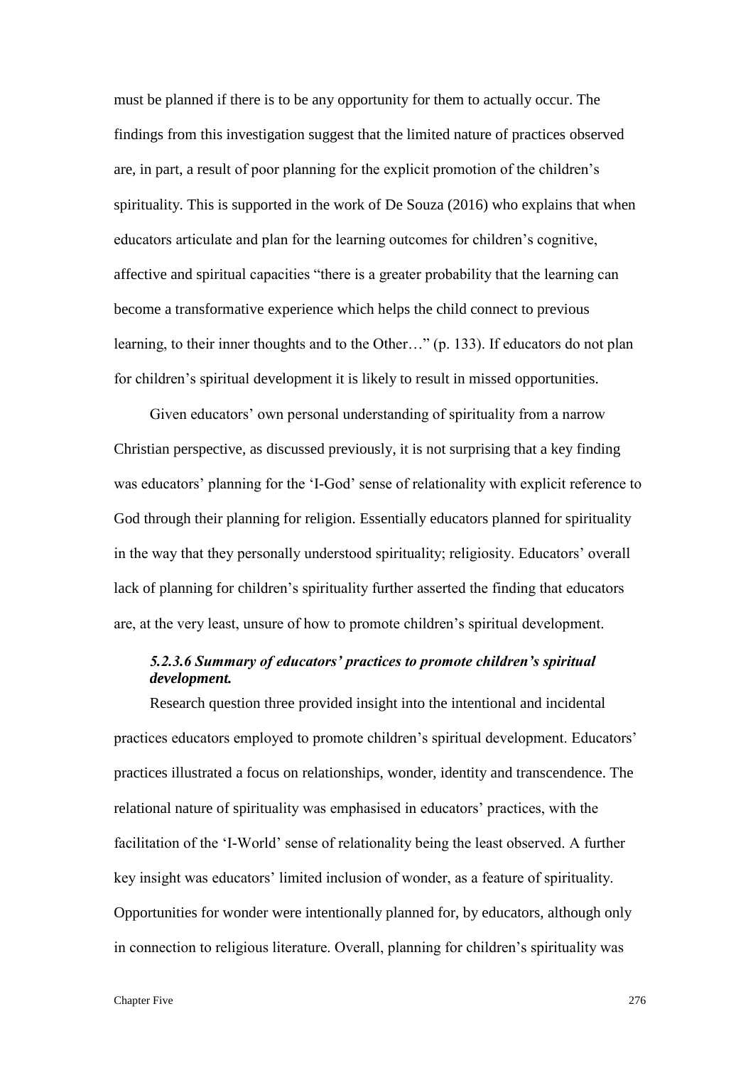must be planned if there is to be any opportunity for them to actually occur. The findings from this investigation suggest that the limited nature of practices observed are, in part, a result of poor planning for the explicit promotion of the children's spirituality. This is supported in the work of De Souza (2016) who explains that when educators articulate and plan for the learning outcomes for children's cognitive, affective and spiritual capacities "there is a greater probability that the learning can become a transformative experience which helps the child connect to previous learning, to their inner thoughts and to the Other…" (p. 133). If educators do not plan for children's spiritual development it is likely to result in missed opportunities.

Given educators' own personal understanding of spirituality from a narrow Christian perspective, as discussed previously, it is not surprising that a key finding was educators' planning for the 'I-God' sense of relationality with explicit reference to God through their planning for religion. Essentially educators planned for spirituality in the way that they personally understood spirituality; religiosity. Educators' overall lack of planning for children's spirituality further asserted the finding that educators are, at the very least, unsure of how to promote children's spiritual development.

#### *5.2.3.6 Summary of educators' practices to promote children's spiritual development.*

Research question three provided insight into the intentional and incidental practices educators employed to promote children's spiritual development. Educators' practices illustrated a focus on relationships, wonder, identity and transcendence. The relational nature of spirituality was emphasised in educators' practices, with the facilitation of the 'I-World' sense of relationality being the least observed. A further key insight was educators' limited inclusion of wonder, as a feature of spirituality. Opportunities for wonder were intentionally planned for, by educators, although only in connection to religious literature. Overall, planning for children's spirituality was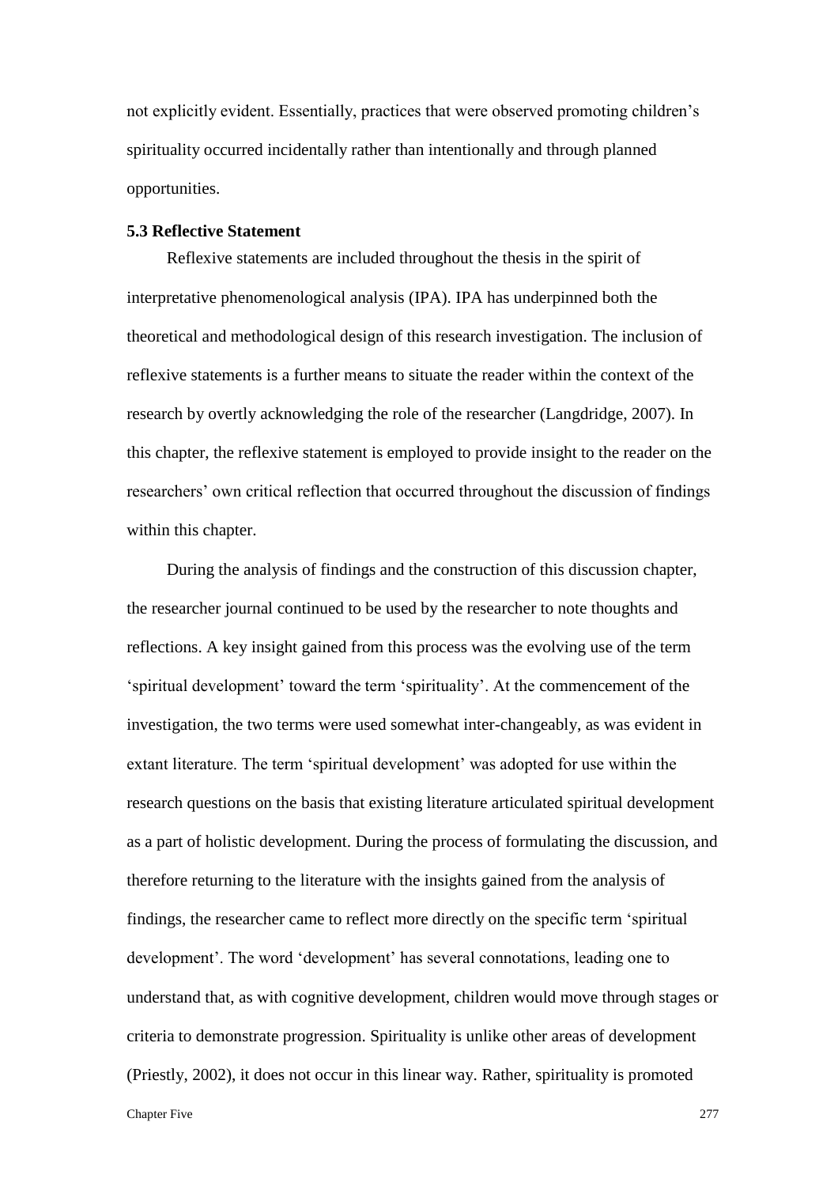not explicitly evident. Essentially, practices that were observed promoting children's spirituality occurred incidentally rather than intentionally and through planned opportunities.

### 5.3 Reflective Statement

Reflexive statements are included throughout the thesis in the spirit of interpretative phenomenological analysis (IPA). IPA has underpinned both the theoretical and methodological design of this research investigation. The inclusion of reflexive statements is a further means to situate the reader within the context of the research by overtly acknowledging the role of the researcher (Langdridge, 2007). In this chapter, the reflexive statement is employed to provide insight to the reader on the researchers' own critical reflection that occurred throughout the discussion of findings within this chapter.

During the analysis of findings and the construction of this discussion chapter, the researcher journal continued to be used by the researcher to note thoughts and reflections. A key insight gained from this process was the evolving use of the term 'spiritual development' toward the term 'spirituality'. At the commencement of the investigation, the two terms were used somewhat inter-changeably, as was evident in extant literature. The term 'spiritual development' was adopted for use within the research questions on the basis that existing literature articulated spiritual development as a part of holistic development. During the process of formulating the discussion, and therefore returning to the literature with the insights gained from the analysis of findings, the researcher came to reflect more directly on the specific term 'spiritual development'. The word 'development' has several connotations, leading one to understand that, as with cognitive development, children would move through stages or criteria to demonstrate progression. Spirituality is unlike other areas of development (Priestly, 2002), it does not occur in this linear way. Rather, spirituality is promoted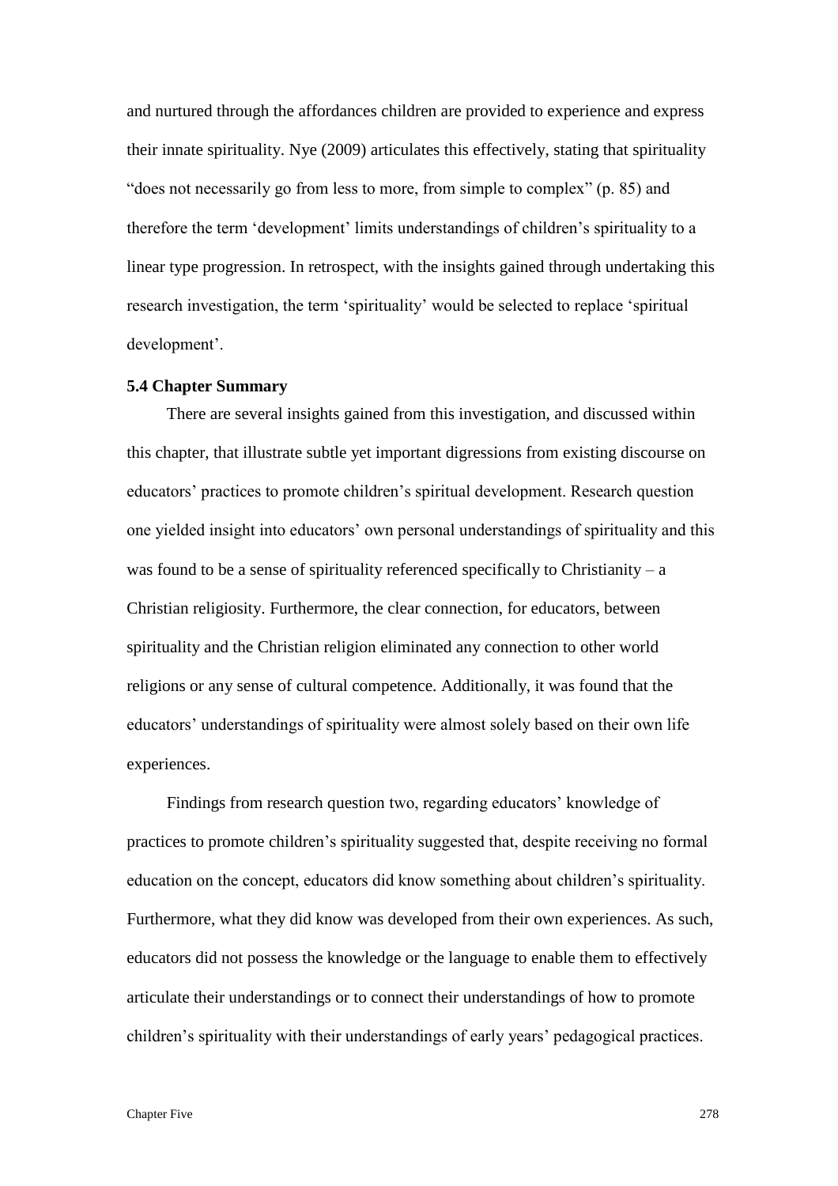and nurtured through the affordances children are provided to experience and express their innate spirituality. Nye (2009) articulates this effectively, stating that spirituality "does not necessarily go from less to more, from simple to complex" (p. 85) and therefore the term 'development' limits understandings of children's spirituality to a linear type progression. In retrospect, with the insights gained through undertaking this research investigation, the term 'spirituality' would be selected to replace 'spiritual development'.

### 5.4 Chapter Summary

There are several insights gained from this investigation, and discussed within this chapter, that illustrate subtle yet important digressions from existing discourse on educators' practices to promote children's spiritual development. Research question one yielded insight into educators' own personal understandings of spirituality and this was found to be a sense of spirituality referenced specifically to Christianity – a Christian religiosity. Furthermore, the clear connection, for educators, between spirituality and the Christian religion eliminated any connection to other world religions or any sense of cultural competence. Additionally, it was found that the educators' understandings of spirituality were almost solely based on their own life experiences.

Findings from research question two, regarding educators' knowledge of practices to promote children's spirituality suggested that, despite receiving no formal education on the concept, educators did know something about children's spirituality. Furthermore, what they did know was developed from their own experiences. As such, educators did not possess the knowledge or the language to enable them to effectively articulate their understandings or to connect their understandings of how to promote children's spirituality with their understandings of early years' pedagogical practices.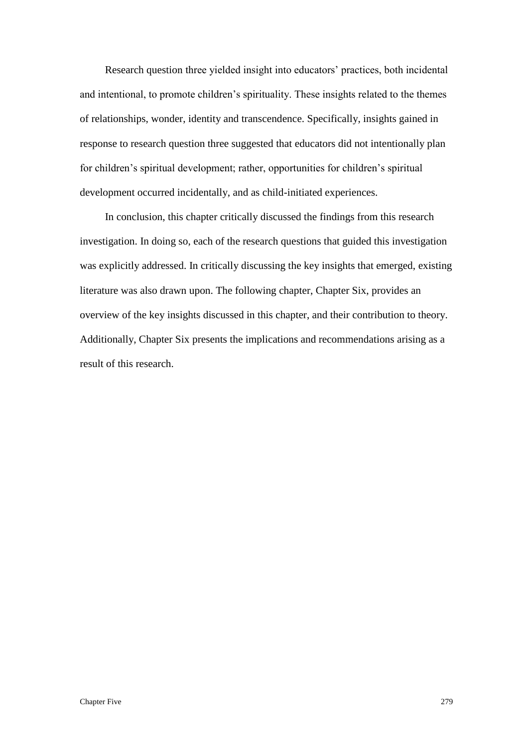Research question three yielded insight into educators' practices, both incidental and intentional, to promote children's spirituality. These insights related to the themes of relationships, wonder, identity and transcendence. Specifically, insights gained in response to research question three suggested that educators did not intentionally plan for children's spiritual development; rather, opportunities for children's spiritual development occurred incidentally, and as child-initiated experiences.

In conclusion, this chapter critically discussed the findings from this research investigation. In doing so, each of the research questions that guided this investigation was explicitly addressed. In critically discussing the key insights that emerged, existing literature was also drawn upon. The following chapter, Chapter Six, provides an overview of the key insights discussed in this chapter, and their contribution to theory. Additionally, Chapter Six presents the implications and recommendations arising as a result of this research.